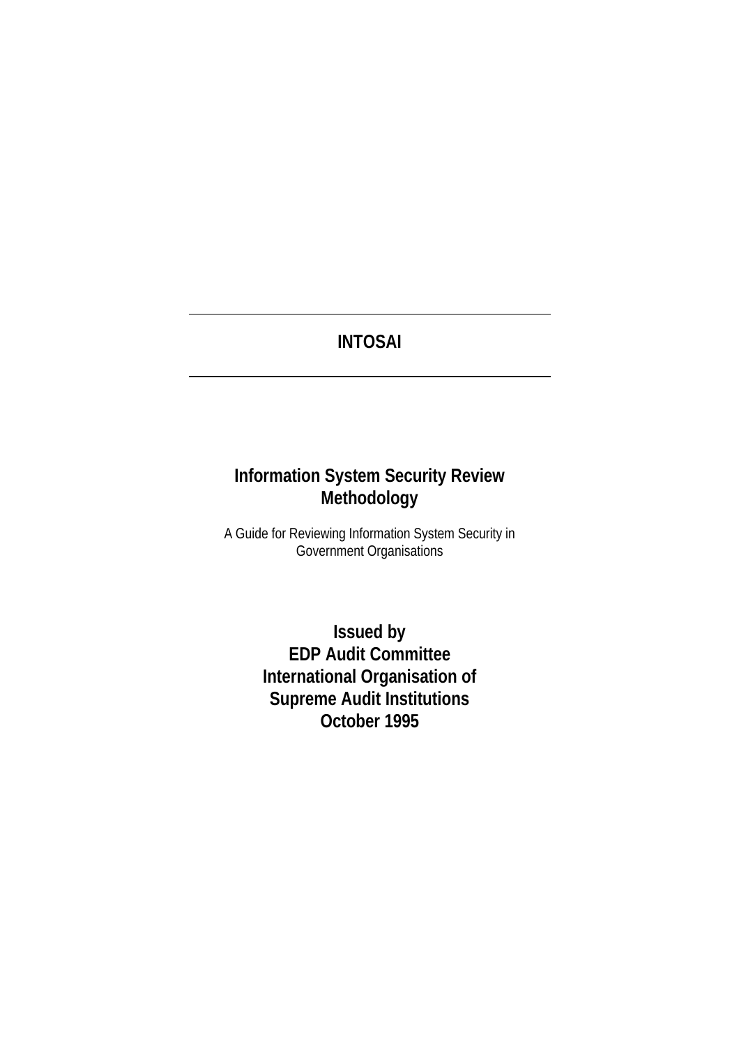# INTOSAI

## Information System Security Review Methodology

A Guide for Reviewing Information System Security in Government Organisations

**Issued by**
**EDP Audit Committee**
**International Organisation of**
**Supreme Audit Institutions**
**October 1995**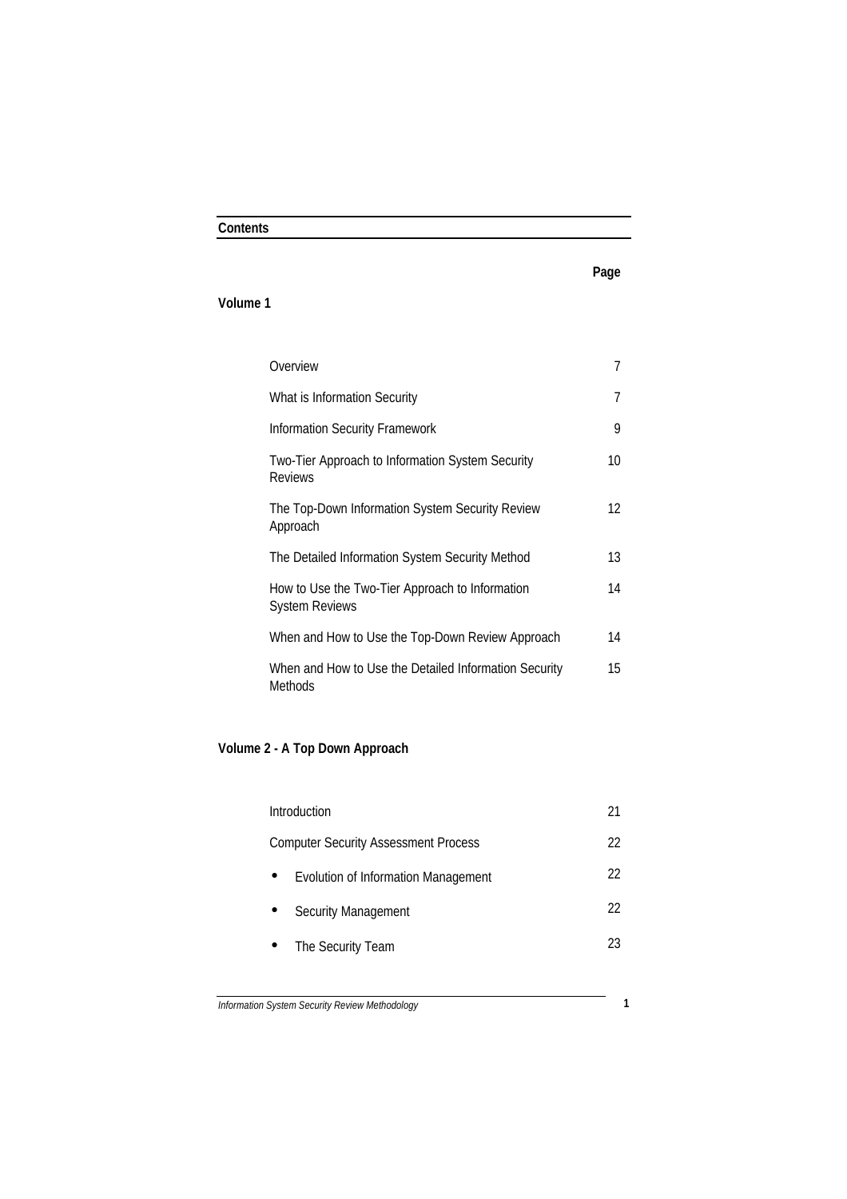## Contents

| | Page |
|---|---|
| **Volume 1** | |
| Overview | 7 |
| What is Information Security | 7 |
| Information Security Framework | 9 |
| Two-Tier Approach to Information System Security Reviews | 10 |
| The Top-Down Information System Security Review Approach | 12 |
| The Detailed Information System Security Method | 13 |
| How to Use the Two-Tier Approach to Information System Reviews | 14 |
| When and How to Use the Top-Down Review Approach | 14 |
| When and How to Use the Detailed Information Security Methods | 15 |
| **Volume 2 - A Top Down Approach** | |
| Introduction | 21 |
| Computer Security Assessment Process | 22 |
| • Evolution of Information Management | 22 |
| • Security Management | 22 |
| • The Security Team | 23 |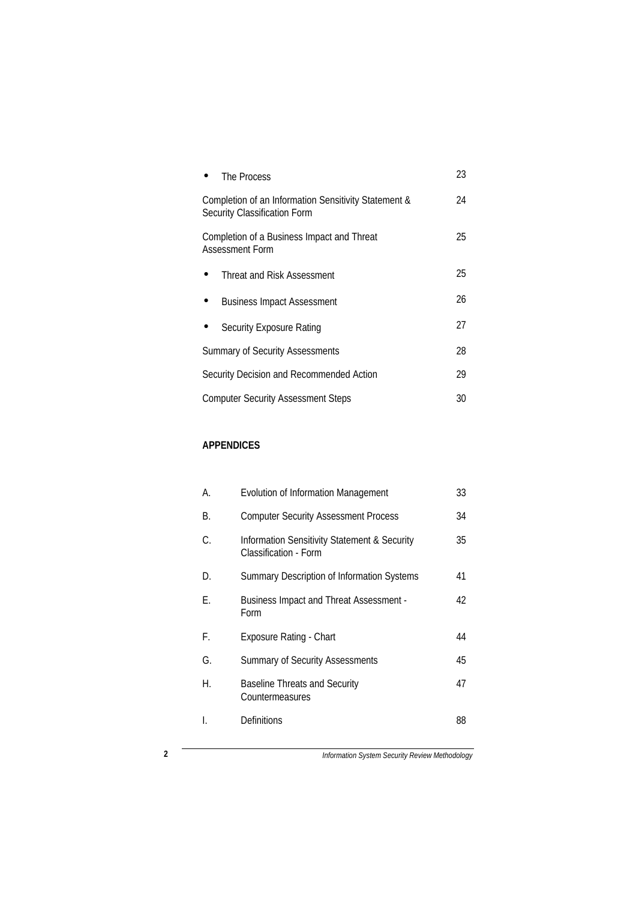- The Process 23

Completion of an Information Sensitivity Statement & Security Classification Form 24

Completion of a Business Impact and Threat Assessment Form 25

- Threat and Risk Assessment 25
- Business Impact Assessment 26
- Security Exposure Rating 27

Summary of Security Assessments 28

Security Decision and Recommended Action 29

Computer Security Assessment Steps 30

**APPENDICES**

| | | |
|---|---|---|
| A. | Evolution of Information Management | 33 |
| B. | Computer Security Assessment Process | 34 |
| C. | Information Sensitivity Statement & Security Classification - Form | 35 |
| D. | Summary Description of Information Systems | 41 |
| E. | Business Impact and Threat Assessment - Form | 42 |
| F. | Exposure Rating - Chart | 44 |
| G. | Summary of Security Assessments | 45 |
| H. | Baseline Threats and Security Countermeasures | 47 |
| I. | Definitions | 88 |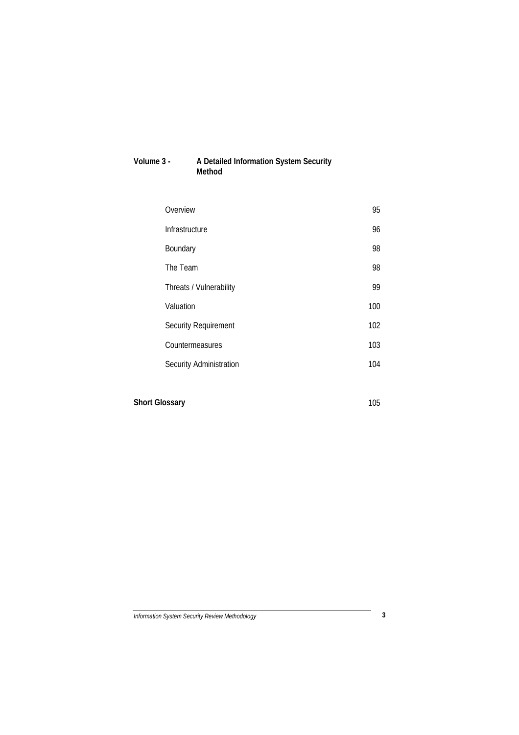**Volume 3 - A Detailed Information System Security Method**

| | |
|---|---|
| Overview | 95 |
| Infrastructure | 96 |
| Boundary | 98 |
| The Team | 98 |
| Threats / Vulnerability | 99 |
| Valuation | 100 |
| Security Requirement | 102 |
| Countermeasures | 103 |
| Security Administration | 104 |

**Short Glossary** 105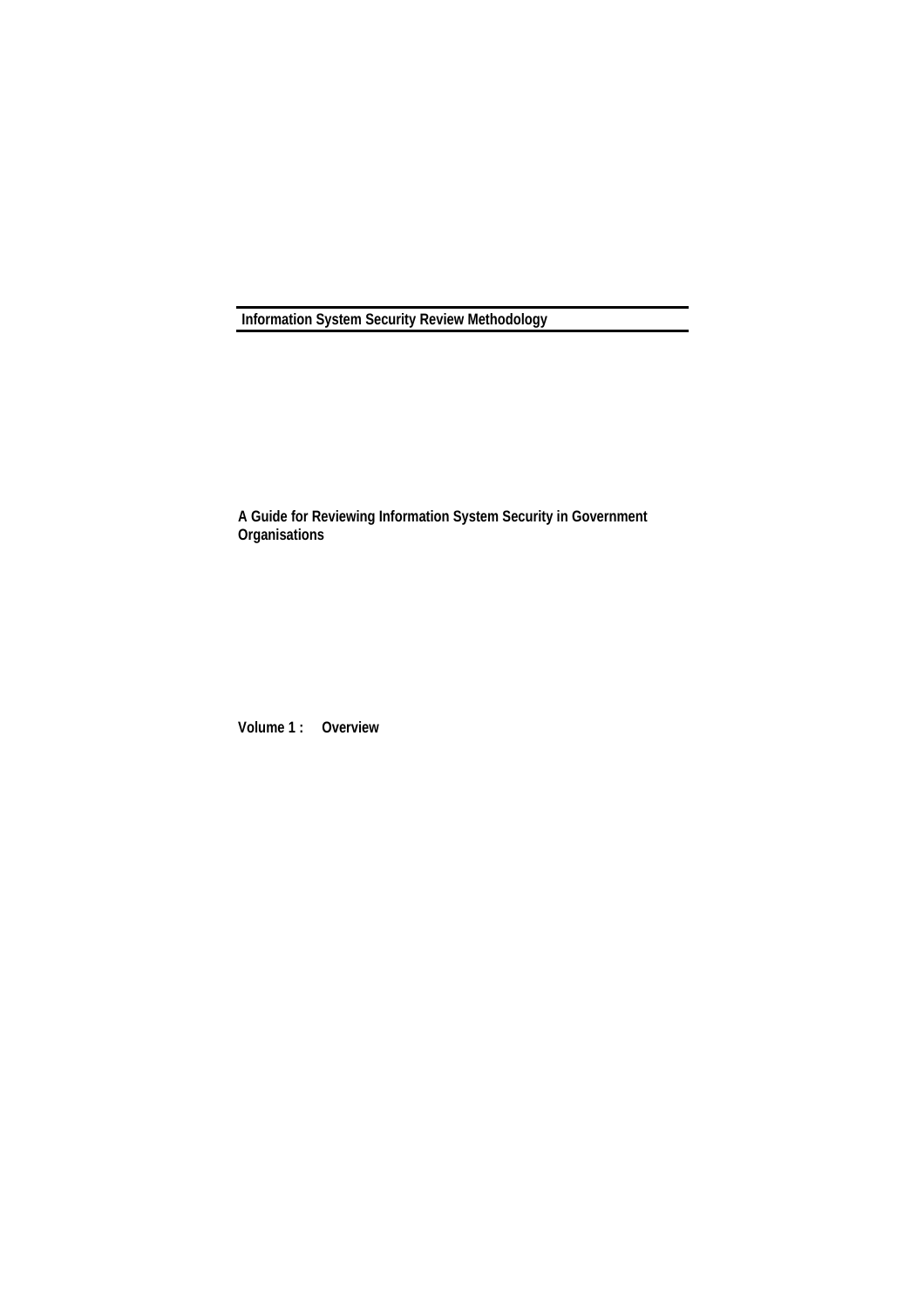# Information System Security Review Methodology

**A Guide for Reviewing Information System Security in Government Organisations**

**Volume 1 : Overview**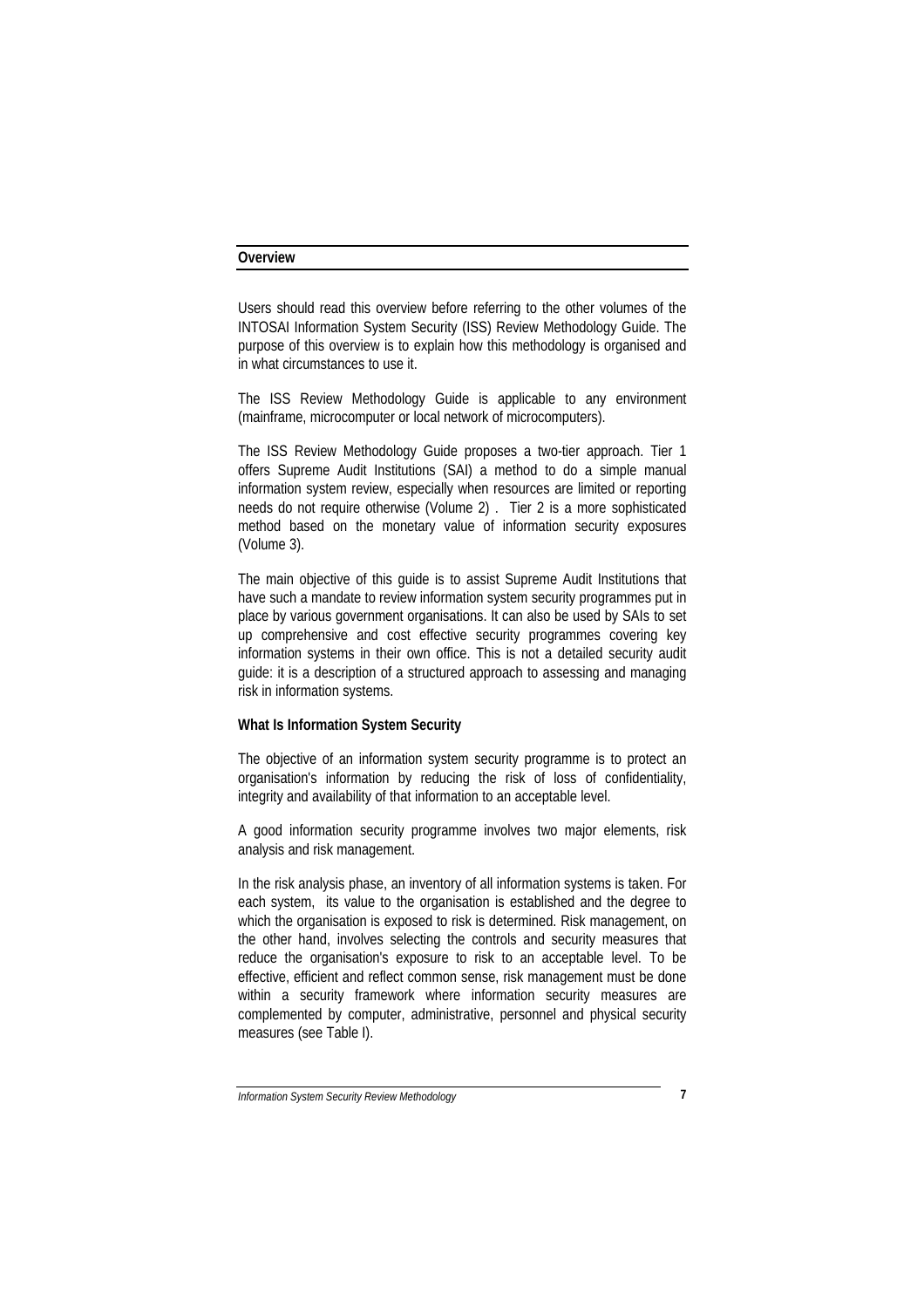## Overview

Users should read this overview before referring to the other volumes of the INTOSAI Information System Security (ISS) Review Methodology Guide. The purpose of this overview is to explain how this methodology is organised and in what circumstances to use it.

The ISS Review Methodology Guide is applicable to any environment (mainframe, microcomputer or local network of microcomputers).

The ISS Review Methodology Guide proposes a two-tier approach. Tier 1 offers Supreme Audit Institutions (SAI) a method to do a simple manual information system review, especially when resources are limited or reporting needs do not require otherwise (Volume 2) . Tier 2 is a more sophisticated method based on the monetary value of information security exposures (Volume 3).

The main objective of this guide is to assist Supreme Audit Institutions that have such a mandate to review information system security programmes put in place by various government organisations. It can also be used by SAIs to set up comprehensive and cost effective security programmes covering key information systems in their own office. This is not a detailed security audit guide: it is a description of a structured approach to assessing and managing risk in information systems.

### What Is Information System Security

The objective of an information system security programme is to protect an organisation's information by reducing the risk of loss of confidentiality, integrity and availability of that information to an acceptable level.

A good information security programme involves two major elements, risk analysis and risk management.

In the risk analysis phase, an inventory of all information systems is taken. For each system, its value to the organisation is established and the degree to which the organisation is exposed to risk is determined. Risk management, on the other hand, involves selecting the controls and security measures that reduce the organisation's exposure to risk to an acceptable level. To be effective, efficient and reflect common sense, risk management must be done within a security framework where information security measures are complemented by computer, administrative, personnel and physical security measures (see Table I).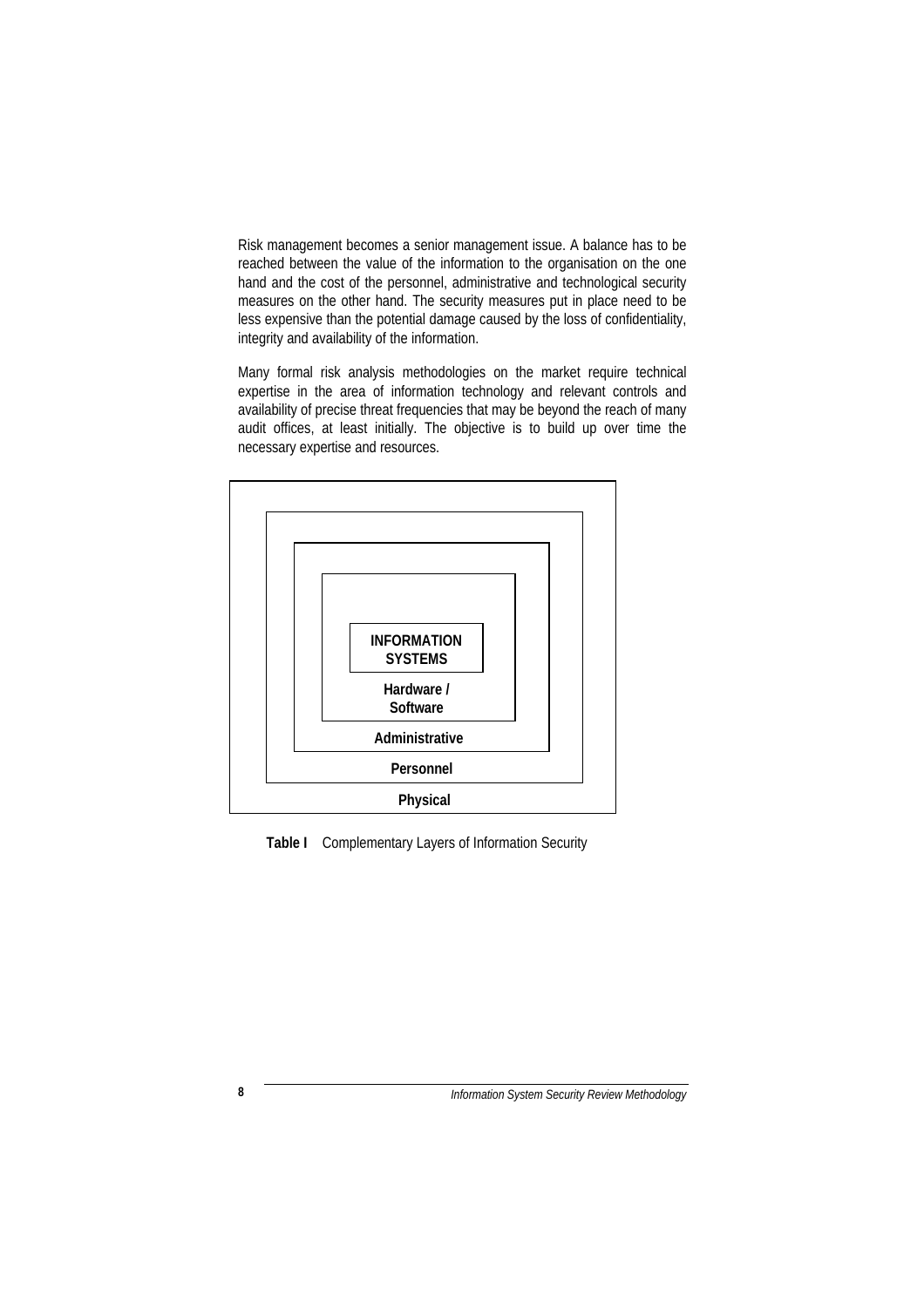Risk management becomes a senior management issue. A balance has to be reached between the value of the information to the organisation on the one hand and the cost of the personnel, administrative and technological security measures on the other hand. The security measures put in place need to be less expensive than the potential damage caused by the loss of confidentiality, integrity and availability of the information.

Many formal risk analysis methodologies on the market require technical expertise in the area of information technology and relevant controls and availability of precise threat frequencies that may be beyond the reach of many audit offices, at least initially. The objective is to build up over time the necessary expertise and resources.

**INFORMATION SYSTEMS**

**Hardware / Software**

**Administrative**

**Personnel**

**Physical**

**Table I** Complementary Layers of Information Security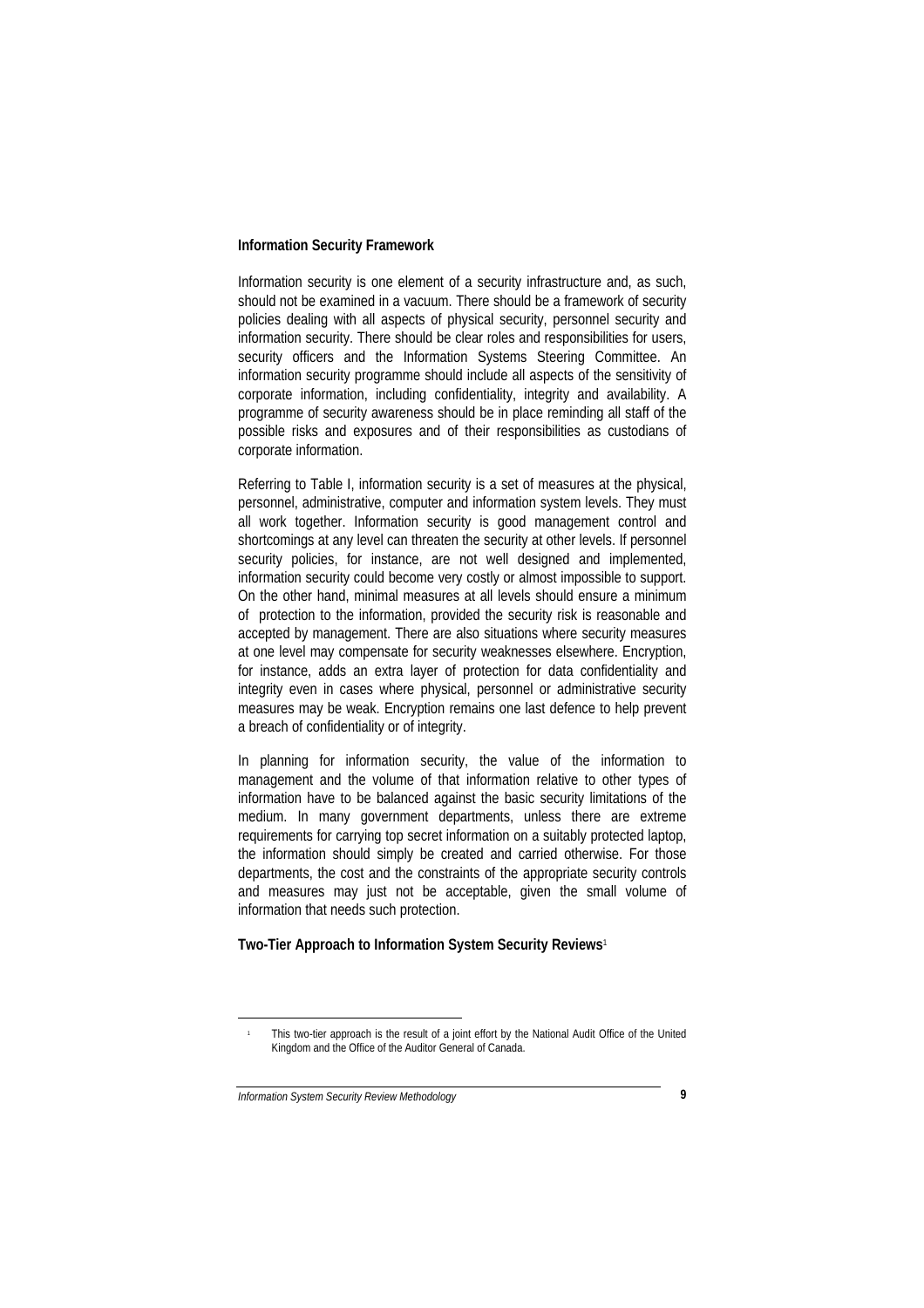## Information Security Framework

Information security is one element of a security infrastructure and, as such, should not be examined in a vacuum. There should be a framework of security policies dealing with all aspects of physical security, personnel security and information security. There should be clear roles and responsibilities for users, security officers and the Information Systems Steering Committee. An information security programme should include all aspects of the sensitivity of corporate information, including confidentiality, integrity and availability. A programme of security awareness should be in place reminding all staff of the possible risks and exposures and of their responsibilities as custodians of corporate information.

Referring to Table I, information security is a set of measures at the physical, personnel, administrative, computer and information system levels. They must all work together. Information security is good management control and shortcomings at any level can threaten the security at other levels. If personnel security policies, for instance, are not well designed and implemented, information security could become very costly or almost impossible to support. On the other hand, minimal measures at all levels should ensure a minimum of protection to the information, provided the security risk is reasonable and accepted by management. There are also situations where security measures at one level may compensate for security weaknesses elsewhere. Encryption, for instance, adds an extra layer of protection for data confidentiality and integrity even in cases where physical, personnel or administrative security measures may be weak. Encryption remains one last defence to help prevent a breach of confidentiality or of integrity.

In planning for information security, the value of the information to management and the volume of that information relative to other types of information have to be balanced against the basic security limitations of the medium. In many government departments, unless there are extreme requirements for carrying top secret information on a suitably protected laptop, the information should simply be created and carried otherwise. For those departments, the cost and the constraints of the appropriate security controls and measures may just not be acceptable, given the small volume of information that needs such protection.

## Two-Tier Approach to Information System Security Reviews[1]

[1] This two-tier approach is the result of a joint effort by the National Audit Office of the United Kingdom and the Office of the Auditor General of Canada.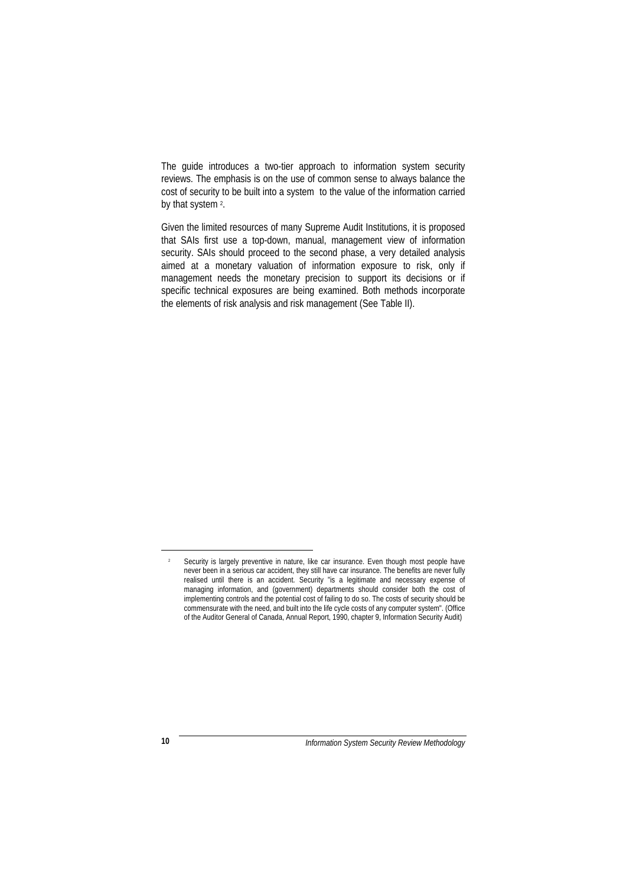The guide introduces a two-tier approach to information system security reviews. The emphasis is on the use of common sense to always balance the cost of security to be built into a system to the value of the information carried by that system [2].

Given the limited resources of many Supreme Audit Institutions, it is proposed that SAIs first use a top-down, manual, management view of information security. SAIs should proceed to the second phase, a very detailed analysis aimed at a monetary valuation of information exposure to risk, only if management needs the monetary precision to support its decisions or if specific technical exposures are being examined. Both methods incorporate the elements of risk analysis and risk management (See Table II).

---

[2] Security is largely preventive in nature, like car insurance. Even though most people have never been in a serious car accident, they still have car insurance. The benefits are never fully realised until there is an accident. Security "is a legitimate and necessary expense of managing information, and (government) departments should consider both the cost of implementing controls and the potential cost of failing to do so. The costs of security should be commensurate with the need, and built into the life cycle costs of any computer system". (Office of the Auditor General of Canada, Annual Report, 1990, chapter 9, Information Security Audit)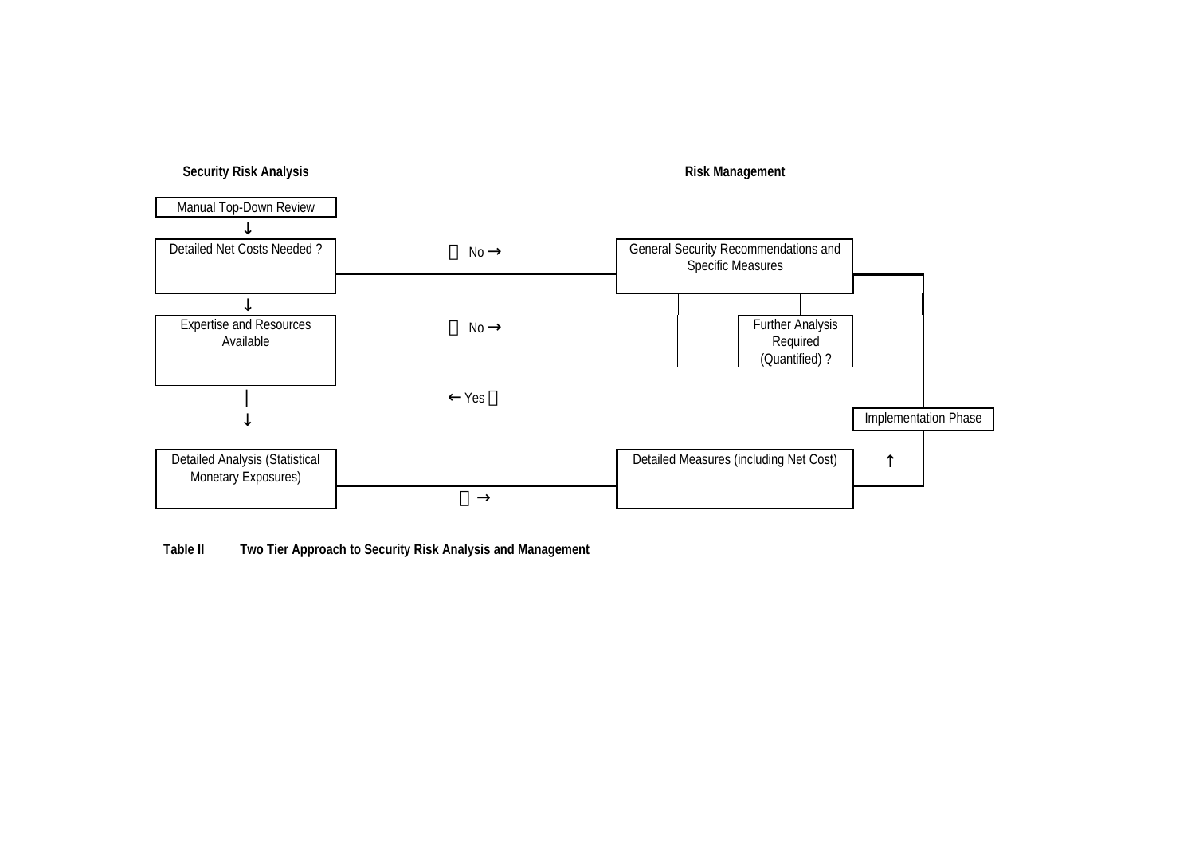**Security Risk Analysis** **Risk Management**

Manual Top-Down Review

↓

Detailed Net Costs Needed ? — No → General Security Recommendations and Specific Measures

↓

Expertise and Resources Available — No → (General Security Recommendations and Specific Measures)

Further Analysis Required (Quantified) ? — ← Yes

↓

Detailed Analysis (Statistical Monetary Exposures) → Detailed Measures (including Net Cost)

Implementation Phase

**Table II Two Tier Approach to Security Risk Analysis and Management**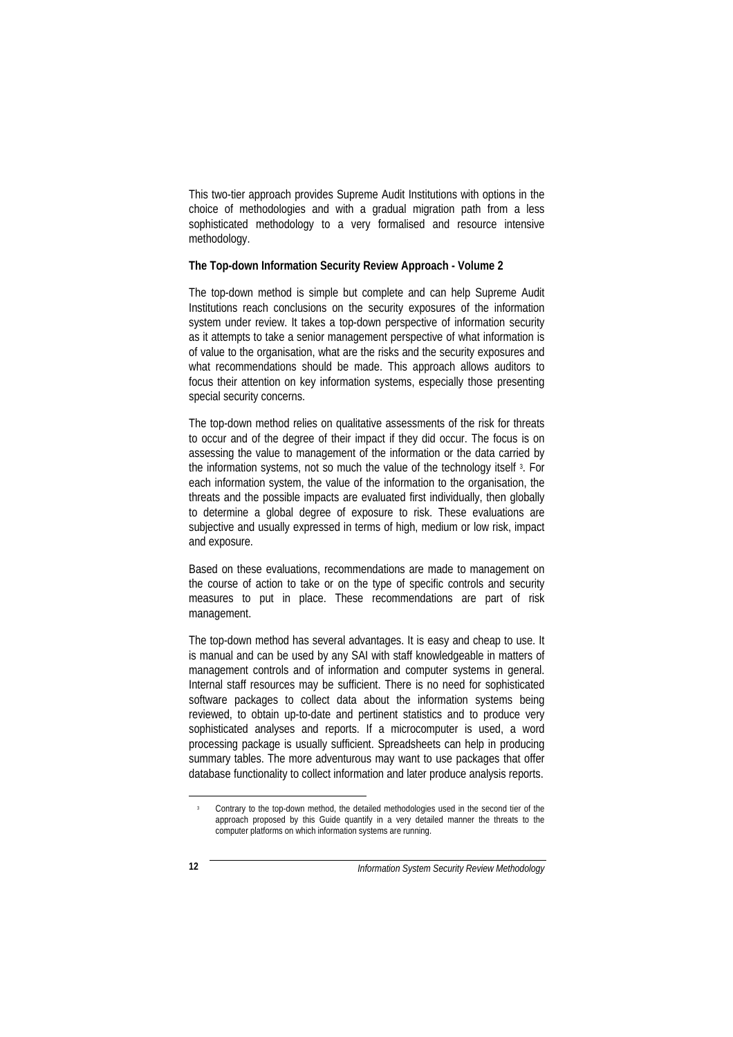This two-tier approach provides Supreme Audit Institutions with options in the choice of methodologies and with a gradual migration path from a less sophisticated methodology to a very formalised and resource intensive methodology.

**The Top-down Information Security Review Approach - Volume 2**

The top-down method is simple but complete and can help Supreme Audit Institutions reach conclusions on the security exposures of the information system under review. It takes a top-down perspective of information security as it attempts to take a senior management perspective of what information is of value to the organisation, what are the risks and the security exposures and what recommendations should be made. This approach allows auditors to focus their attention on key information systems, especially those presenting special security concerns.

The top-down method relies on qualitative assessments of the risk for threats to occur and of the degree of their impact if they did occur. The focus is on assessing the value to management of the information or the data carried by the information systems, not so much the value of the technology itself [3]. For each information system, the value of the information to the organisation, the threats and the possible impacts are evaluated first individually, then globally to determine a global degree of exposure to risk. These evaluations are subjective and usually expressed in terms of high, medium or low risk, impact and exposure.

Based on these evaluations, recommendations are made to management on the course of action to take or on the type of specific controls and security measures to put in place. These recommendations are part of risk management.

The top-down method has several advantages. It is easy and cheap to use. It is manual and can be used by any SAI with staff knowledgeable in matters of management controls and of information and computer systems in general. Internal staff resources may be sufficient. There is no need for sophisticated software packages to collect data about the information systems being reviewed, to obtain up-to-date and pertinent statistics and to produce very sophisticated analyses and reports. If a microcomputer is used, a word processing package is usually sufficient. Spreadsheets can help in producing summary tables. The more adventurous may want to use packages that offer database functionality to collect information and later produce analysis reports.

[3] Contrary to the top-down method, the detailed methodologies used in the second tier of the approach proposed by this Guide quantify in a very detailed manner the threats to the computer platforms on which information systems are running.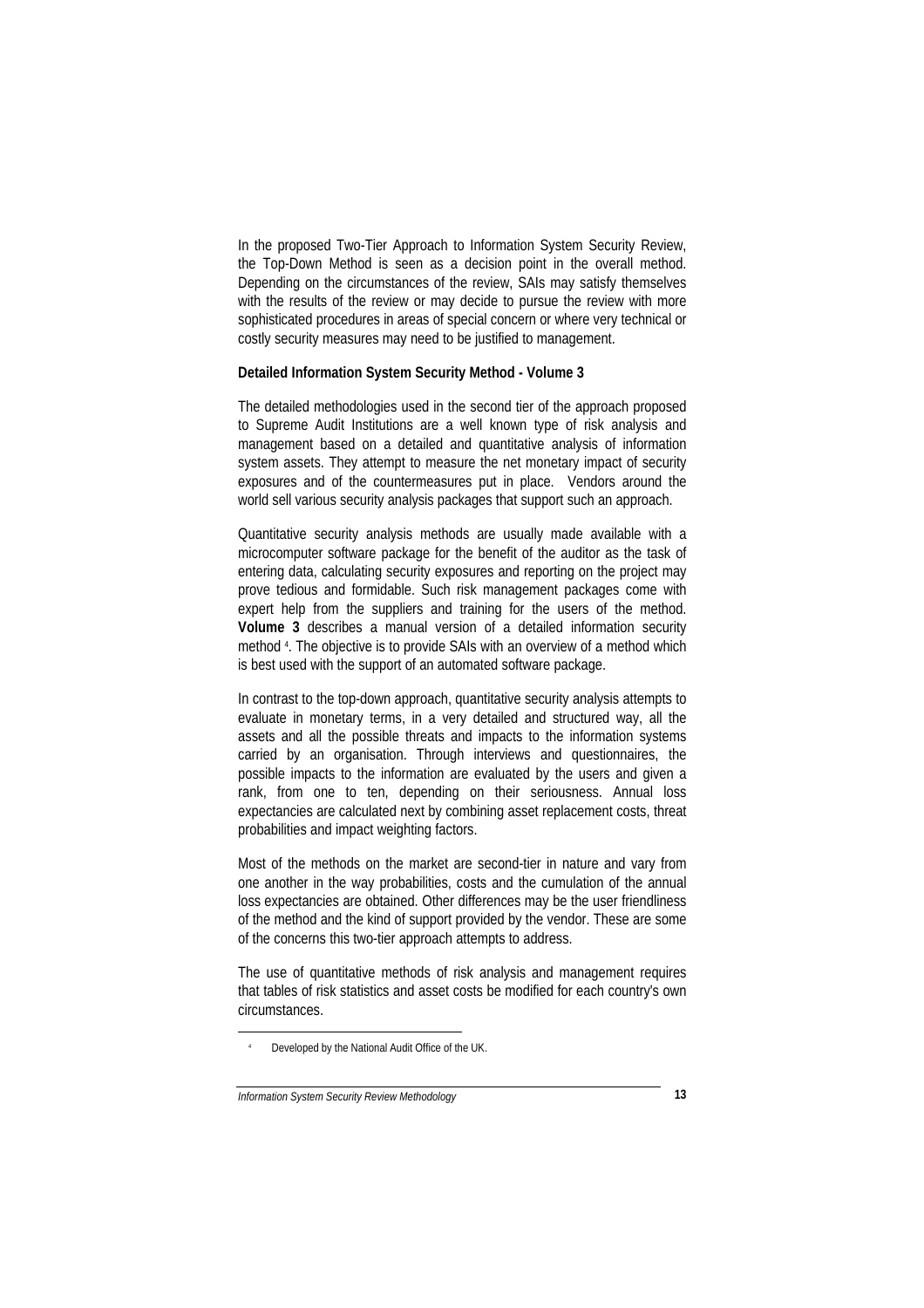In the proposed Two-Tier Approach to Information System Security Review, the Top-Down Method is seen as a decision point in the overall method. Depending on the circumstances of the review, SAIs may satisfy themselves with the results of the review or may decide to pursue the review with more sophisticated procedures in areas of special concern or where very technical or costly security measures may need to be justified to management.

**Detailed Information System Security Method - Volume 3**

The detailed methodologies used in the second tier of the approach proposed to Supreme Audit Institutions are a well known type of risk analysis and management based on a detailed and quantitative analysis of information system assets. They attempt to measure the net monetary impact of security exposures and of the countermeasures put in place. Vendors around the world sell various security analysis packages that support such an approach.

Quantitative security analysis methods are usually made available with a microcomputer software package for the benefit of the auditor as the task of entering data, calculating security exposures and reporting on the project may prove tedious and formidable. Such risk management packages come with expert help from the suppliers and training for the users of the method. **Volume 3** describes a manual version of a detailed information security method [4]. The objective is to provide SAIs with an overview of a method which is best used with the support of an automated software package.

In contrast to the top-down approach, quantitative security analysis attempts to evaluate in monetary terms, in a very detailed and structured way, all the assets and all the possible threats and impacts to the information systems carried by an organisation. Through interviews and questionnaires, the possible impacts to the information are evaluated by the users and given a rank, from one to ten, depending on their seriousness. Annual loss expectancies are calculated next by combining asset replacement costs, threat probabilities and impact weighting factors.

Most of the methods on the market are second-tier in nature and vary from one another in the way probabilities, costs and the cumulation of the annual loss expectancies are obtained. Other differences may be the user friendliness of the method and the kind of support provided by the vendor. These are some of the concerns this two-tier approach attempts to address.

The use of quantitative methods of risk analysis and management requires that tables of risk statistics and asset costs be modified for each country's own circumstances.

[4] Developed by the National Audit Office of the UK.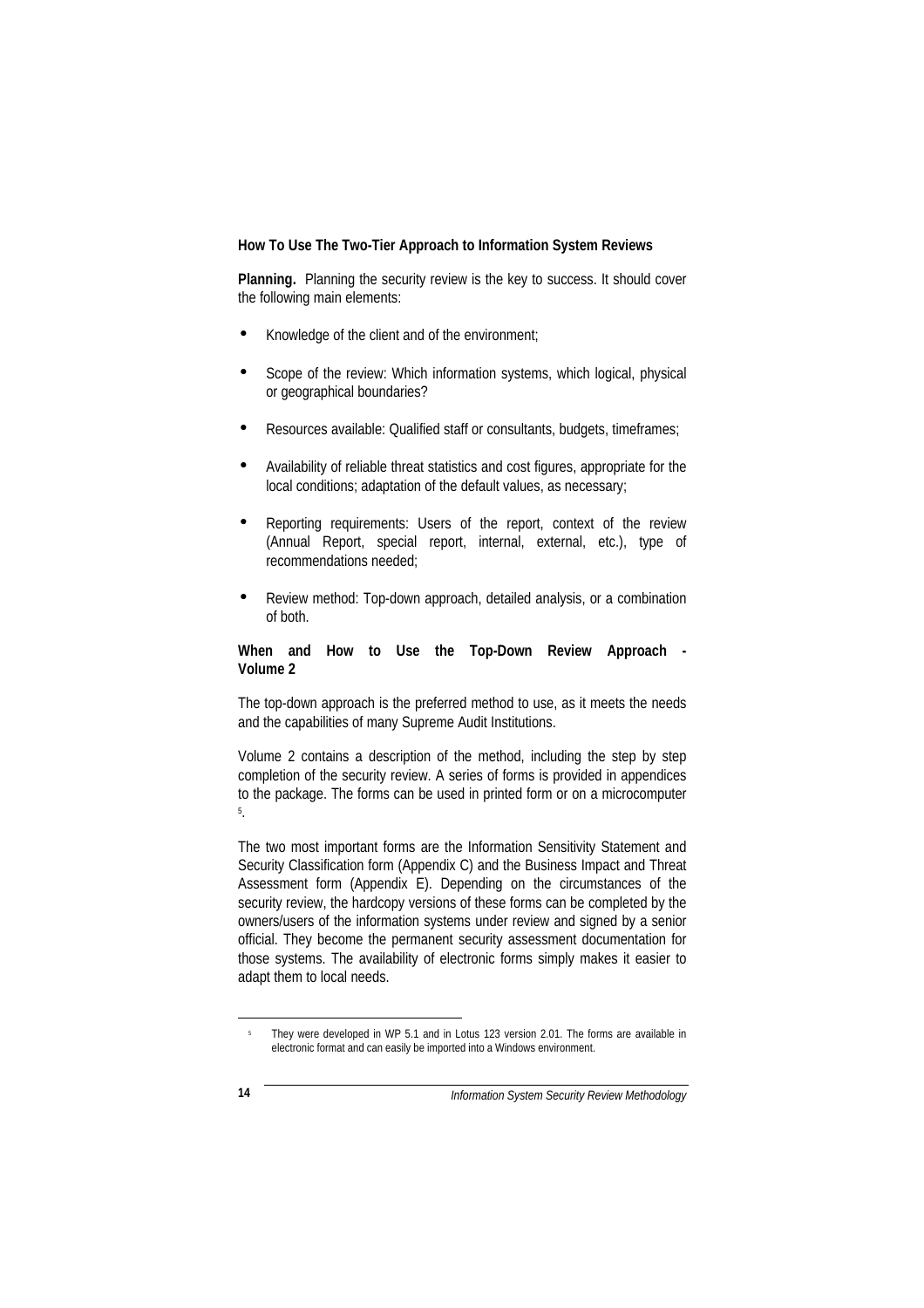**How To Use The Two-Tier Approach to Information System Reviews**

**Planning.** Planning the security review is the key to success. It should cover the following main elements:

- Knowledge of the client and of the environment;
- Scope of the review: Which information systems, which logical, physical or geographical boundaries?
- Resources available: Qualified staff or consultants, budgets, timeframes;
- Availability of reliable threat statistics and cost figures, appropriate for the local conditions; adaptation of the default values, as necessary;
- Reporting requirements: Users of the report, context of the review (Annual Report, special report, internal, external, etc.), type of recommendations needed;
- Review method: Top-down approach, detailed analysis, or a combination of both.

**When and How to Use the Top-Down Review Approach - Volume 2**

The top-down approach is the preferred method to use, as it meets the needs and the capabilities of many Supreme Audit Institutions.

Volume 2 contains a description of the method, including the step by step completion of the security review. A series of forms is provided in appendices to the package. The forms can be used in printed form or on a microcomputer [5].

The two most important forms are the Information Sensitivity Statement and Security Classification form (Appendix C) and the Business Impact and Threat Assessment form (Appendix E). Depending on the circumstances of the security review, the hardcopy versions of these forms can be completed by the owners/users of the information systems under review and signed by a senior official. They become the permanent security assessment documentation for those systems. The availability of electronic forms simply makes it easier to adapt them to local needs.

---

[5] They were developed in WP 5.1 and in Lotus 123 version 2.01. The forms are available in electronic format and can easily be imported into a Windows environment.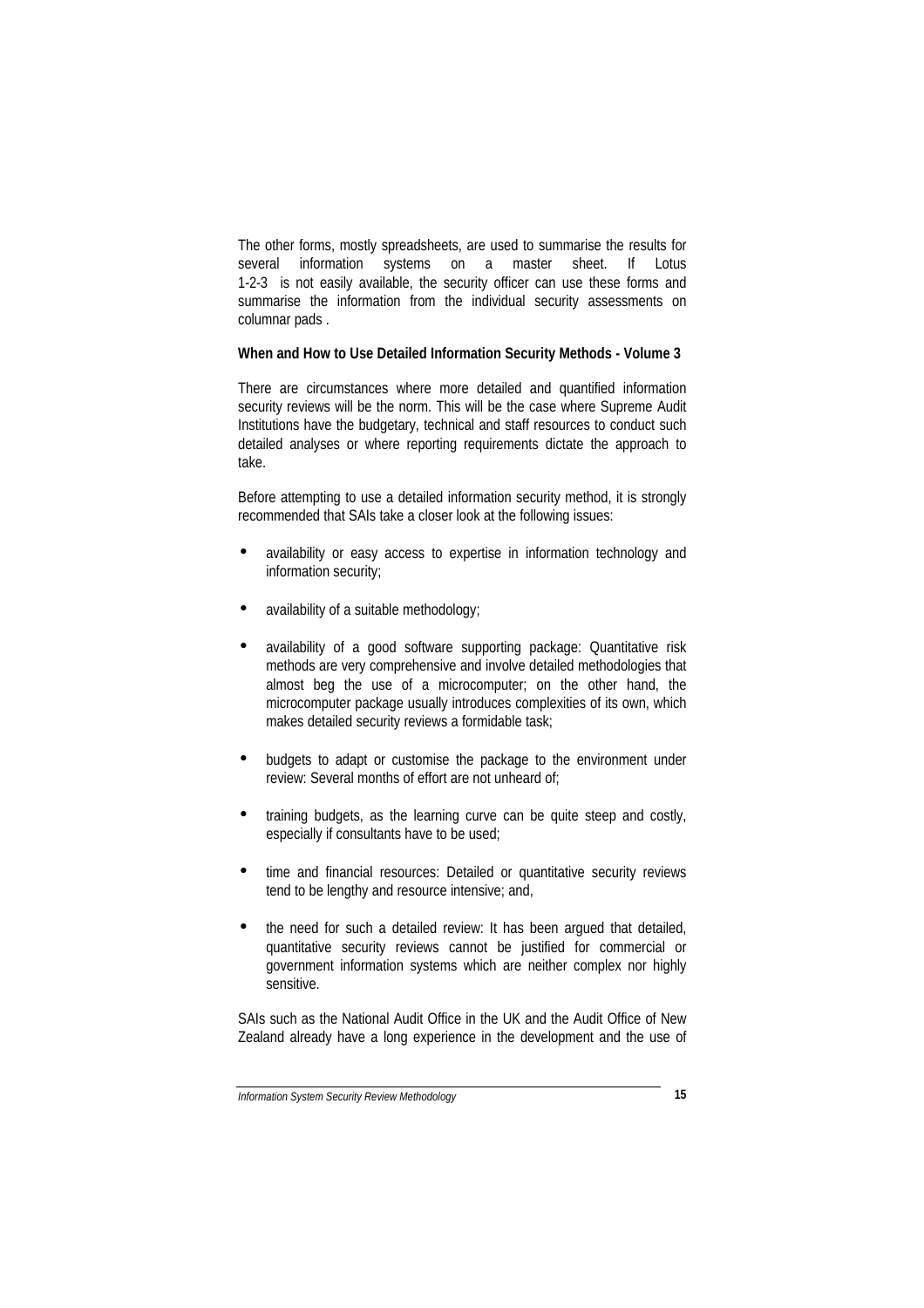The other forms, mostly spreadsheets, are used to summarise the results for several information systems on a master sheet. If Lotus 1-2-3 is not easily available, the security officer can use these forms and summarise the information from the individual security assessments on columnar pads .

**When and How to Use Detailed Information Security Methods - Volume 3**

There are circumstances where more detailed and quantified information security reviews will be the norm. This will be the case where Supreme Audit Institutions have the budgetary, technical and staff resources to conduct such detailed analyses or where reporting requirements dictate the approach to take.

Before attempting to use a detailed information security method, it is strongly recommended that SAIs take a closer look at the following issues:

- availability or easy access to expertise in information technology and information security;
- availability of a suitable methodology;
- availability of a good software supporting package: Quantitative risk methods are very comprehensive and involve detailed methodologies that almost beg the use of a microcomputer; on the other hand, the microcomputer package usually introduces complexities of its own, which makes detailed security reviews a formidable task;
- budgets to adapt or customise the package to the environment under review: Several months of effort are not unheard of;
- training budgets, as the learning curve can be quite steep and costly, especially if consultants have to be used;
- time and financial resources: Detailed or quantitative security reviews tend to be lengthy and resource intensive; and,
- the need for such a detailed review: It has been argued that detailed, quantitative security reviews cannot be justified for commercial or government information systems which are neither complex nor highly sensitive.

SAIs such as the National Audit Office in the UK and the Audit Office of New Zealand already have a long experience in the development and the use of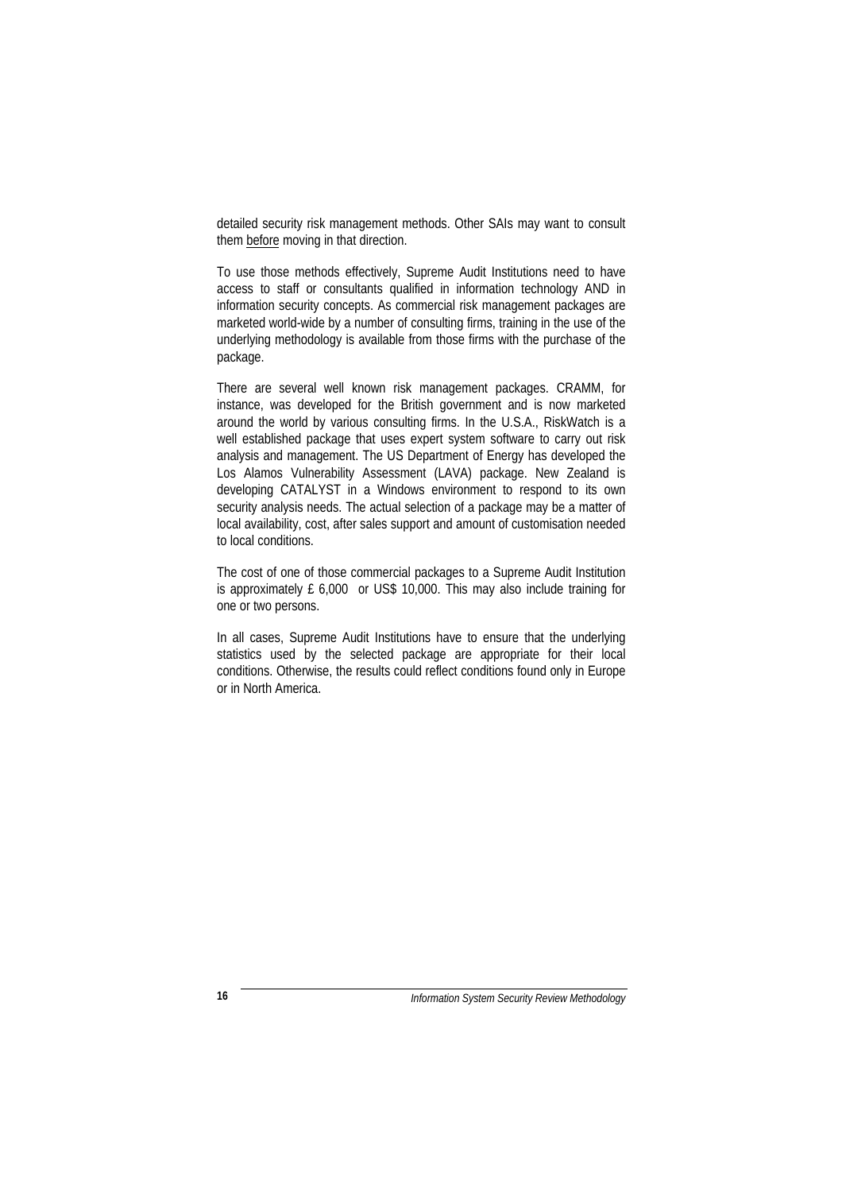detailed security risk management methods. Other SAIs may want to consult them <u>before</u> moving in that direction.

To use those methods effectively, Supreme Audit Institutions need to have access to staff or consultants qualified in information technology AND in information security concepts. As commercial risk management packages are marketed world-wide by a number of consulting firms, training in the use of the underlying methodology is available from those firms with the purchase of the package.

There are several well known risk management packages. CRAMM, for instance, was developed for the British government and is now marketed around the world by various consulting firms. In the U.S.A., RiskWatch is a well established package that uses expert system software to carry out risk analysis and management. The US Department of Energy has developed the Los Alamos Vulnerability Assessment (LAVA) package. New Zealand is developing CATALYST in a Windows environment to respond to its own security analysis needs. The actual selection of a package may be a matter of local availability, cost, after sales support and amount of customisation needed to local conditions.

The cost of one of those commercial packages to a Supreme Audit Institution is approximately £ 6,000 or US$ 10,000. This may also include training for one or two persons.

In all cases, Supreme Audit Institutions have to ensure that the underlying statistics used by the selected package are appropriate for their local conditions. Otherwise, the results could reflect conditions found only in Europe or in North America.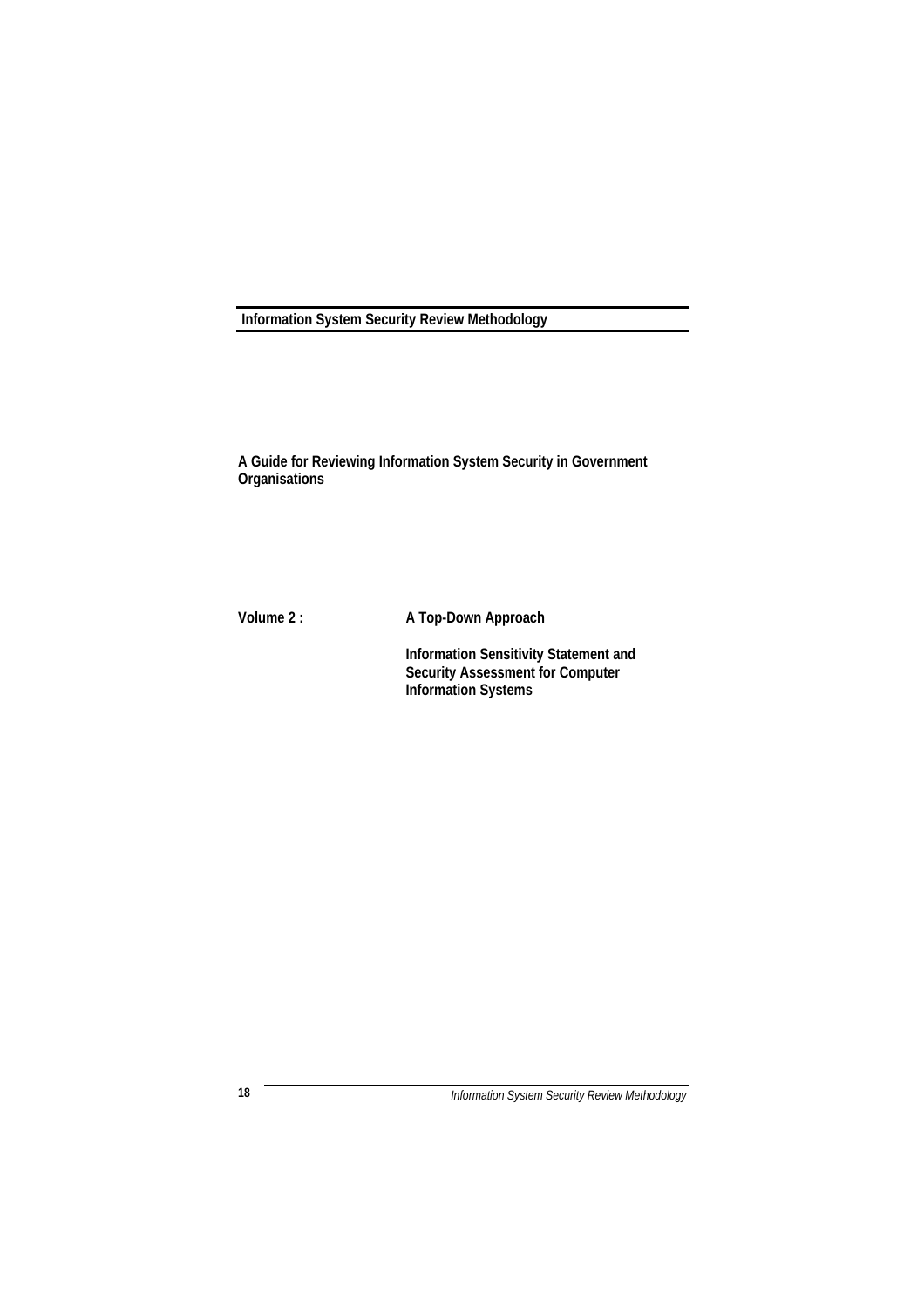# Information System Security Review Methodology

**A Guide for Reviewing Information System Security in Government Organisations**

**Volume 2 :** **A Top-Down Approach**

**Information Sensitivity Statement and Security Assessment for Computer Information Systems**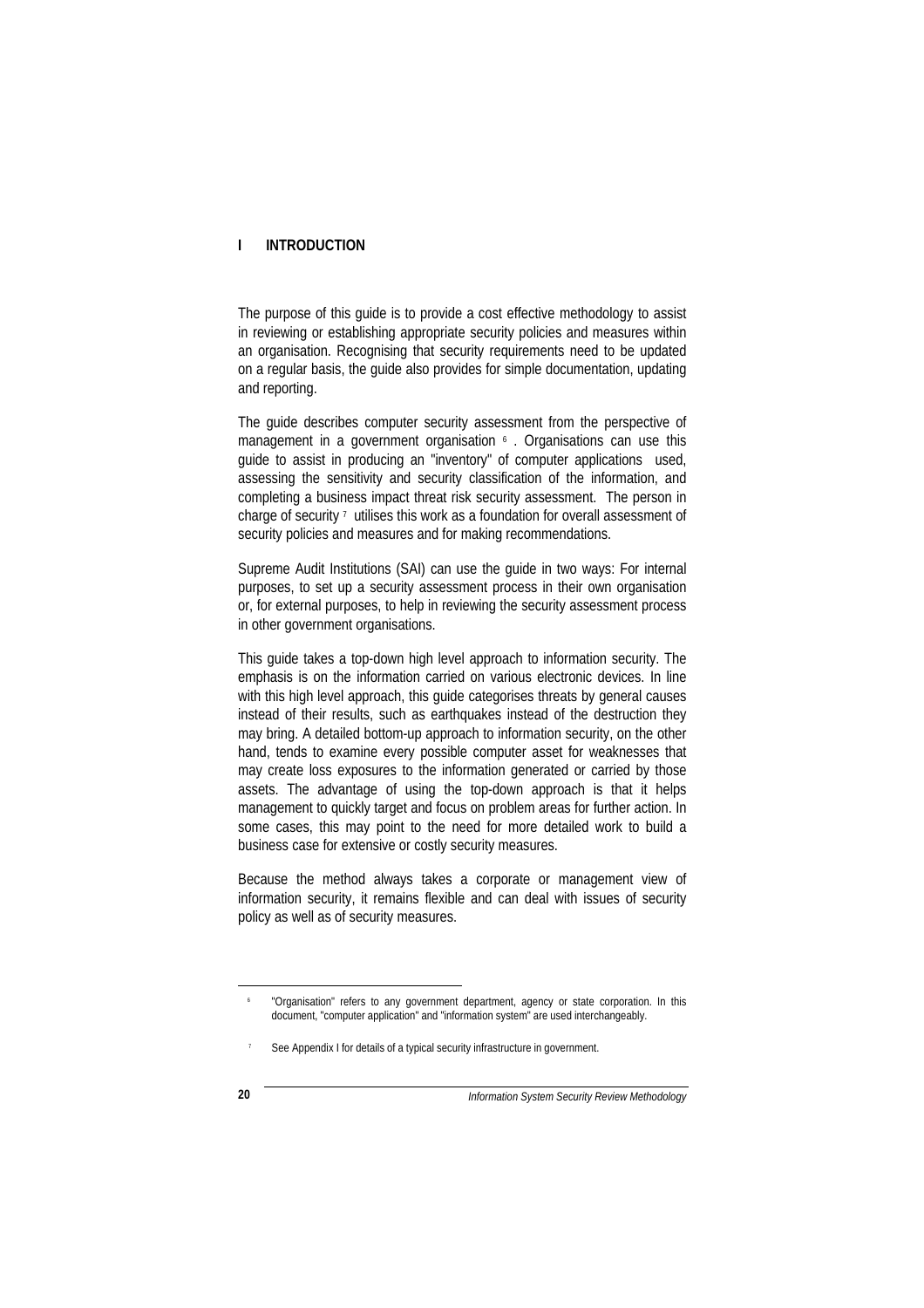# I INTRODUCTION

The purpose of this guide is to provide a cost effective methodology to assist in reviewing or establishing appropriate security policies and measures within an organisation. Recognising that security requirements need to be updated on a regular basis, the guide also provides for simple documentation, updating and reporting.

The guide describes computer security assessment from the perspective of management in a government organisation [6]. Organisations can use this guide to assist in producing an "inventory" of computer applications used, assessing the sensitivity and security classification of the information, and completing a business impact threat risk security assessment. The person in charge of security [7] utilises this work as a foundation for overall assessment of security policies and measures and for making recommendations.

Supreme Audit Institutions (SAI) can use the guide in two ways: For internal purposes, to set up a security assessment process in their own organisation or, for external purposes, to help in reviewing the security assessment process in other government organisations.

This guide takes a top-down high level approach to information security. The emphasis is on the information carried on various electronic devices. In line with this high level approach, this guide categorises threats by general causes instead of their results, such as earthquakes instead of the destruction they may bring. A detailed bottom-up approach to information security, on the other hand, tends to examine every possible computer asset for weaknesses that may create loss exposures to the information generated or carried by those assets. The advantage of using the top-down approach is that it helps management to quickly target and focus on problem areas for further action. In some cases, this may point to the need for more detailed work to build a business case for extensive or costly security measures.

Because the method always takes a corporate or management view of information security, it remains flexible and can deal with issues of security policy as well as of security measures.

---

[6] "Organisation" refers to any government department, agency or state corporation. In this document, "computer application" and "information system" are used interchangeably.

[7] See Appendix I for details of a typical security infrastructure in government.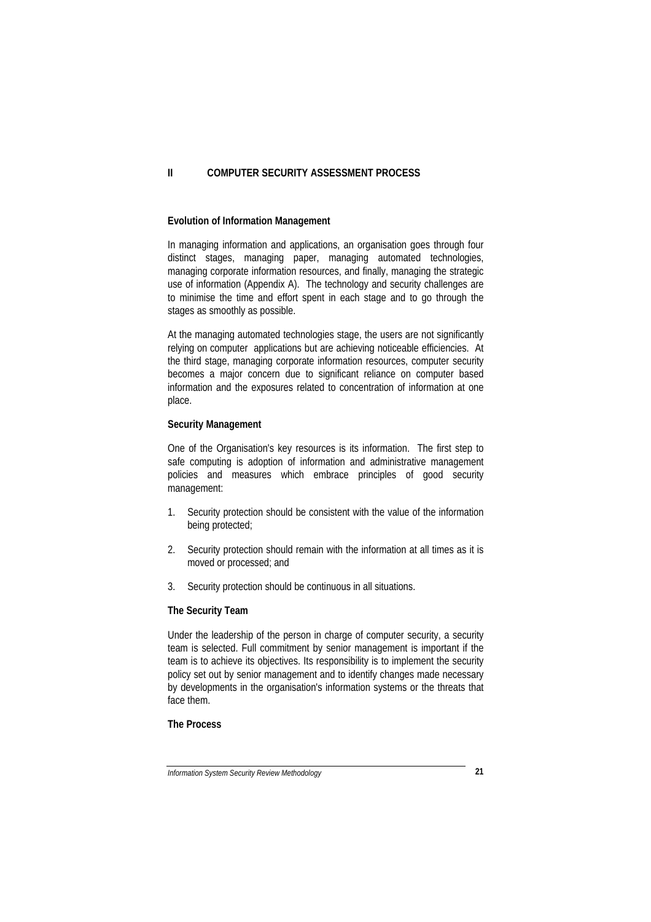## II COMPUTER SECURITY ASSESSMENT PROCESS

### Evolution of Information Management

In managing information and applications, an organisation goes through four distinct stages, managing paper, managing automated technologies, managing corporate information resources, and finally, managing the strategic use of information (Appendix A). The technology and security challenges are to minimise the time and effort spent in each stage and to go through the stages as smoothly as possible.

At the managing automated technologies stage, the users are not significantly relying on computer applications but are achieving noticeable efficiencies. At the third stage, managing corporate information resources, computer security becomes a major concern due to significant reliance on computer based information and the exposures related to concentration of information at one place.

### Security Management

One of the Organisation's key resources is its information. The first step to safe computing is adoption of information and administrative management policies and measures which embrace principles of good security management:

1. Security protection should be consistent with the value of the information being protected;

2. Security protection should remain with the information at all times as it is moved or processed; and

3. Security protection should be continuous in all situations.

### The Security Team

Under the leadership of the person in charge of computer security, a security team is selected. Full commitment by senior management is important if the team is to achieve its objectives. Its responsibility is to implement the security policy set out by senior management and to identify changes made necessary by developments in the organisation's information systems or the threats that face them.

### The Process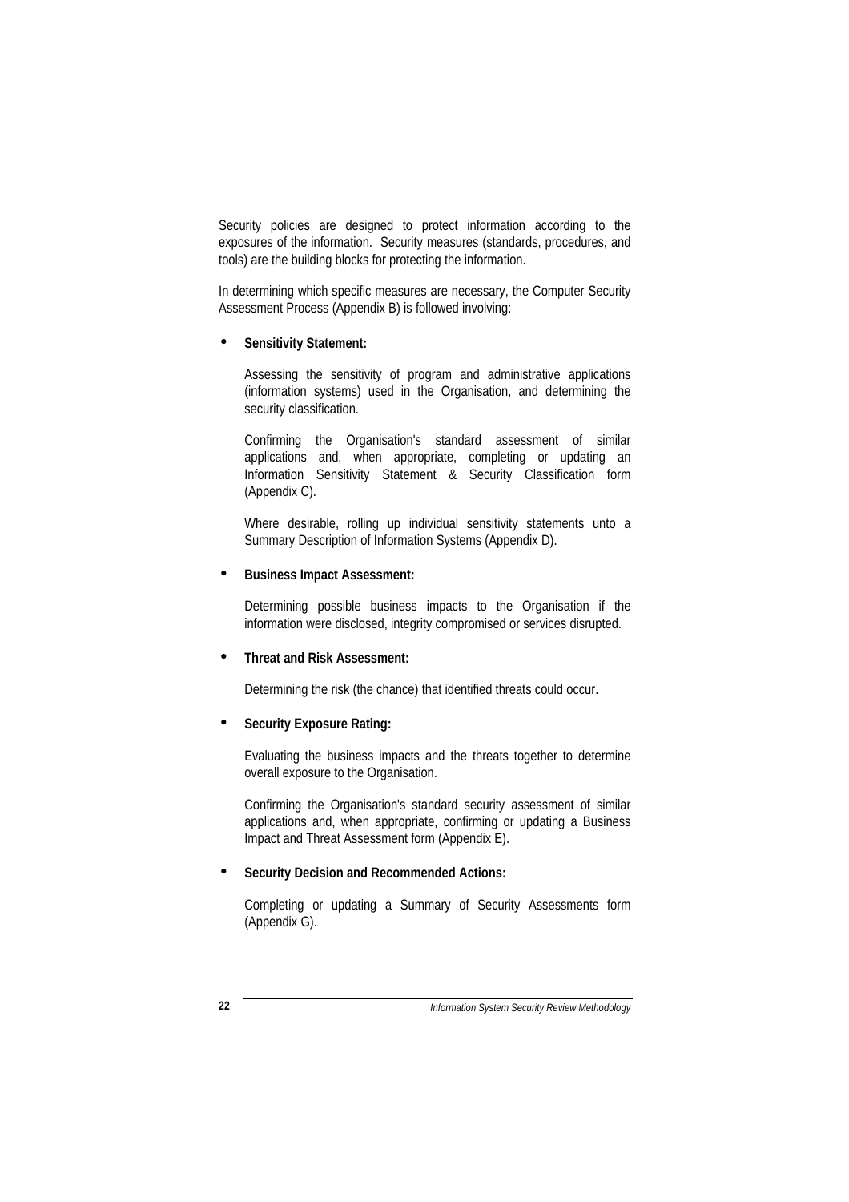Security policies are designed to protect information according to the exposures of the information. Security measures (standards, procedures, and tools) are the building blocks for protecting the information.

In determining which specific measures are necessary, the Computer Security Assessment Process (Appendix B) is followed involving:

- **Sensitivity Statement:**

  Assessing the sensitivity of program and administrative applications (information systems) used in the Organisation, and determining the security classification.

  Confirming the Organisation's standard assessment of similar applications and, when appropriate, completing or updating an Information Sensitivity Statement & Security Classification form (Appendix C).

  Where desirable, rolling up individual sensitivity statements unto a Summary Description of Information Systems (Appendix D).

- **Business Impact Assessment:**

  Determining possible business impacts to the Organisation if the information were disclosed, integrity compromised or services disrupted.

- **Threat and Risk Assessment:**

  Determining the risk (the chance) that identified threats could occur.

- **Security Exposure Rating:**

  Evaluating the business impacts and the threats together to determine overall exposure to the Organisation.

  Confirming the Organisation's standard security assessment of similar applications and, when appropriate, confirming or updating a Business Impact and Threat Assessment form (Appendix E).

- **Security Decision and Recommended Actions:**

  Completing or updating a Summary of Security Assessments form (Appendix G).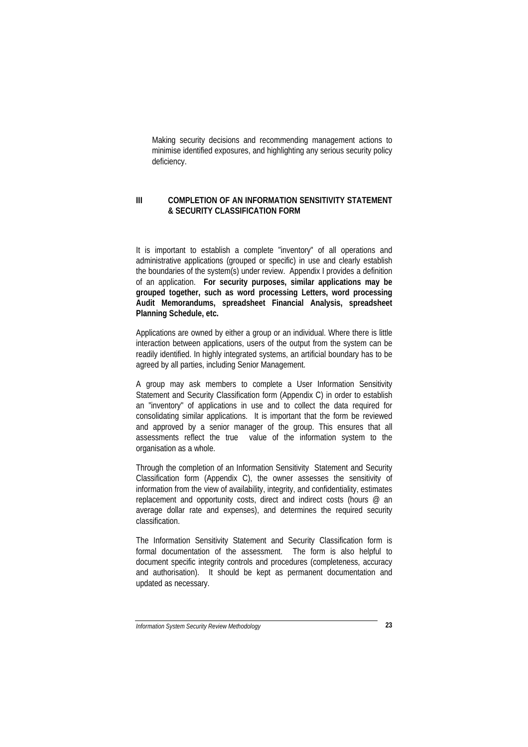Making security decisions and recommending management actions to minimise identified exposures, and highlighting any serious security policy deficiency.

## III COMPLETION OF AN INFORMATION SENSITIVITY STATEMENT & SECURITY CLASSIFICATION FORM

It is important to establish a complete "inventory" of all operations and administrative applications (grouped or specific) in use and clearly establish the boundaries of the system(s) under review. Appendix I provides a definition of an application. **For security purposes, similar applications may be grouped together, such as word processing Letters, word processing Audit Memorandums, spreadsheet Financial Analysis, spreadsheet Planning Schedule, etc.**

Applications are owned by either a group or an individual. Where there is little interaction between applications, users of the output from the system can be readily identified. In highly integrated systems, an artificial boundary has to be agreed by all parties, including Senior Management.

A group may ask members to complete a User Information Sensitivity Statement and Security Classification form (Appendix C) in order to establish an "inventory" of applications in use and to collect the data required for consolidating similar applications. It is important that the form be reviewed and approved by a senior manager of the group. This ensures that all assessments reflect the true value of the information system to the organisation as a whole.

Through the completion of an Information Sensitivity Statement and Security Classification form (Appendix C), the owner assesses the sensitivity of information from the view of availability, integrity, and confidentiality, estimates replacement and opportunity costs, direct and indirect costs (hours @ an average dollar rate and expenses), and determines the required security classification.

The Information Sensitivity Statement and Security Classification form is formal documentation of the assessment. The form is also helpful to document specific integrity controls and procedures (completeness, accuracy and authorisation). It should be kept as permanent documentation and updated as necessary.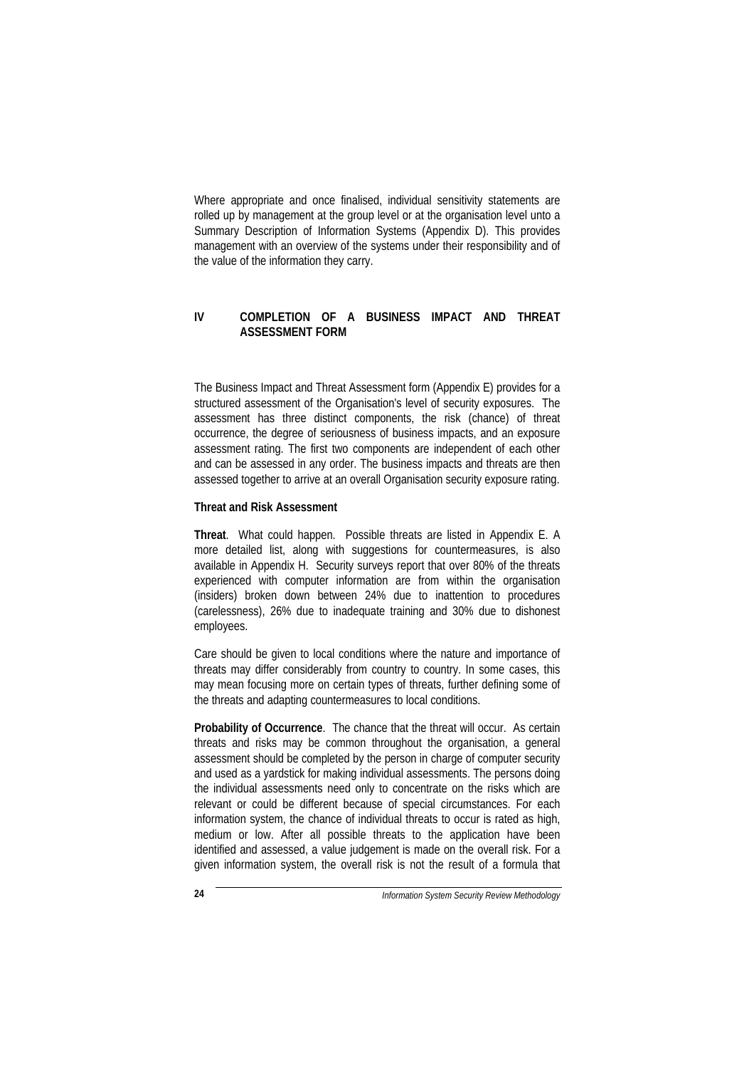Where appropriate and once finalised, individual sensitivity statements are rolled up by management at the group level or at the organisation level unto a Summary Description of Information Systems (Appendix D). This provides management with an overview of the systems under their responsibility and of the value of the information they carry.

## IV COMPLETION OF A BUSINESS IMPACT AND THREAT ASSESSMENT FORM

The Business Impact and Threat Assessment form (Appendix E) provides for a structured assessment of the Organisation's level of security exposures. The assessment has three distinct components, the risk (chance) of threat occurrence, the degree of seriousness of business impacts, and an exposure assessment rating. The first two components are independent of each other and can be assessed in any order. The business impacts and threats are then assessed together to arrive at an overall Organisation security exposure rating.

### Threat and Risk Assessment

**Threat**. What could happen. Possible threats are listed in Appendix E. A more detailed list, along with suggestions for countermeasures, is also available in Appendix H. Security surveys report that over 80% of the threats experienced with computer information are from within the organisation (insiders) broken down between 24% due to inattention to procedures (carelessness), 26% due to inadequate training and 30% due to dishonest employees.

Care should be given to local conditions where the nature and importance of threats may differ considerably from country to country. In some cases, this may mean focusing more on certain types of threats, further defining some of the threats and adapting countermeasures to local conditions.

**Probability of Occurrence**. The chance that the threat will occur. As certain threats and risks may be common throughout the organisation, a general assessment should be completed by the person in charge of computer security and used as a yardstick for making individual assessments. The persons doing the individual assessments need only to concentrate on the risks which are relevant or could be different because of special circumstances. For each information system, the chance of individual threats to occur is rated as high, medium or low. After all possible threats to the application have been identified and assessed, a value judgement is made on the overall risk. For a given information system, the overall risk is not the result of a formula that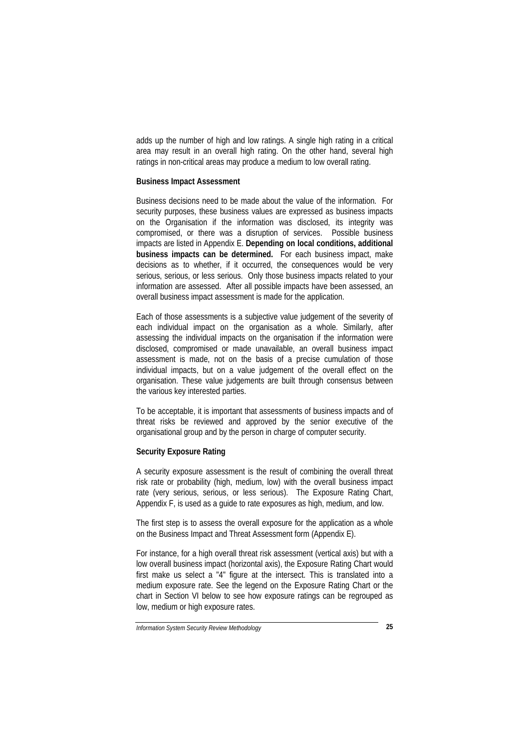adds up the number of high and low ratings. A single high rating in a critical area may result in an overall high rating. On the other hand, several high ratings in non-critical areas may produce a medium to low overall rating.

**Business Impact Assessment**

Business decisions need to be made about the value of the information. For security purposes, these business values are expressed as business impacts on the Organisation if the information was disclosed, its integrity was compromised, or there was a disruption of services. Possible business impacts are listed in Appendix E. **Depending on local conditions, additional business impacts can be determined.** For each business impact, make decisions as to whether, if it occurred, the consequences would be very serious, serious, or less serious. Only those business impacts related to your information are assessed. After all possible impacts have been assessed, an overall business impact assessment is made for the application.

Each of those assessments is a subjective value judgement of the severity of each individual impact on the organisation as a whole. Similarly, after assessing the individual impacts on the organisation if the information were disclosed, compromised or made unavailable, an overall business impact assessment is made, not on the basis of a precise cumulation of those individual impacts, but on a value judgement of the overall effect on the organisation. These value judgements are built through consensus between the various key interested parties.

To be acceptable, it is important that assessments of business impacts and of threat risks be reviewed and approved by the senior executive of the organisational group and by the person in charge of computer security.

**Security Exposure Rating**

A security exposure assessment is the result of combining the overall threat risk rate or probability (high, medium, low) with the overall business impact rate (very serious, serious, or less serious). The Exposure Rating Chart, Appendix F, is used as a guide to rate exposures as high, medium, and low.

The first step is to assess the overall exposure for the application as a whole on the Business Impact and Threat Assessment form (Appendix E).

For instance, for a high overall threat risk assessment (vertical axis) but with a low overall business impact (horizontal axis), the Exposure Rating Chart would first make us select a "4" figure at the intersect. This is translated into a medium exposure rate. See the legend on the Exposure Rating Chart or the chart in Section VI below to see how exposure ratings can be regrouped as low, medium or high exposure rates.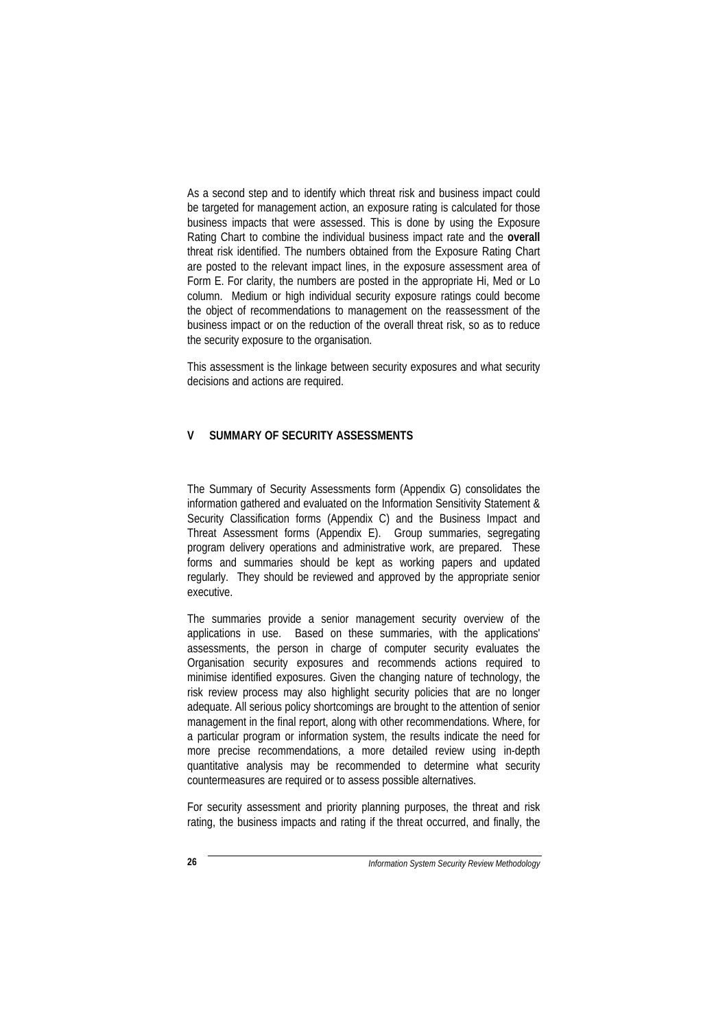As a second step and to identify which threat risk and business impact could be targeted for management action, an exposure rating is calculated for those business impacts that were assessed. This is done by using the Exposure Rating Chart to combine the individual business impact rate and the **overall** threat risk identified. The numbers obtained from the Exposure Rating Chart are posted to the relevant impact lines, in the exposure assessment area of Form E. For clarity, the numbers are posted in the appropriate Hi, Med or Lo column. Medium or high individual security exposure ratings could become the object of recommendations to management on the reassessment of the business impact or on the reduction of the overall threat risk, so as to reduce the security exposure to the organisation.

This assessment is the linkage between security exposures and what security decisions and actions are required.

## V SUMMARY OF SECURITY ASSESSMENTS

The Summary of Security Assessments form (Appendix G) consolidates the information gathered and evaluated on the Information Sensitivity Statement & Security Classification forms (Appendix C) and the Business Impact and Threat Assessment forms (Appendix E). Group summaries, segregating program delivery operations and administrative work, are prepared. These forms and summaries should be kept as working papers and updated regularly. They should be reviewed and approved by the appropriate senior executive.

The summaries provide a senior management security overview of the applications in use. Based on these summaries, with the applications' assessments, the person in charge of computer security evaluates the Organisation security exposures and recommends actions required to minimise identified exposures. Given the changing nature of technology, the risk review process may also highlight security policies that are no longer adequate. All serious policy shortcomings are brought to the attention of senior management in the final report, along with other recommendations. Where, for a particular program or information system, the results indicate the need for more precise recommendations, a more detailed review using in-depth quantitative analysis may be recommended to determine what security countermeasures are required or to assess possible alternatives.

For security assessment and priority planning purposes, the threat and risk rating, the business impacts and rating if the threat occurred, and finally, the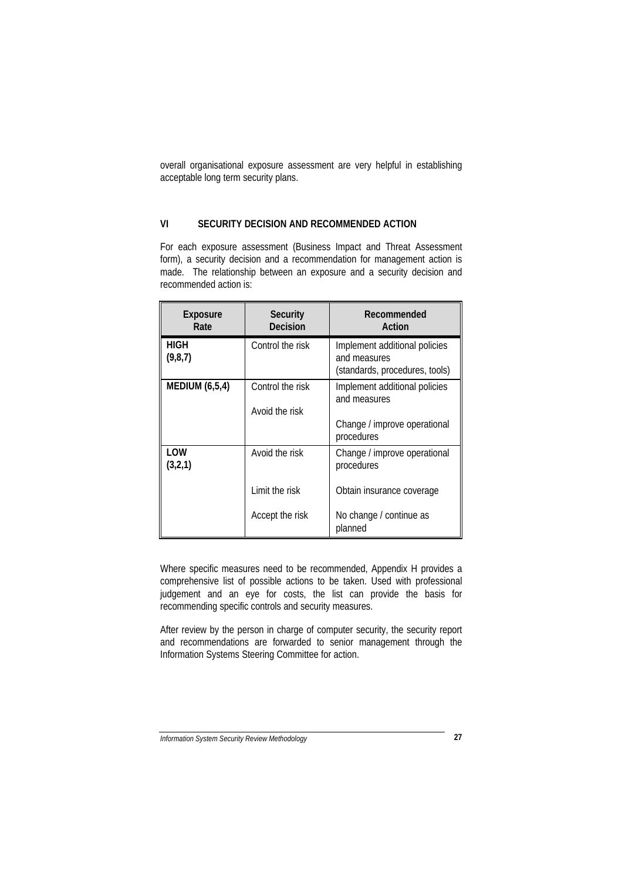overall organisational exposure assessment are very helpful in establishing acceptable long term security plans.

## VI SECURITY DECISION AND RECOMMENDED ACTION

For each exposure assessment (Business Impact and Threat Assessment form), a security decision and a recommendation for management action is made. The relationship between an exposure and a security decision and recommended action is:

| Exposure Rate | Security Decision | Recommended Action |
|---|---|---|
| **HIGH (9,8,7)** | Control the risk | Implement additional policies and measures (standards, procedures, tools) |
| **MEDIUM (6,5,4)** | Control the risk | Implement additional policies and measures |
| | Avoid the risk | Change / improve operational procedures |
| **LOW (3,2,1)** | Avoid the risk | Change / improve operational procedures |
| | Limit the risk | Obtain insurance coverage |
| | Accept the risk | No change / continue as planned |

Where specific measures need to be recommended, Appendix H provides a comprehensive list of possible actions to be taken. Used with professional judgement and an eye for costs, the list can provide the basis for recommending specific controls and security measures.

After review by the person in charge of computer security, the security report and recommendations are forwarded to senior management through the Information Systems Steering Committee for action.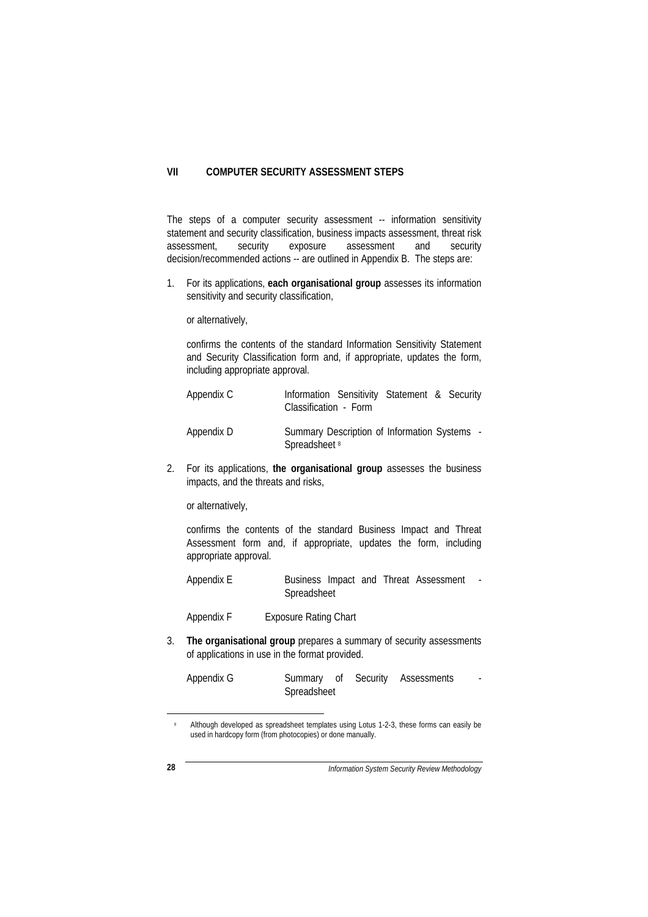## VII COMPUTER SECURITY ASSESSMENT STEPS

The steps of a computer security assessment -- information sensitivity statement and security classification, business impacts assessment, threat risk assessment, security exposure assessment and security decision/recommended actions -- are outlined in Appendix B. The steps are:

1. For its applications, **each organisational group** assesses its information sensitivity and security classification,

   or alternatively,

   confirms the contents of the standard Information Sensitivity Statement and Security Classification form and, if appropriate, updates the form, including appropriate approval.

   Appendix C — Information Sensitivity Statement & Security Classification - Form

   Appendix D — Summary Description of Information Systems - Spreadsheet [8]

2. For its applications, **the organisational group** assesses the business impacts, and the threats and risks,

   or alternatively,

   confirms the contents of the standard Business Impact and Threat Assessment form and, if appropriate, updates the form, including appropriate approval.

   Appendix E — Business Impact and Threat Assessment - Spreadsheet

   Appendix F — Exposure Rating Chart

3. **The organisational group** prepares a summary of security assessments of applications in use in the format provided.

   Appendix G — Summary of Security Assessments - Spreadsheet

---

[8] Although developed as spreadsheet templates using Lotus 1-2-3, these forms can easily be used in hardcopy form (from photocopies) or done manually.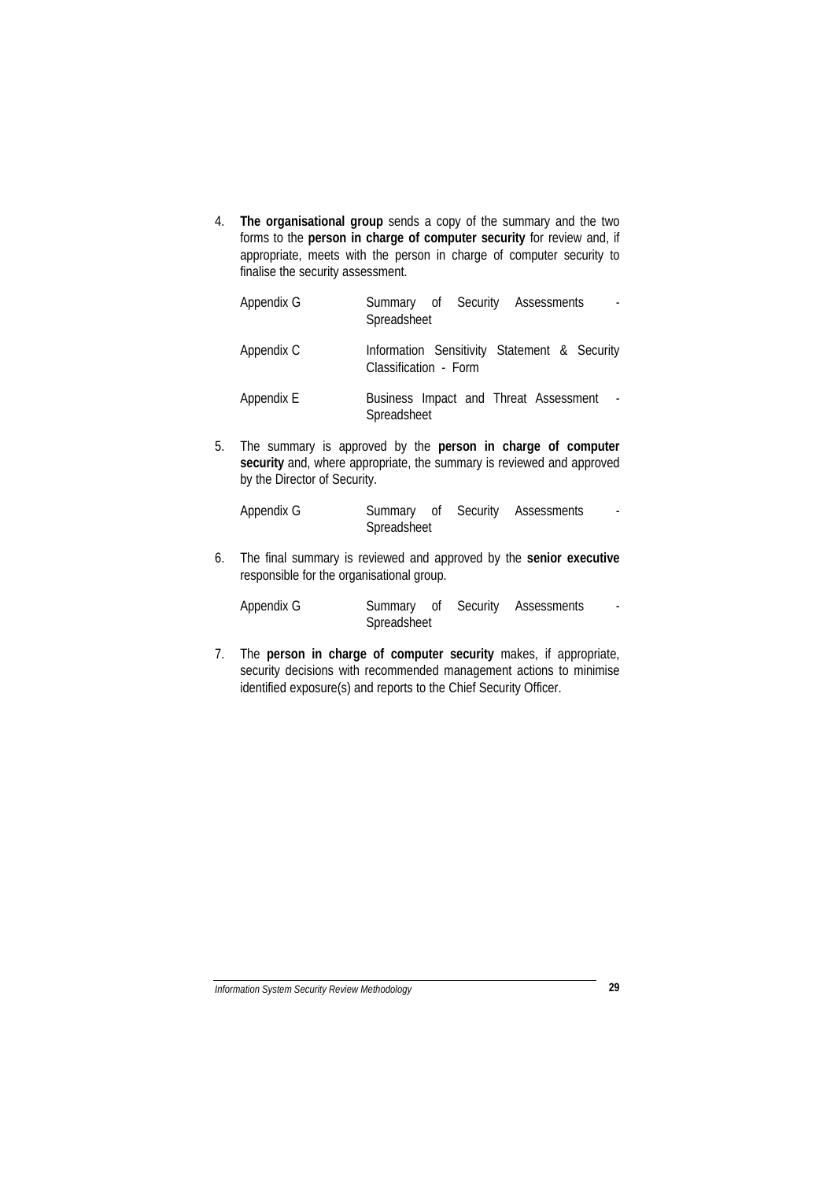4. **The organisational group** sends a copy of the summary and the two forms to the **person in charge of computer security** for review and, if appropriate, meets with the person in charge of computer security to finalise the security assessment.

   | | |
   |---|---|
   | Appendix G | Summary of Security Assessments - Spreadsheet |
   | Appendix C | Information Sensitivity Statement & Security Classification - Form |
   | Appendix E | Business Impact and Threat Assessment - Spreadsheet |

5. The summary is approved by the **person in charge of computer security** and, where appropriate, the summary is reviewed and approved by the Director of Security.

   | | |
   |---|---|
   | Appendix G | Summary of Security Assessments - Spreadsheet |

6. The final summary is reviewed and approved by the **senior executive** responsible for the organisational group.

   | | |
   |---|---|
   | Appendix G | Summary of Security Assessments - Spreadsheet |

7. The **person in charge of computer security** makes, if appropriate, security decisions with recommended management actions to minimise identified exposure(s) and reports to the Chief Security Officer.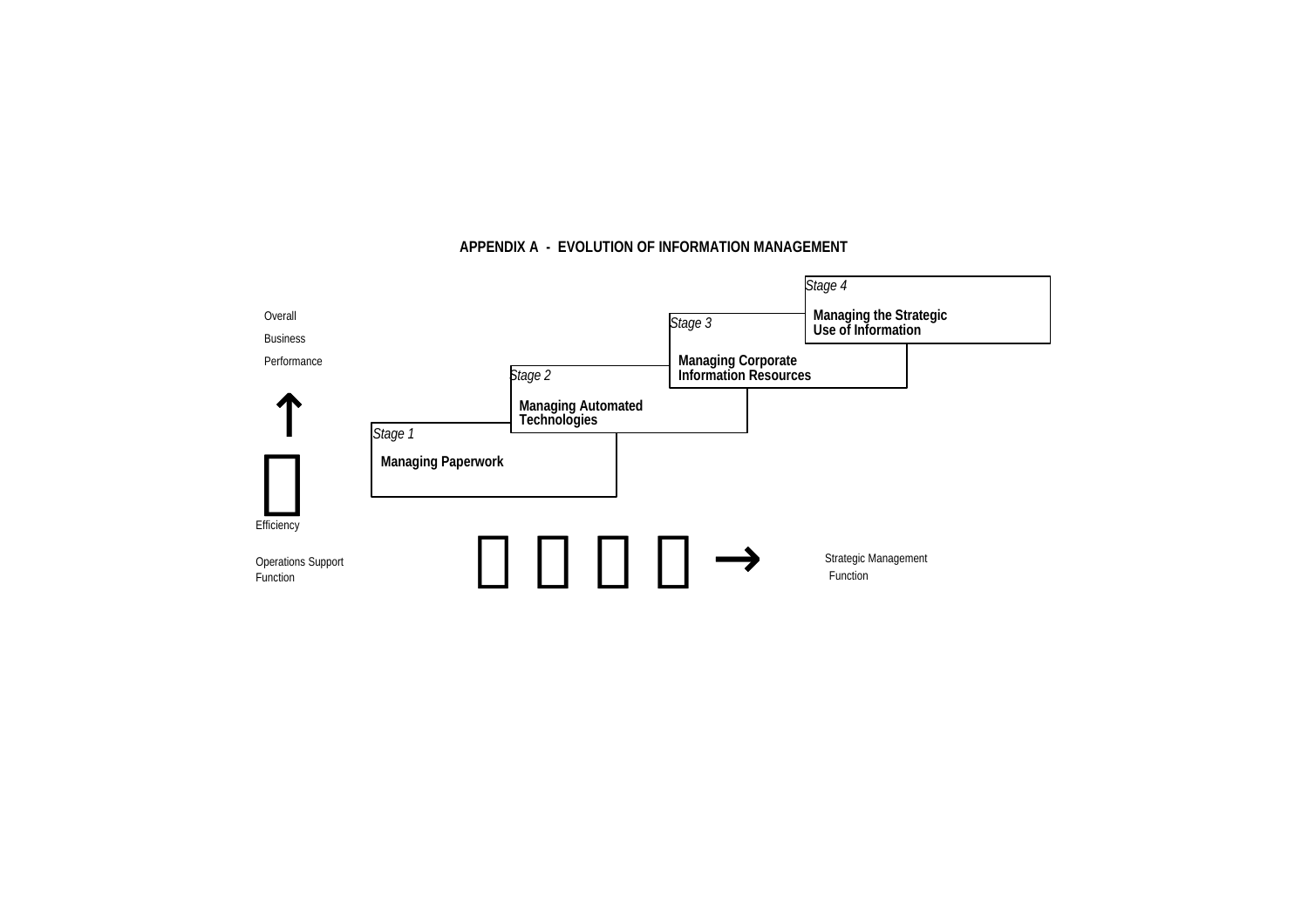## APPENDIX A - EVOLUTION OF INFORMATION MANAGEMENT

*Stage 4*

**Managing the Strategic Use of Information**

*Stage 3*

**Managing Corporate Information Resources**

*Stage 2*

**Managing Automated Technologies**

*Stage 1*

**Managing Paperwork**

Overall Business Performance

↑

Efficiency

Operations Support Function → Strategic Management Function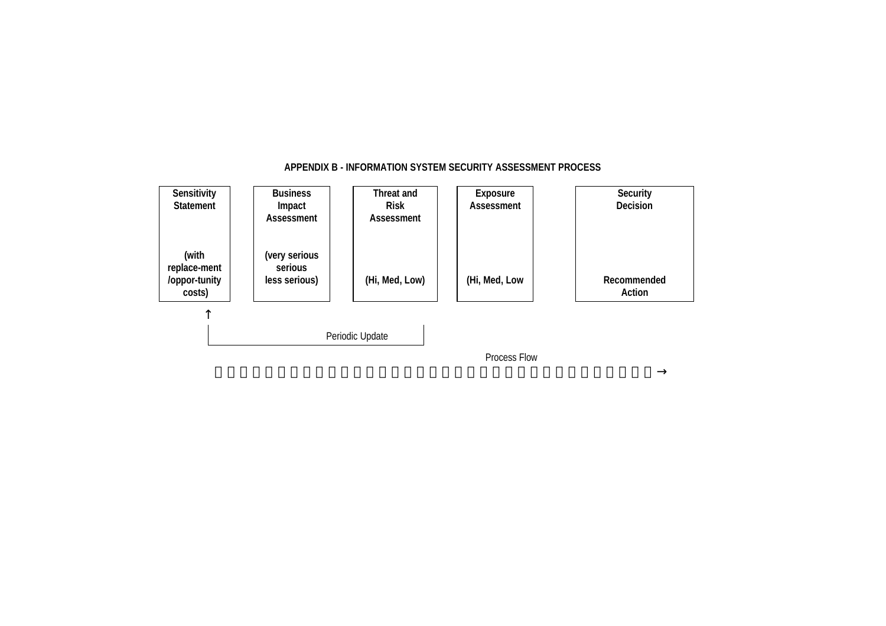# APPENDIX B - INFORMATION SYSTEM SECURITY ASSESSMENT PROCESS

| Sensitivity Statement | Business Impact Assessment | Threat and Risk Assessment | Exposure Assessment | Security Decision |
|---|---|---|---|---|
| (with replace-ment /oppor-tunity costs) | (very serious serious less serious) | (Hi, Med, Low) | (Hi, Med, Low | Recommended Action |

↑

Periodic Update

Process Flow →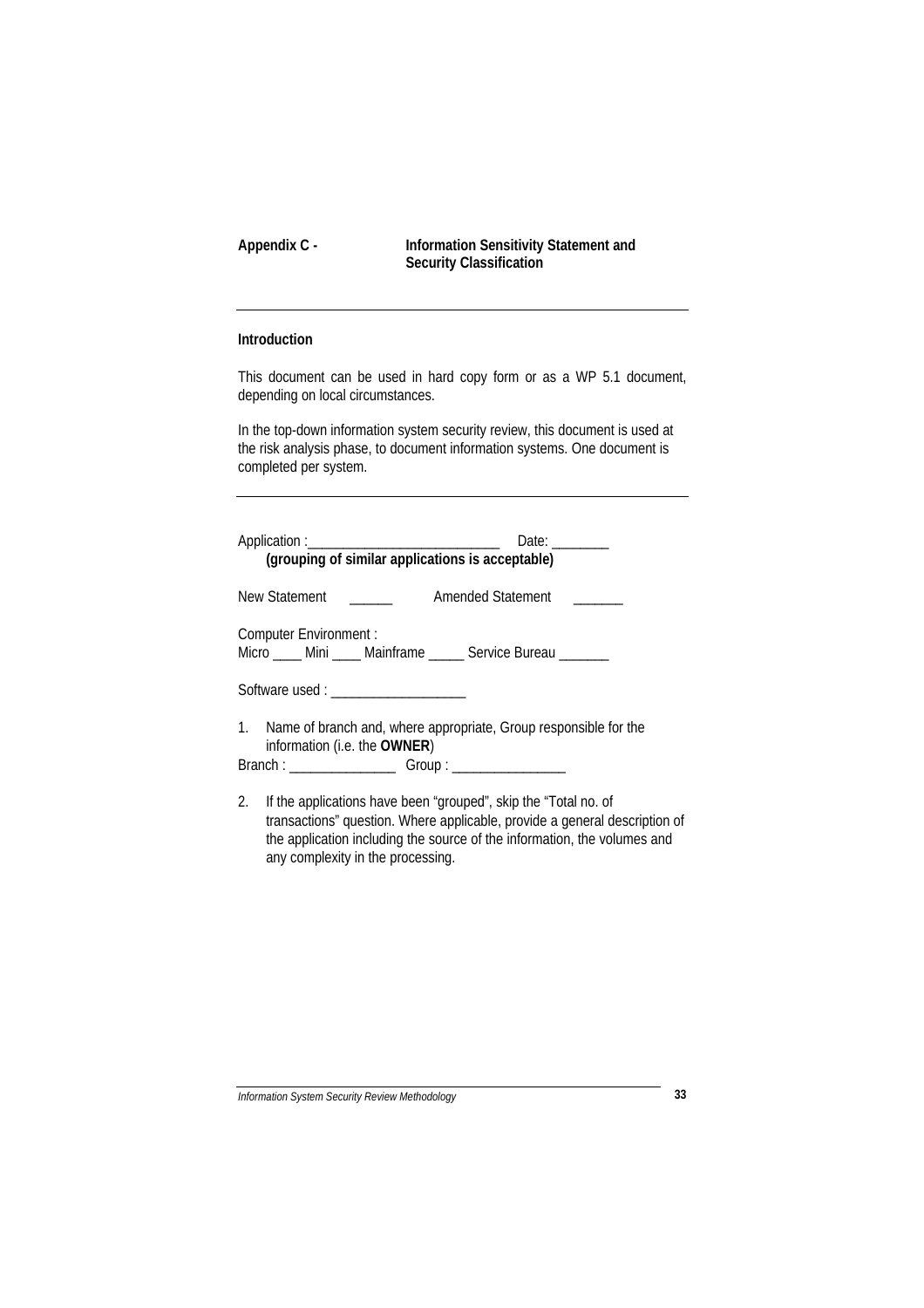## Appendix C - Information Sensitivity Statement and Security Classification

---

### Introduction

This document can be used in hard copy form or as a WP 5.1 document, depending on local circumstances.

In the top-down information system security review, this document is used at the risk analysis phase, to document information systems. One document is completed per system.

---

Application :___________________________ Date: ________
**(grouping of similar applications is acceptable)**

New Statement ______ Amended Statement _______

Computer Environment :
Micro ____ Mini ____ Mainframe _____ Service Bureau _______

Software used : ___________________

1. Name of branch and, where appropriate, Group responsible for the information (i.e. the **OWNER**)

Branch : ______________ Group : ________________

2. If the applications have been "grouped", skip the "Total no. of transactions" question. Where applicable, provide a general description of the application including the source of the information, the volumes and any complexity in the processing.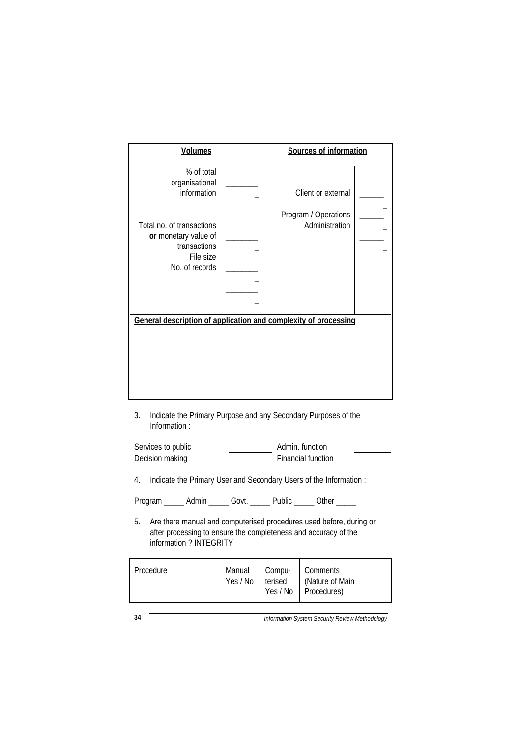| Volumes | | Sources of information | |
|---|---|---|---|
| % of total organisational information | _________ | Client or external | _______ |
| Total no. of transactions **or** monetary value of transactions<br>File size<br>No. of records | _________<br>_________<br>_________ | Program / Operations<br>Administration | _______<br>_______ |
| **General description of application and complexity of processing** | | | |

3. Indicate the Primary Purpose and any Secondary Purposes of the Information :

| | | | |
|---|---|---|---|
| Services to public | __________ | Admin. function | __________ |
| Decision making | __________ | Financial function | __________ |

4. Indicate the Primary User and Secondary Users of the Information :

Program _____ Admin _____ Govt. _____ Public _____ Other _____

5. Are there manual and computerised procedures used before, during or after processing to ensure the completeness and accuracy of the information ? INTEGRITY

| Procedure | Manual Yes / No | Compu-terised Yes / No | Comments (Nature of Main Procedures) |
|---|---|---|---|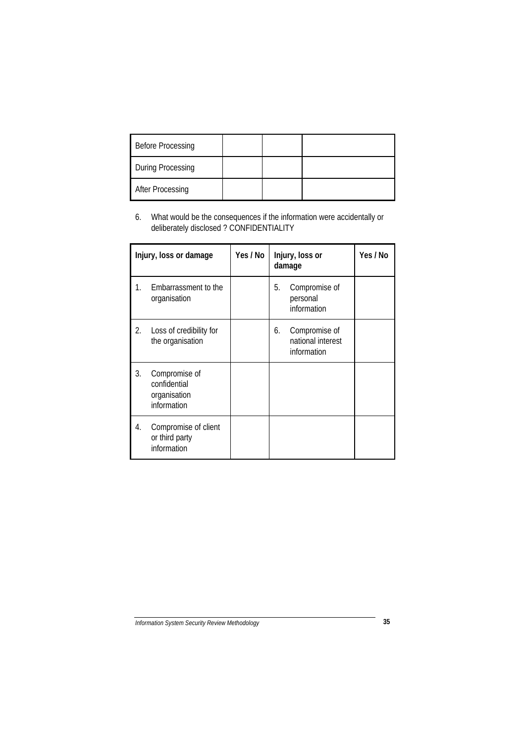| Before Processing | | | |
|---|---|---|---|
| During Processing | | | |
| After Processing | | | |

6. What would be the consequences if the information were accidentally or deliberately disclosed ? CONFIDENTIALITY

| Injury, loss or damage | Yes / No | Injury, loss or damage | Yes / No |
|---|---|---|---|
| 1. Embarrassment to the organisation | | 5. Compromise of personal information | |
| 2. Loss of credibility for the organisation | | 6. Compromise of national interest information | |
| 3. Compromise of confidential organisation information | | | |
| 4. Compromise of client or third party information | | | |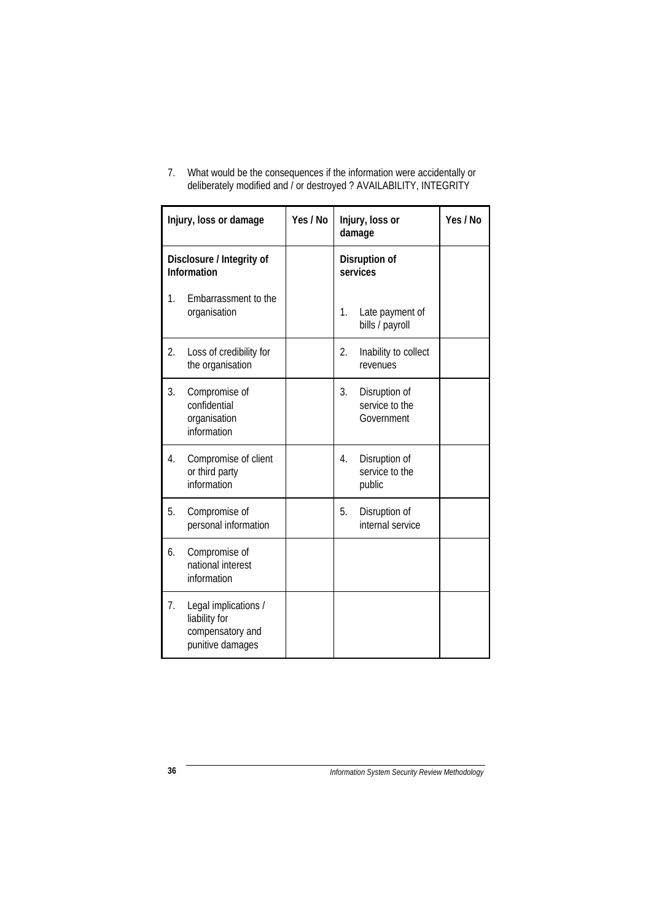7. What would be the consequences if the information were accidentally or deliberately modified and / or destroyed ? AVAILABILITY, INTEGRITY

| Injury, loss or damage | Yes / No | Injury, loss or damage | Yes / No |
|---|---|---|---|
| **Disclosure / Integrity of Information** 1. Embarrassment to the organisation | | **Disruption of services** 1. Late payment of bills / payroll | |
| 2. Loss of credibility for the organisation | | 2. Inability to collect revenues | |
| 3. Compromise of confidential organisation information | | 3. Disruption of service to the Government | |
| 4. Compromise of client or third party information | | 4. Disruption of service to the public | |
| 5. Compromise of personal information | | 5. Disruption of internal service | |
| 6. Compromise of national interest information | | | |
| 7. Legal implications / liability for compensatory and punitive damages | | | |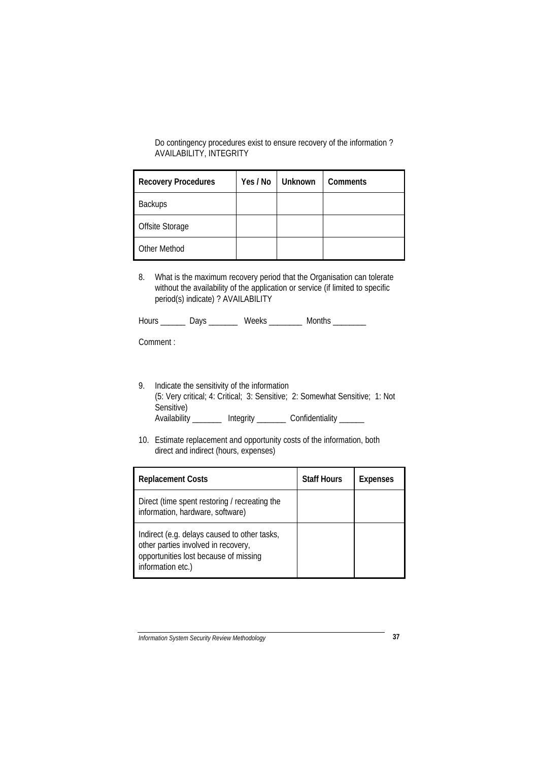Do contingency procedures exist to ensure recovery of the information ? AVAILABILITY, INTEGRITY

| Recovery Procedures | Yes / No | Unknown | Comments |
|---|---|---|---|
| Backups | | | |
| Offsite Storage | | | |
| Other Method | | | |

8. What is the maximum recovery period that the Organisation can tolerate without the availability of the application or service (if limited to specific period(s) indicate) ? AVAILABILITY

Hours ______ Days _______ Weeks ________ Months ________

Comment :

9. Indicate the sensitivity of the information
   (5: Very critical; 4: Critical; 3: Sensitive; 2: Somewhat Sensitive; 1: Not Sensitive)
   Availability _______ Integrity _______ Confidentiality ______

10. Estimate replacement and opportunity costs of the information, both direct and indirect (hours, expenses)

| Replacement Costs | Staff Hours | Expenses |
|---|---|---|
| Direct (time spent restoring / recreating the information, hardware, software) | | |
| Indirect (e.g. delays caused to other tasks, other parties involved in recovery, opportunities lost because of missing information etc.) | | |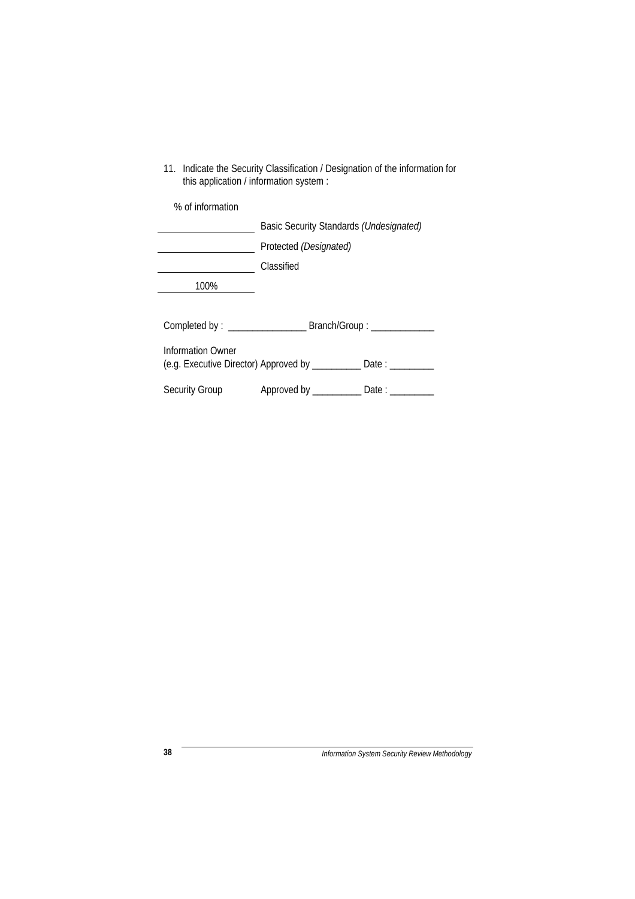11. Indicate the Security Classification / Designation of the information for this application / information system :

| % of information | |
|---|---|
| ____________ | Basic Security Standards *(Undesignated)* |
| ____________ | Protected *(Designated)* |
| ____________ | Classified |
| 100% | |

Completed by : ________________ Branch/Group : _____________

Information Owner
(e.g. Executive Director) Approved by __________ Date : _________

Security Group Approved by __________ Date : _________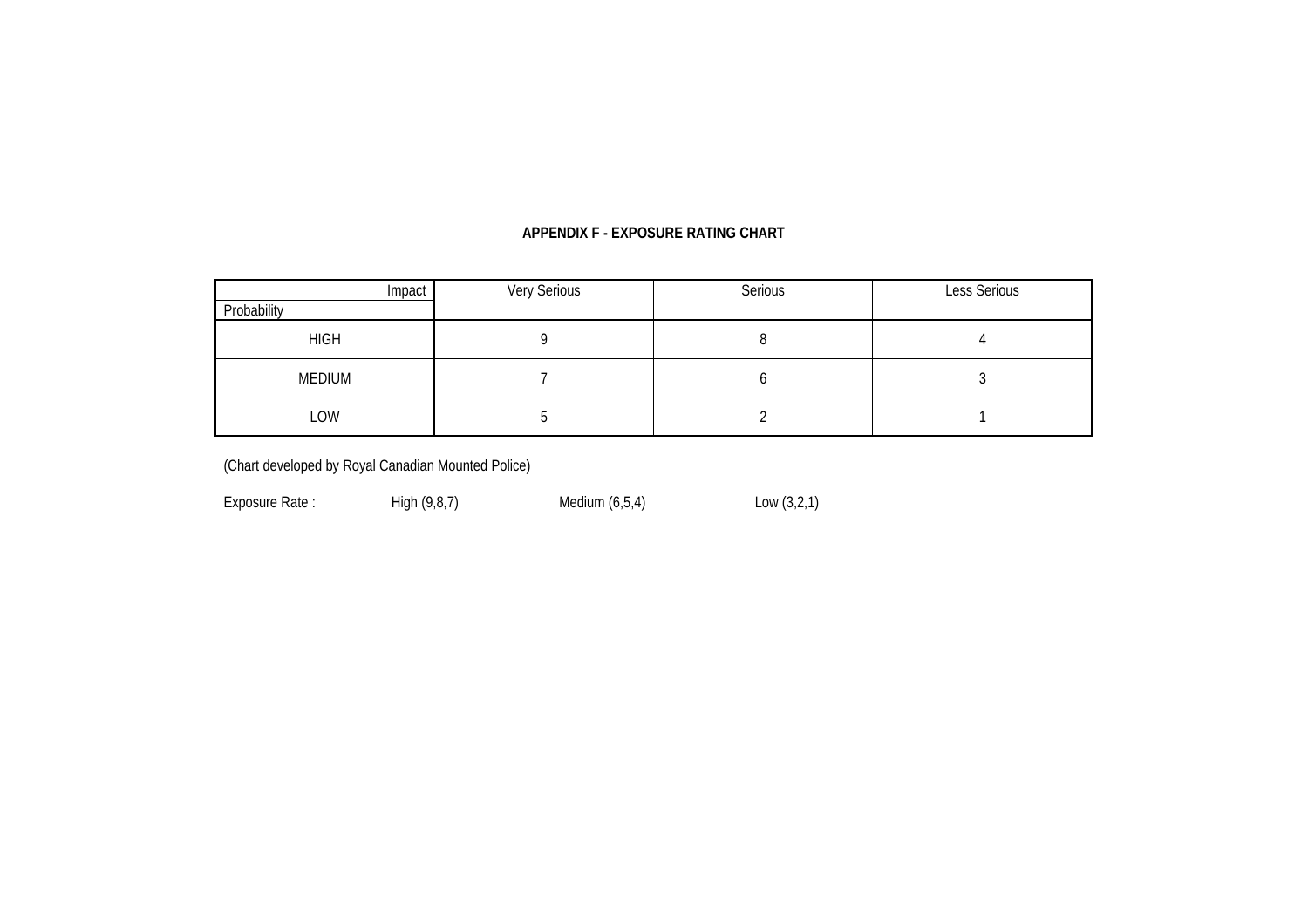**APPENDIX F - EXPOSURE RATING CHART**

| Impact / Probability | Very Serious | Serious | Less Serious |
|---|---|---|---|
| HIGH | 9 | 8 | 4 |
| MEDIUM | 7 | 6 | 3 |
| LOW | 5 | 2 | 1 |

(Chart developed by Royal Canadian Mounted Police)

Exposure Rate : High (9,8,7) Medium (6,5,4) Low (3,2,1)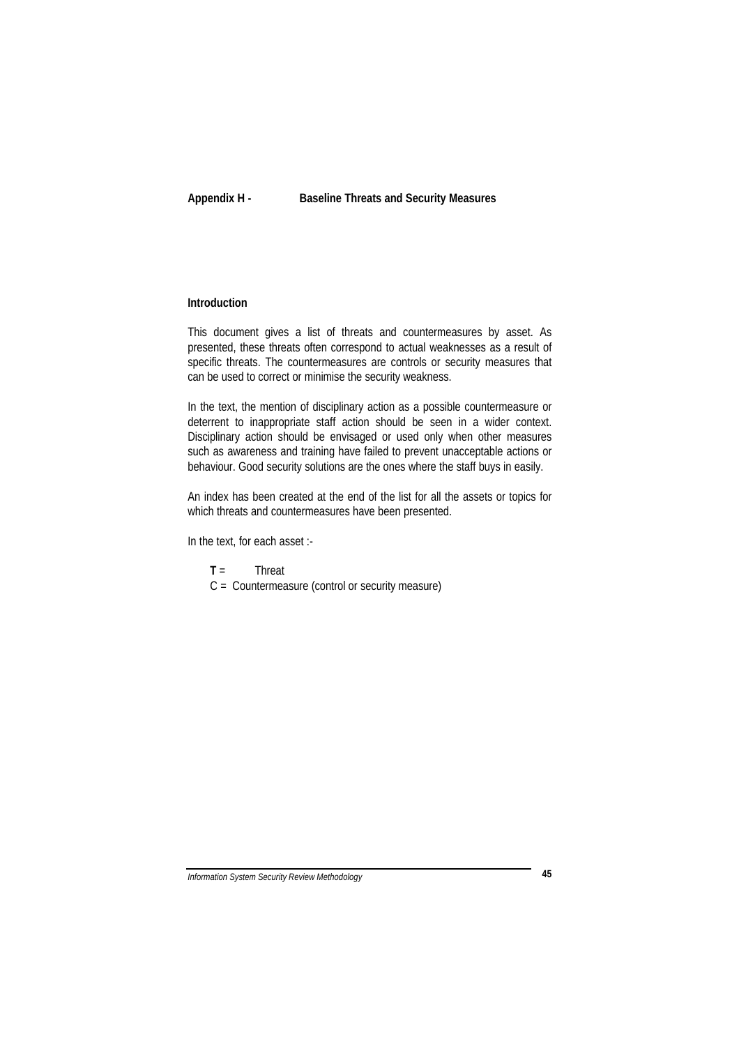## Appendix H - Baseline Threats and Security Measures

### Introduction

This document gives a list of threats and countermeasures by asset. As presented, these threats often correspond to actual weaknesses as a result of specific threats. The countermeasures are controls or security measures that can be used to correct or minimise the security weakness.

In the text, the mention of disciplinary action as a possible countermeasure or deterrent to inappropriate staff action should be seen in a wider context. Disciplinary action should be envisaged or used only when other measures such as awareness and training have failed to prevent unacceptable actions or behaviour. Good security solutions are the ones where the staff buys in easily.

An index has been created at the end of the list for all the assets or topics for which threats and countermeasures have been presented.

In the text, for each asset :-

**T** = Threat
C = Countermeasure (control or security measure)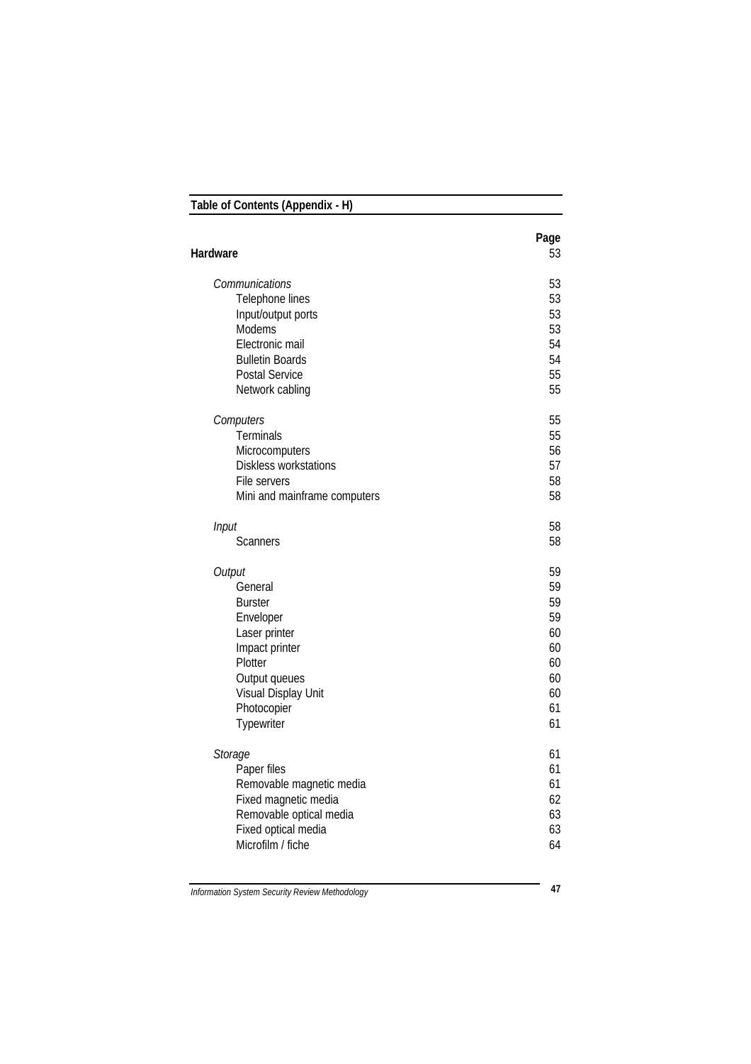## Table of Contents (Appendix - H)

| | Page |
|---|---|
| **Hardware** | 53 |
| *Communications* | 53 |
| Telephone lines | 53 |
| Input/output ports | 53 |
| Modems | 53 |
| Electronic mail | 54 |
| Bulletin Boards | 54 |
| Postal Service | 55 |
| Network cabling | 55 |
| *Computers* | 55 |
| Terminals | 55 |
| Microcomputers | 56 |
| Diskless workstations | 57 |
| File servers | 58 |
| Mini and mainframe computers | 58 |
| *Input* | 58 |
| Scanners | 58 |
| *Output* | 59 |
| General | 59 |
| Burster | 59 |
| Enveloper | 59 |
| Laser printer | 60 |
| Impact printer | 60 |
| Plotter | 60 |
| Output queues | 60 |
| Visual Display Unit | 60 |
| Photocopier | 61 |
| Typewriter | 61 |
| *Storage* | 61 |
| Paper files | 61 |
| Removable magnetic media | 61 |
| Fixed magnetic media | 62 |
| Removable optical media | 63 |
| Fixed optical media | 63 |
| Microfilm / fiche | 64 |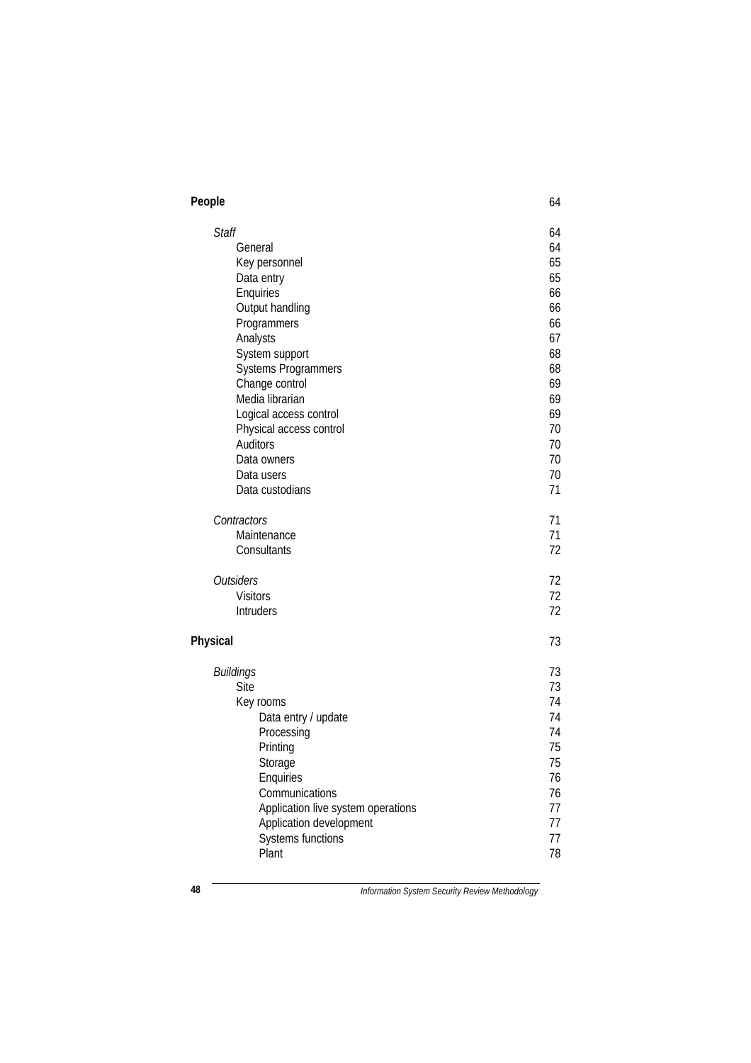| | |
|---|---|
| **People** | 64 |
| *Staff* | 64 |
| General | 64 |
| Key personnel | 65 |
| Data entry | 65 |
| Enquiries | 66 |
| Output handling | 66 |
| Programmers | 66 |
| Analysts | 67 |
| System support | 68 |
| Systems Programmers | 68 |
| Change control | 69 |
| Media librarian | 69 |
| Logical access control | 69 |
| Physical access control | 70 |
| Auditors | 70 |
| Data owners | 70 |
| Data users | 70 |
| Data custodians | 71 |
| *Contractors* | 71 |
| Maintenance | 71 |
| Consultants | 72 |
| *Outsiders* | 72 |
| Visitors | 72 |
| Intruders | 72 |
| **Physical** | 73 |
| *Buildings* | 73 |
| Site | 73 |
| Key rooms | 74 |
| Data entry / update | 74 |
| Processing | 74 |
| Printing | 75 |
| Storage | 75 |
| Enquiries | 76 |
| Communications | 76 |
| Application live system operations | 77 |
| Application development | 77 |
| Systems functions | 77 |
| Plant | 78 |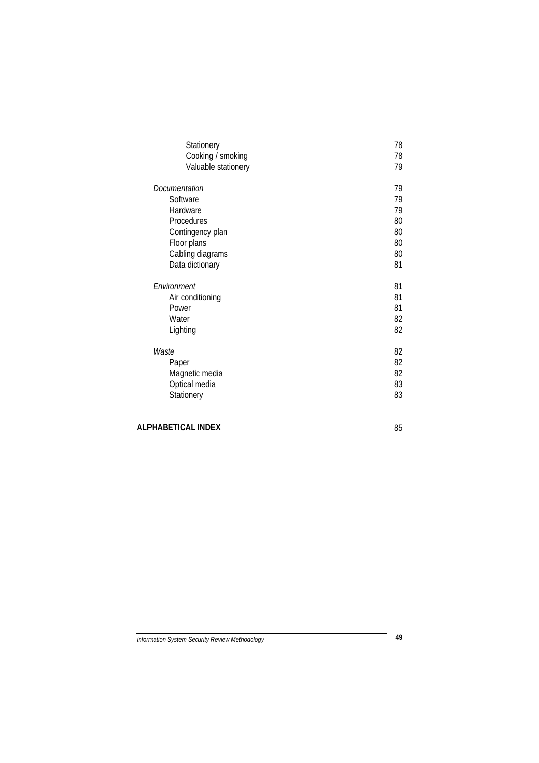| | |
|---|---|
| Stationery | 78 |
| Cooking / smoking | 78 |
| Valuable stationery | 79 |
| *Documentation* | 79 |
| Software | 79 |
| Hardware | 79 |
| Procedures | 80 |
| Contingency plan | 80 |
| Floor plans | 80 |
| Cabling diagrams | 80 |
| Data dictionary | 81 |
| *Environment* | 81 |
| Air conditioning | 81 |
| Power | 81 |
| Water | 82 |
| Lighting | 82 |
| *Waste* | 82 |
| Paper | 82 |
| Magnetic media | 82 |
| Optical media | 83 |
| Stationery | 83 |
| **ALPHABETICAL INDEX** | 85 |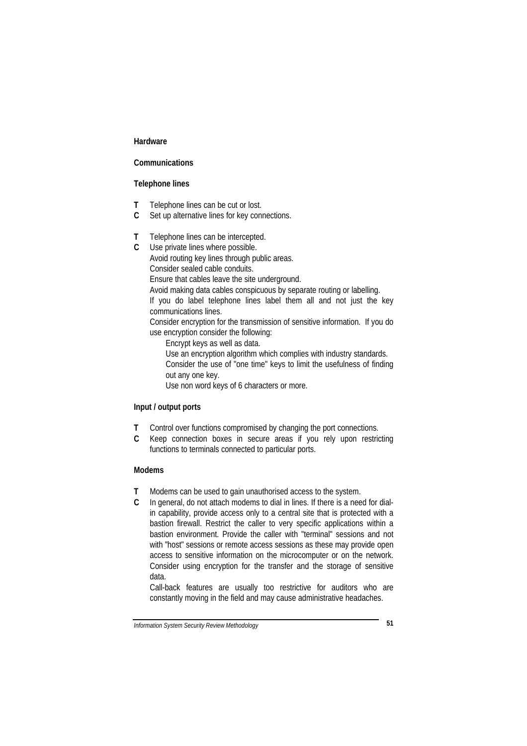**Hardware**

**Communications**

**Telephone lines**

**T** Telephone lines can be cut or lost.
**C** Set up alternative lines for key connections.

**T** Telephone lines can be intercepted.
**C** Use private lines where possible.
Avoid routing key lines through public areas.
Consider sealed cable conduits.
Ensure that cables leave the site underground.
Avoid making data cables conspicuous by separate routing or labelling.
If you do label telephone lines label them all and not just the key communications lines.
Consider encryption for the transmission of sensitive information. If you do use encryption consider the following:
  Encrypt keys as well as data.
  Use an encryption algorithm which complies with industry standards.
  Consider the use of "one time" keys to limit the usefulness of finding out any one key.
  Use non word keys of 6 characters or more.

**Input / output ports**

**T** Control over functions compromised by changing the port connections.
**C** Keep connection boxes in secure areas if you rely upon restricting functions to terminals connected to particular ports.

**Modems**

**T** Modems can be used to gain unauthorised access to the system.
**C** In general, do not attach modems to dial in lines. If there is a need for dial-in capability, provide access only to a central site that is protected with a bastion firewall. Restrict the caller to very specific applications within a bastion environment. Provide the caller with "terminal" sessions and not with "host" sessions or remote access sessions as these may provide open access to sensitive information on the microcomputer or on the network. Consider using encryption for the transfer and the storage of sensitive data.
Call-back features are usually too restrictive for auditors who are constantly moving in the field and may cause administrative headaches.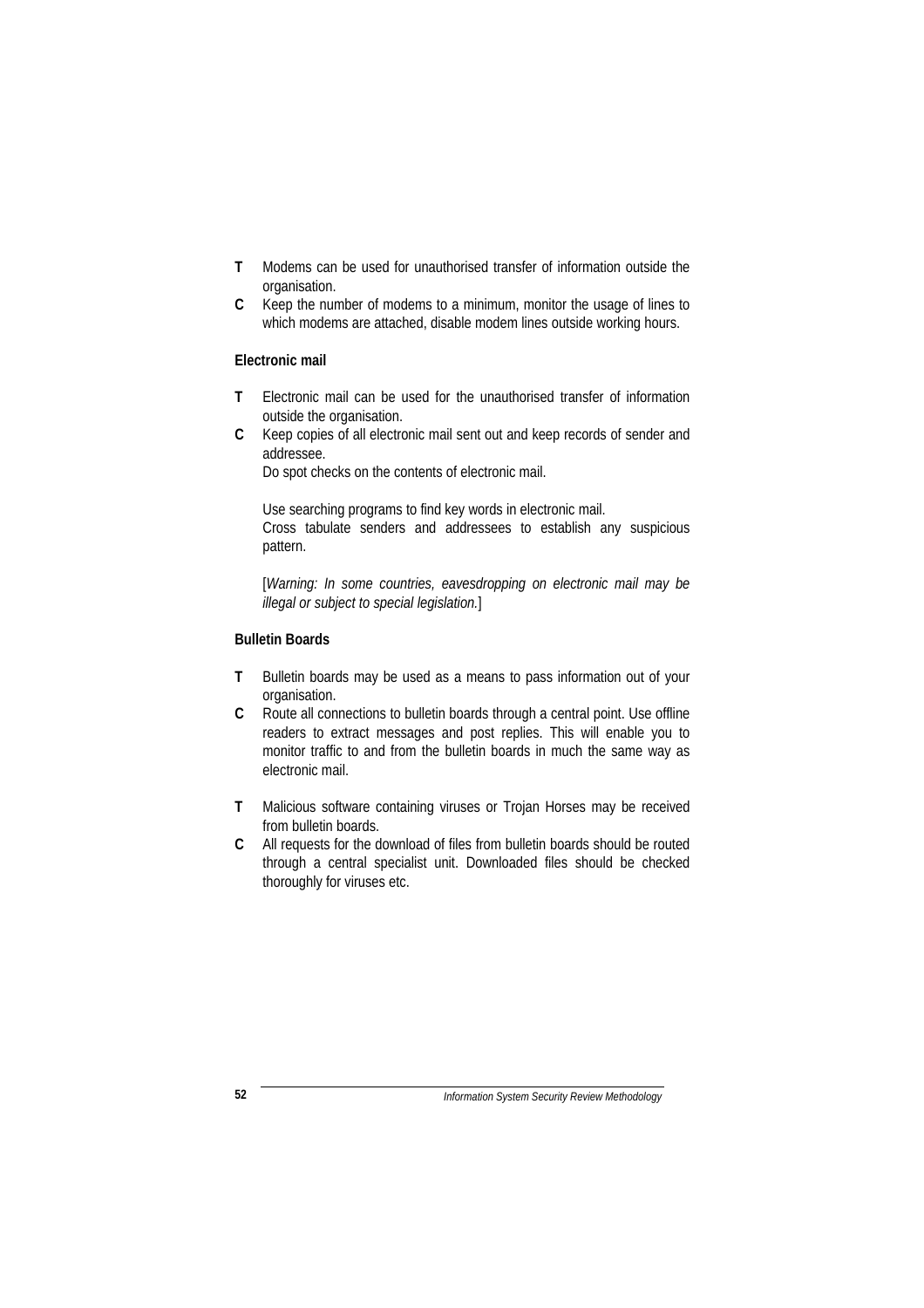**T** Modems can be used for unauthorised transfer of information outside the organisation.

**C** Keep the number of modems to a minimum, monitor the usage of lines to which modems are attached, disable modem lines outside working hours.

**Electronic mail**

**T** Electronic mail can be used for the unauthorised transfer of information outside the organisation.

**C** Keep copies of all electronic mail sent out and keep records of sender and addressee.
Do spot checks on the contents of electronic mail.

Use searching programs to find key words in electronic mail.
Cross tabulate senders and addressees to establish any suspicious pattern.

[*Warning: In some countries, eavesdropping on electronic mail may be illegal or subject to special legislation.*]

**Bulletin Boards**

**T** Bulletin boards may be used as a means to pass information out of your organisation.

**C** Route all connections to bulletin boards through a central point. Use offline readers to extract messages and post replies. This will enable you to monitor traffic to and from the bulletin boards in much the same way as electronic mail.

**T** Malicious software containing viruses or Trojan Horses may be received from bulletin boards.

**C** All requests for the download of files from bulletin boards should be routed through a central specialist unit. Downloaded files should be checked thoroughly for viruses etc.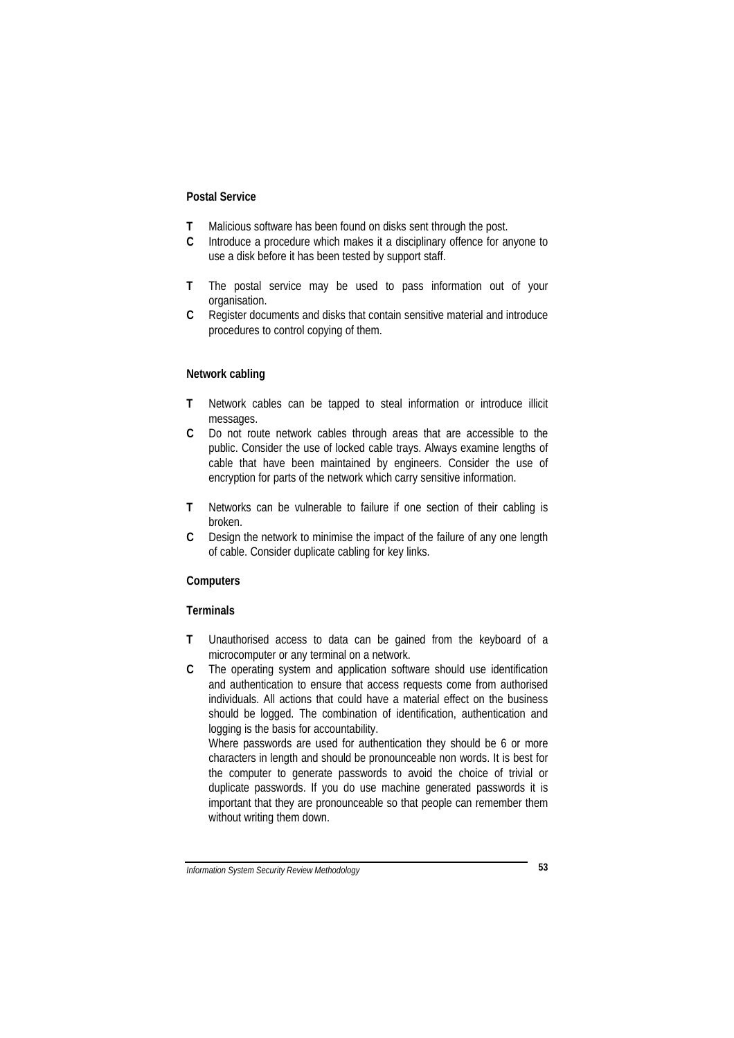**Postal Service**

**T** Malicious software has been found on disks sent through the post.

**C** Introduce a procedure which makes it a disciplinary offence for anyone to use a disk before it has been tested by support staff.

**T** The postal service may be used to pass information out of your organisation.

**C** Register documents and disks that contain sensitive material and introduce procedures to control copying of them.

**Network cabling**

**T** Network cables can be tapped to steal information or introduce illicit messages.

**C** Do not route network cables through areas that are accessible to the public. Consider the use of locked cable trays. Always examine lengths of cable that have been maintained by engineers. Consider the use of encryption for parts of the network which carry sensitive information.

**T** Networks can be vulnerable to failure if one section of their cabling is broken.

**C** Design the network to minimise the impact of the failure of any one length of cable. Consider duplicate cabling for key links.

**Computers**

**Terminals**

**T** Unauthorised access to data can be gained from the keyboard of a microcomputer or any terminal on a network.

**C** The operating system and application software should use identification and authentication to ensure that access requests come from authorised individuals. All actions that could have a material effect on the business should be logged. The combination of identification, authentication and logging is the basis for accountability.

Where passwords are used for authentication they should be 6 or more characters in length and should be pronounceable non words. It is best for the computer to generate passwords to avoid the choice of trivial or duplicate passwords. If you do use machine generated passwords it is important that they are pronounceable so that people can remember them without writing them down.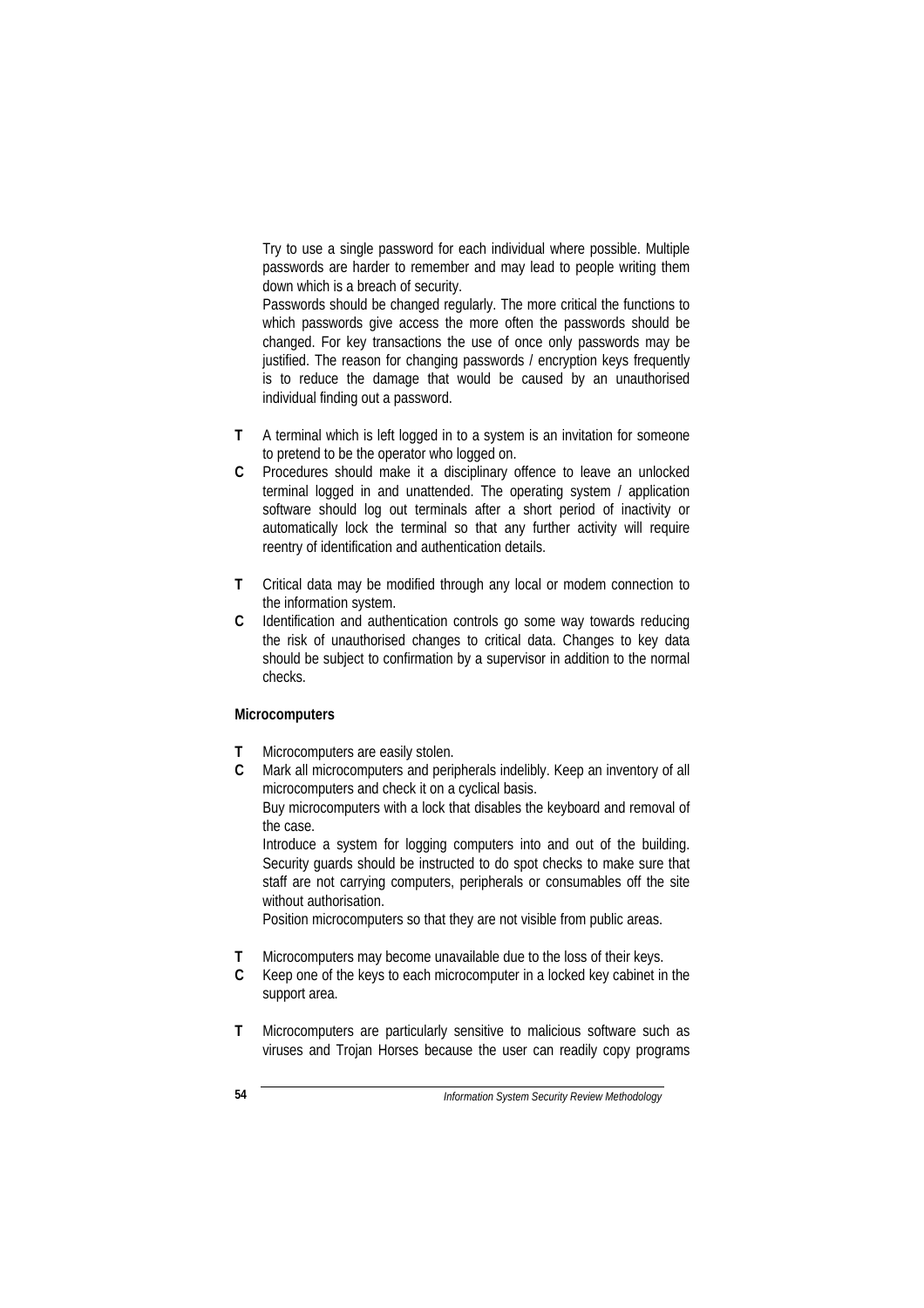Try to use a single password for each individual where possible. Multiple passwords are harder to remember and may lead to people writing them down which is a breach of security.

Passwords should be changed regularly. The more critical the functions to which passwords give access the more often the passwords should be changed. For key transactions the use of once only passwords may be justified. The reason for changing passwords / encryption keys frequently is to reduce the damage that would be caused by an unauthorised individual finding out a password.

**T** A terminal which is left logged in to a system is an invitation for someone to pretend to be the operator who logged on.

**C** Procedures should make it a disciplinary offence to leave an unlocked terminal logged in and unattended. The operating system / application software should log out terminals after a short period of inactivity or automatically lock the terminal so that any further activity will require reentry of identification and authentication details.

**T** Critical data may be modified through any local or modem connection to the information system.

**C** Identification and authentication controls go some way towards reducing the risk of unauthorised changes to critical data. Changes to key data should be subject to confirmation by a supervisor in addition to the normal checks.

**Microcomputers**

**T** Microcomputers are easily stolen.

**C** Mark all microcomputers and peripherals indelibly. Keep an inventory of all microcomputers and check it on a cyclical basis.

Buy microcomputers with a lock that disables the keyboard and removal of the case.

Introduce a system for logging computers into and out of the building. Security guards should be instructed to do spot checks to make sure that staff are not carrying computers, peripherals or consumables off the site without authorisation.

Position microcomputers so that they are not visible from public areas.

**T** Microcomputers may become unavailable due to the loss of their keys.

**C** Keep one of the keys to each microcomputer in a locked key cabinet in the support area.

**T** Microcomputers are particularly sensitive to malicious software such as viruses and Trojan Horses because the user can readily copy programs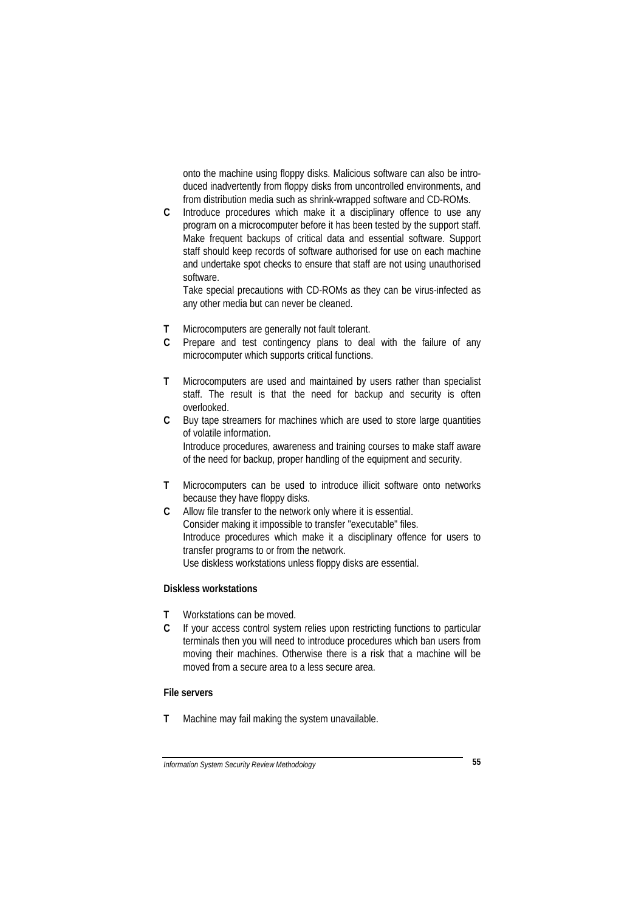onto the machine using floppy disks. Malicious software can also be introduced inadvertently from floppy disks from uncontrolled environments, and from distribution media such as shrink-wrapped software and CD-ROMs.

**C** Introduce procedures which make it a disciplinary offence to use any program on a microcomputer before it has been tested by the support staff. Make frequent backups of critical data and essential software. Support staff should keep records of software authorised for use on each machine and undertake spot checks to ensure that staff are not using unauthorised software.
Take special precautions with CD-ROMs as they can be virus-infected as any other media but can never be cleaned.

**T** Microcomputers are generally not fault tolerant.
**C** Prepare and test contingency plans to deal with the failure of any microcomputer which supports critical functions.

**T** Microcomputers are used and maintained by users rather than specialist staff. The result is that the need for backup and security is often overlooked.
**C** Buy tape streamers for machines which are used to store large quantities of volatile information.
Introduce procedures, awareness and training courses to make staff aware of the need for backup, proper handling of the equipment and security.

**T** Microcomputers can be used to introduce illicit software onto networks because they have floppy disks.
**C** Allow file transfer to the network only where it is essential.
Consider making it impossible to transfer "executable" files.
Introduce procedures which make it a disciplinary offence for users to transfer programs to or from the network.
Use diskless workstations unless floppy disks are essential.

**Diskless workstations**

**T** Workstations can be moved.
**C** If your access control system relies upon restricting functions to particular terminals then you will need to introduce procedures which ban users from moving their machines. Otherwise there is a risk that a machine will be moved from a secure area to a less secure area.

**File servers**

**T** Machine may fail making the system unavailable.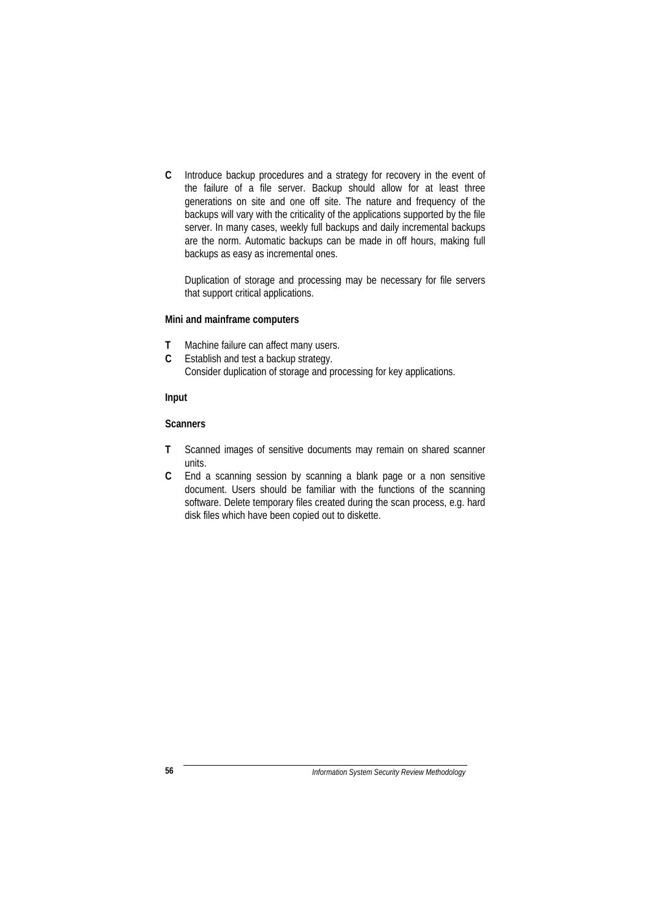**C** Introduce backup procedures and a strategy for recovery in the event of the failure of a file server. Backup should allow for at least three generations on site and one off site. The nature and frequency of the backups will vary with the criticality of the applications supported by the file server. In many cases, weekly full backups and daily incremental backups are the norm. Automatic backups can be made in off hours, making full backups as easy as incremental ones.

Duplication of storage and processing may be necessary for file servers that support critical applications.

**Mini and mainframe computers**

**T** Machine failure can affect many users.
**C** Establish and test a backup strategy.
Consider duplication of storage and processing for key applications.

**Input**

**Scanners**

**T** Scanned images of sensitive documents may remain on shared scanner units.
**C** End a scanning session by scanning a blank page or a non sensitive document. Users should be familiar with the functions of the scanning software. Delete temporary files created during the scan process, e.g. hard disk files which have been copied out to diskette.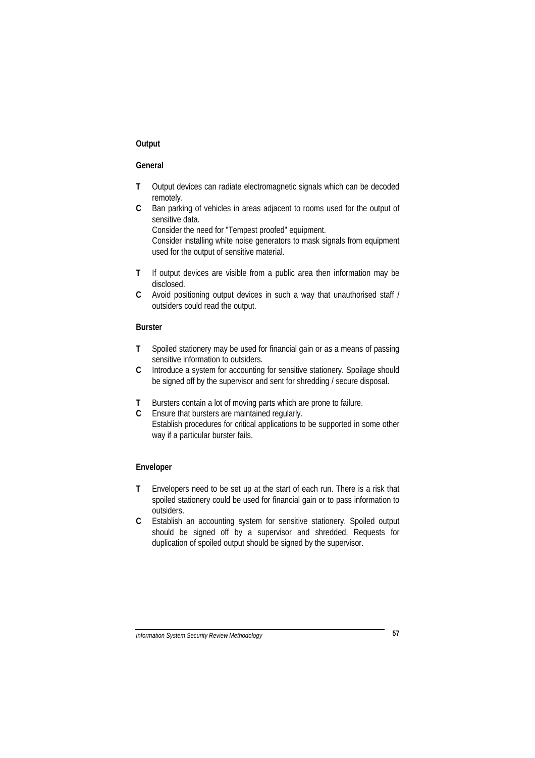**Output**

**General**

**T** Output devices can radiate electromagnetic signals which can be decoded remotely.

**C** Ban parking of vehicles in areas adjacent to rooms used for the output of sensitive data.
Consider the need for "Tempest proofed" equipment.
Consider installing white noise generators to mask signals from equipment used for the output of sensitive material.

**T** If output devices are visible from a public area then information may be disclosed.

**C** Avoid positioning output devices in such a way that unauthorised staff / outsiders could read the output.

**Burster**

**T** Spoiled stationery may be used for financial gain or as a means of passing sensitive information to outsiders.

**C** Introduce a system for accounting for sensitive stationery. Spoilage should be signed off by the supervisor and sent for shredding / secure disposal.

**T** Bursters contain a lot of moving parts which are prone to failure.

**C** Ensure that bursters are maintained regularly.
Establish procedures for critical applications to be supported in some other way if a particular burster fails.

**Enveloper**

**T** Envelopers need to be set up at the start of each run. There is a risk that spoiled stationery could be used for financial gain or to pass information to outsiders.

**C** Establish an accounting system for sensitive stationery. Spoiled output should be signed off by a supervisor and shredded. Requests for duplication of spoiled output should be signed by the supervisor.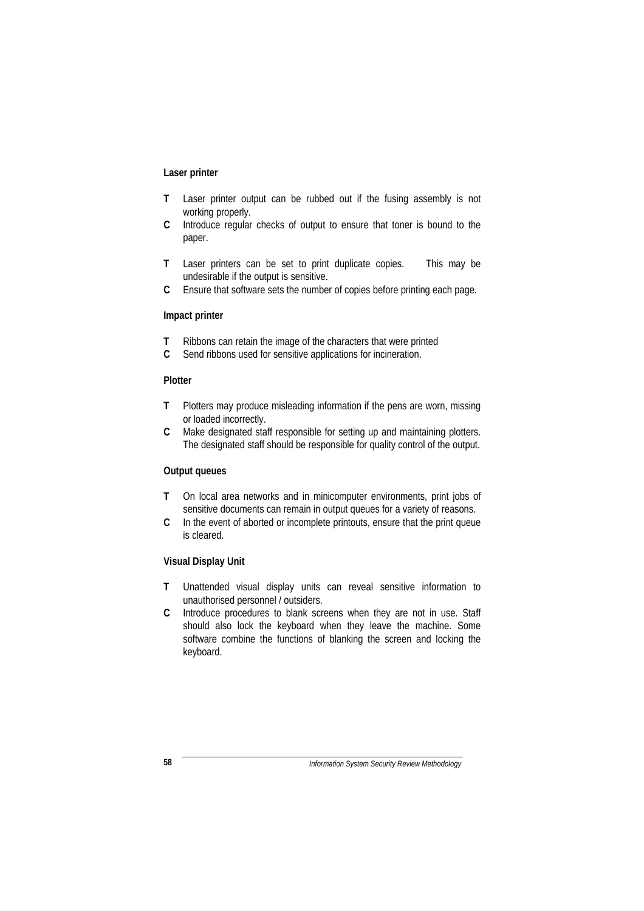**Laser printer**

**T** Laser printer output can be rubbed out if the fusing assembly is not working properly.
**C** Introduce regular checks of output to ensure that toner is bound to the paper.

**T** Laser printers can be set to print duplicate copies. This may be undesirable if the output is sensitive.
**C** Ensure that software sets the number of copies before printing each page.

**Impact printer**

**T** Ribbons can retain the image of the characters that were printed
**C** Send ribbons used for sensitive applications for incineration.

**Plotter**

**T** Plotters may produce misleading information if the pens are worn, missing or loaded incorrectly.
**C** Make designated staff responsible for setting up and maintaining plotters. The designated staff should be responsible for quality control of the output.

**Output queues**

**T** On local area networks and in minicomputer environments, print jobs of sensitive documents can remain in output queues for a variety of reasons.
**C** In the event of aborted or incomplete printouts, ensure that the print queue is cleared.

**Visual Display Unit**

**T** Unattended visual display units can reveal sensitive information to unauthorised personnel / outsiders.
**C** Introduce procedures to blank screens when they are not in use. Staff should also lock the keyboard when they leave the machine. Some software combine the functions of blanking the screen and locking the keyboard.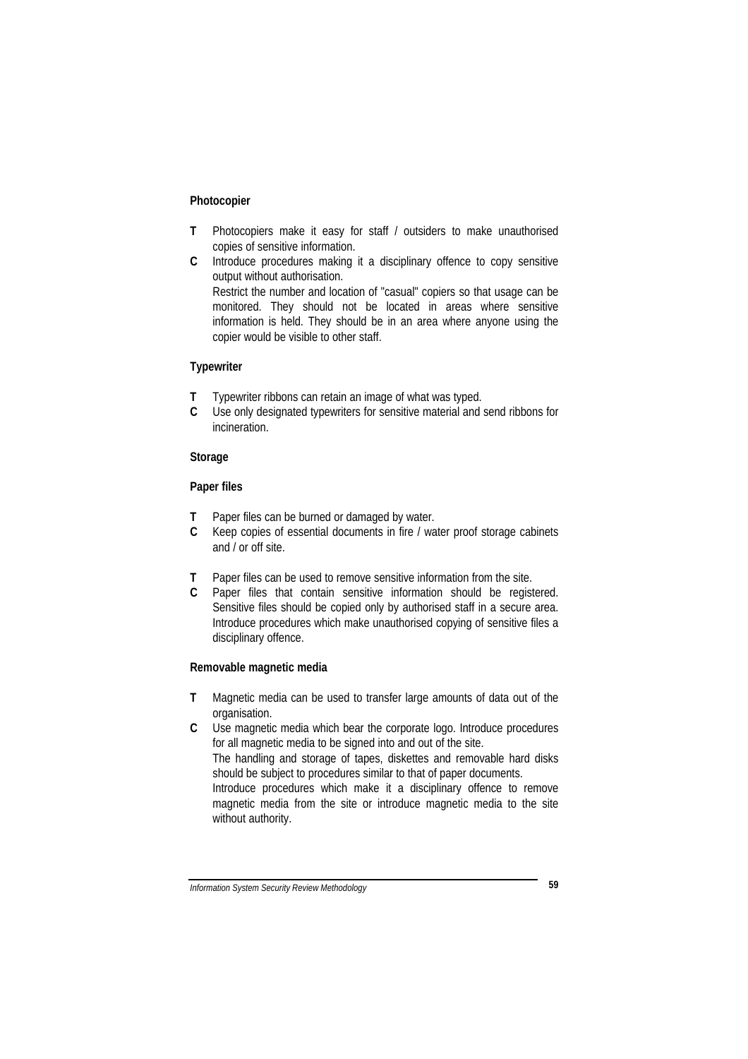**Photocopier**

**T** Photocopiers make it easy for staff / outsiders to make unauthorised copies of sensitive information.

**C** Introduce procedures making it a disciplinary offence to copy sensitive output without authorisation.
Restrict the number and location of "casual" copiers so that usage can be monitored. They should not be located in areas where sensitive information is held. They should be in an area where anyone using the copier would be visible to other staff.

**Typewriter**

**T** Typewriter ribbons can retain an image of what was typed.

**C** Use only designated typewriters for sensitive material and send ribbons for incineration.

**Storage**

**Paper files**

**T** Paper files can be burned or damaged by water.

**C** Keep copies of essential documents in fire / water proof storage cabinets and / or off site.

**T** Paper files can be used to remove sensitive information from the site.

**C** Paper files that contain sensitive information should be registered. Sensitive files should be copied only by authorised staff in a secure area. Introduce procedures which make unauthorised copying of sensitive files a disciplinary offence.

**Removable magnetic media**

**T** Magnetic media can be used to transfer large amounts of data out of the organisation.

**C** Use magnetic media which bear the corporate logo. Introduce procedures for all magnetic media to be signed into and out of the site.
The handling and storage of tapes, diskettes and removable hard disks should be subject to procedures similar to that of paper documents.
Introduce procedures which make it a disciplinary offence to remove magnetic media from the site or introduce magnetic media to the site without authority.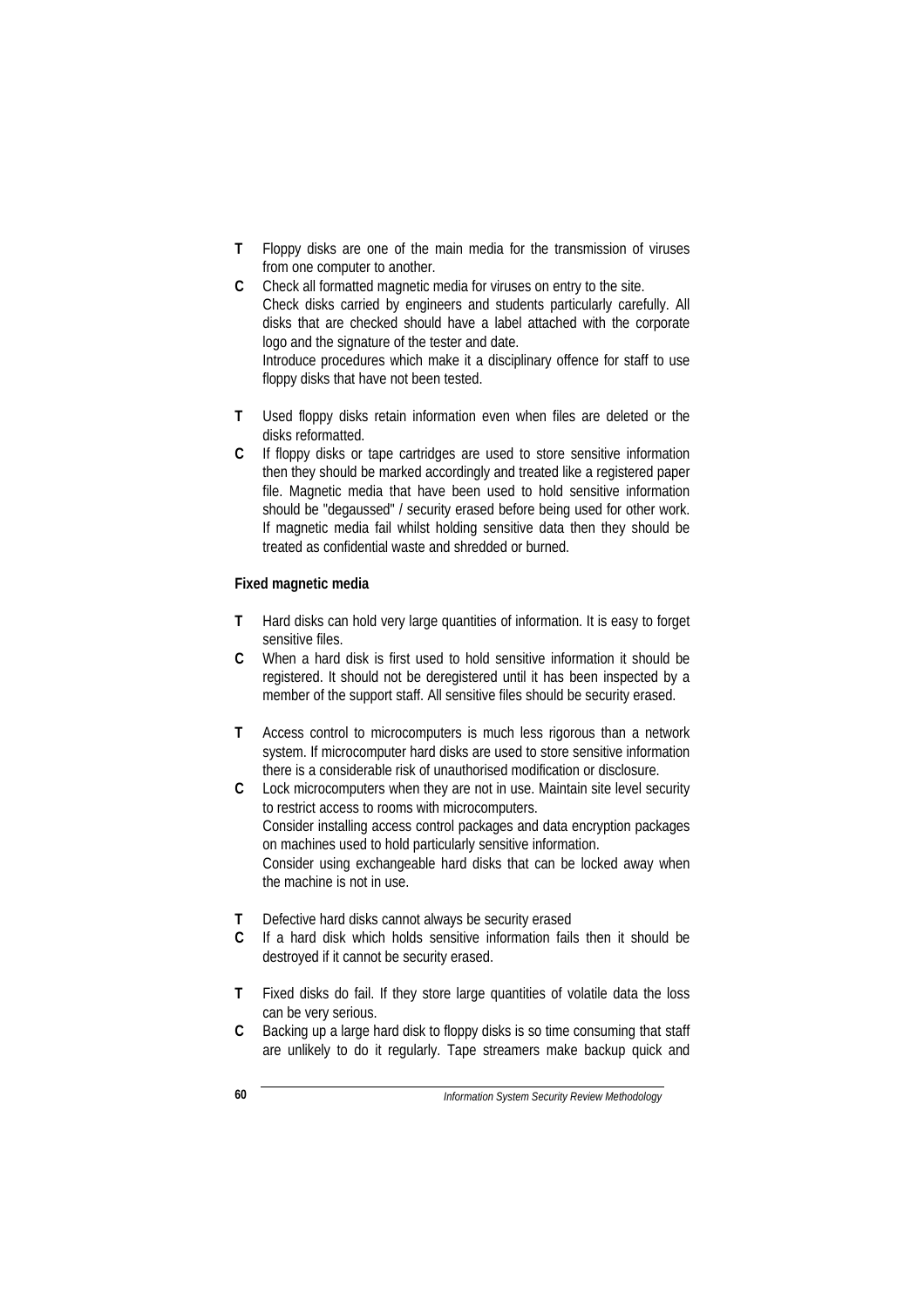**T** Floppy disks are one of the main media for the transmission of viruses from one computer to another.

**C** Check all formatted magnetic media for viruses on entry to the site.
Check disks carried by engineers and students particularly carefully. All disks that are checked should have a label attached with the corporate logo and the signature of the tester and date.
Introduce procedures which make it a disciplinary offence for staff to use floppy disks that have not been tested.

**T** Used floppy disks retain information even when files are deleted or the disks reformatted.

**C** If floppy disks or tape cartridges are used to store sensitive information then they should be marked accordingly and treated like a registered paper file. Magnetic media that have been used to hold sensitive information should be "degaussed" / security erased before being used for other work. If magnetic media fail whilst holding sensitive data then they should be treated as confidential waste and shredded or burned.

**Fixed magnetic media**

**T** Hard disks can hold very large quantities of information. It is easy to forget sensitive files.

**C** When a hard disk is first used to hold sensitive information it should be registered. It should not be deregistered until it has been inspected by a member of the support staff. All sensitive files should be security erased.

**T** Access control to microcomputers is much less rigorous than a network system. If microcomputer hard disks are used to store sensitive information there is a considerable risk of unauthorised modification or disclosure.

**C** Lock microcomputers when they are not in use. Maintain site level security to restrict access to rooms with microcomputers.
Consider installing access control packages and data encryption packages on machines used to hold particularly sensitive information.
Consider using exchangeable hard disks that can be locked away when the machine is not in use.

**T** Defective hard disks cannot always be security erased

**C** If a hard disk which holds sensitive information fails then it should be destroyed if it cannot be security erased.

**T** Fixed disks do fail. If they store large quantities of volatile data the loss can be very serious.

**C** Backing up a large hard disk to floppy disks is so time consuming that staff are unlikely to do it regularly. Tape streamers make backup quick and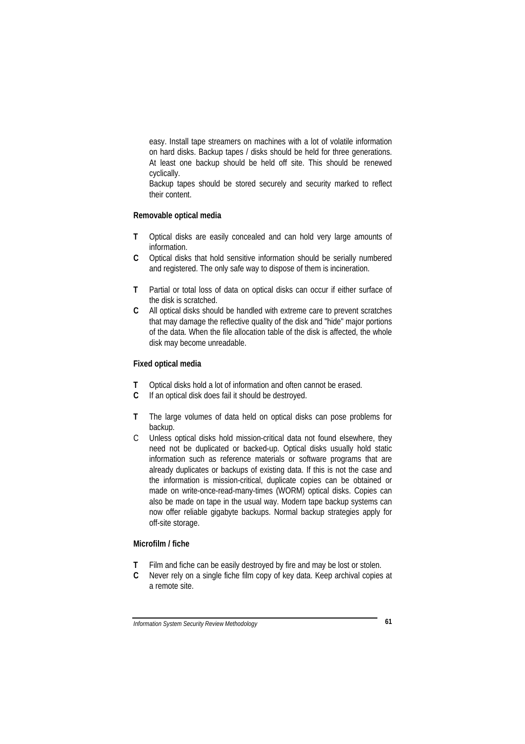easy. Install tape streamers on machines with a lot of volatile information on hard disks. Backup tapes / disks should be held for three generations. At least one backup should be held off site. This should be renewed cyclically.

Backup tapes should be stored securely and security marked to reflect their content.

**Removable optical media**

**T** Optical disks are easily concealed and can hold very large amounts of information.

**C** Optical disks that hold sensitive information should be serially numbered and registered. The only safe way to dispose of them is incineration.

**T** Partial or total loss of data on optical disks can occur if either surface of the disk is scratched.

**C** All optical disks should be handled with extreme care to prevent scratches that may damage the reflective quality of the disk and "hide" major portions of the data. When the file allocation table of the disk is affected, the whole disk may become unreadable.

**Fixed optical media**

**T** Optical disks hold a lot of information and often cannot be erased.

**C** If an optical disk does fail it should be destroyed.

**T** The large volumes of data held on optical disks can pose problems for backup.

C Unless optical disks hold mission-critical data not found elsewhere, they need not be duplicated or backed-up. Optical disks usually hold static information such as reference materials or software programs that are already duplicates or backups of existing data. If this is not the case and the information is mission-critical, duplicate copies can be obtained or made on write-once-read-many-times (WORM) optical disks. Copies can also be made on tape in the usual way. Modern tape backup systems can now offer reliable gigabyte backups. Normal backup strategies apply for off-site storage.

**Microfilm / fiche**

**T** Film and fiche can be easily destroyed by fire and may be lost or stolen.

**C** Never rely on a single fiche film copy of key data. Keep archival copies at a remote site.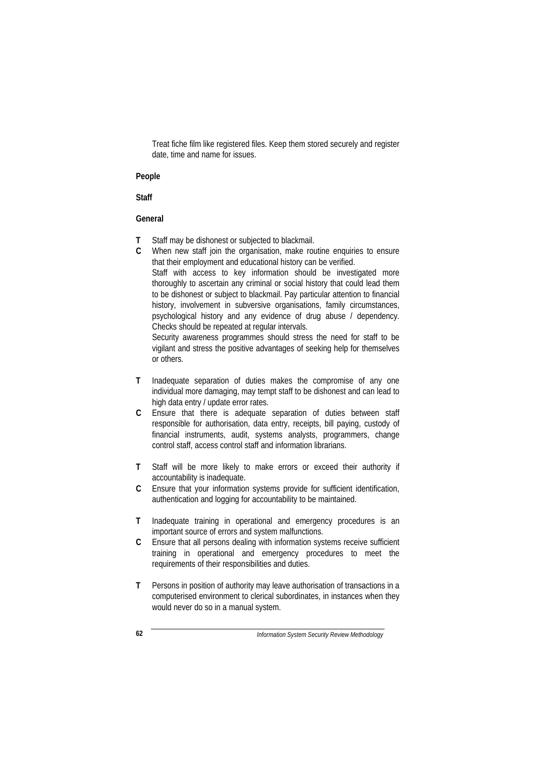Treat fiche film like registered files. Keep them stored securely and register date, time and name for issues.

**People**

**Staff**

**General**

**T** Staff may be dishonest or subjected to blackmail.

**C** When new staff join the organisation, make routine enquiries to ensure that their employment and educational history can be verified.
Staff with access to key information should be investigated more thoroughly to ascertain any criminal or social history that could lead them to be dishonest or subject to blackmail. Pay particular attention to financial history, involvement in subversive organisations, family circumstances, psychological history and any evidence of drug abuse / dependency. Checks should be repeated at regular intervals.
Security awareness programmes should stress the need for staff to be vigilant and stress the positive advantages of seeking help for themselves or others.

**T** Inadequate separation of duties makes the compromise of any one individual more damaging, may tempt staff to be dishonest and can lead to high data entry / update error rates.

**C** Ensure that there is adequate separation of duties between staff responsible for authorisation, data entry, receipts, bill paying, custody of financial instruments, audit, systems analysts, programmers, change control staff, access control staff and information librarians.

**T** Staff will be more likely to make errors or exceed their authority if accountability is inadequate.

**C** Ensure that your information systems provide for sufficient identification, authentication and logging for accountability to be maintained.

**T** Inadequate training in operational and emergency procedures is an important source of errors and system malfunctions.

**C** Ensure that all persons dealing with information systems receive sufficient training in operational and emergency procedures to meet the requirements of their responsibilities and duties.

**T** Persons in position of authority may leave authorisation of transactions in a computerised environment to clerical subordinates, in instances when they would never do so in a manual system.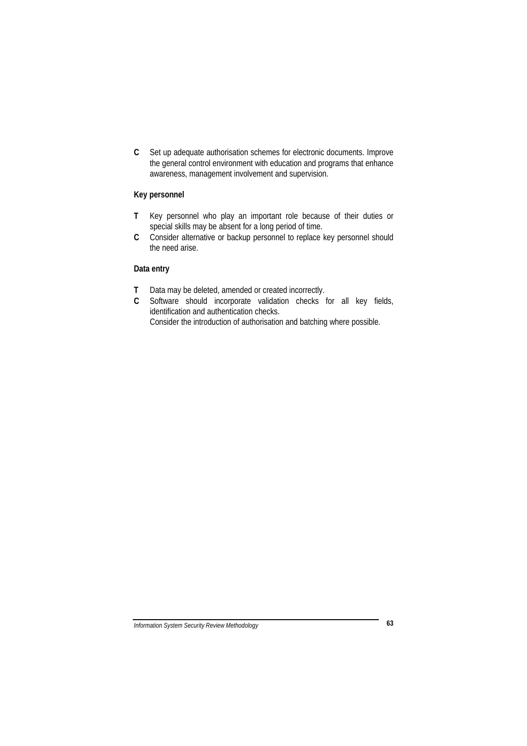**C** Set up adequate authorisation schemes for electronic documents. Improve the general control environment with education and programs that enhance awareness, management involvement and supervision.

**Key personnel**

**T** Key personnel who play an important role because of their duties or special skills may be absent for a long period of time.

**C** Consider alternative or backup personnel to replace key personnel should the need arise.

**Data entry**

**T** Data may be deleted, amended or created incorrectly.

**C** Software should incorporate validation checks for all key fields, identification and authentication checks.
Consider the introduction of authorisation and batching where possible.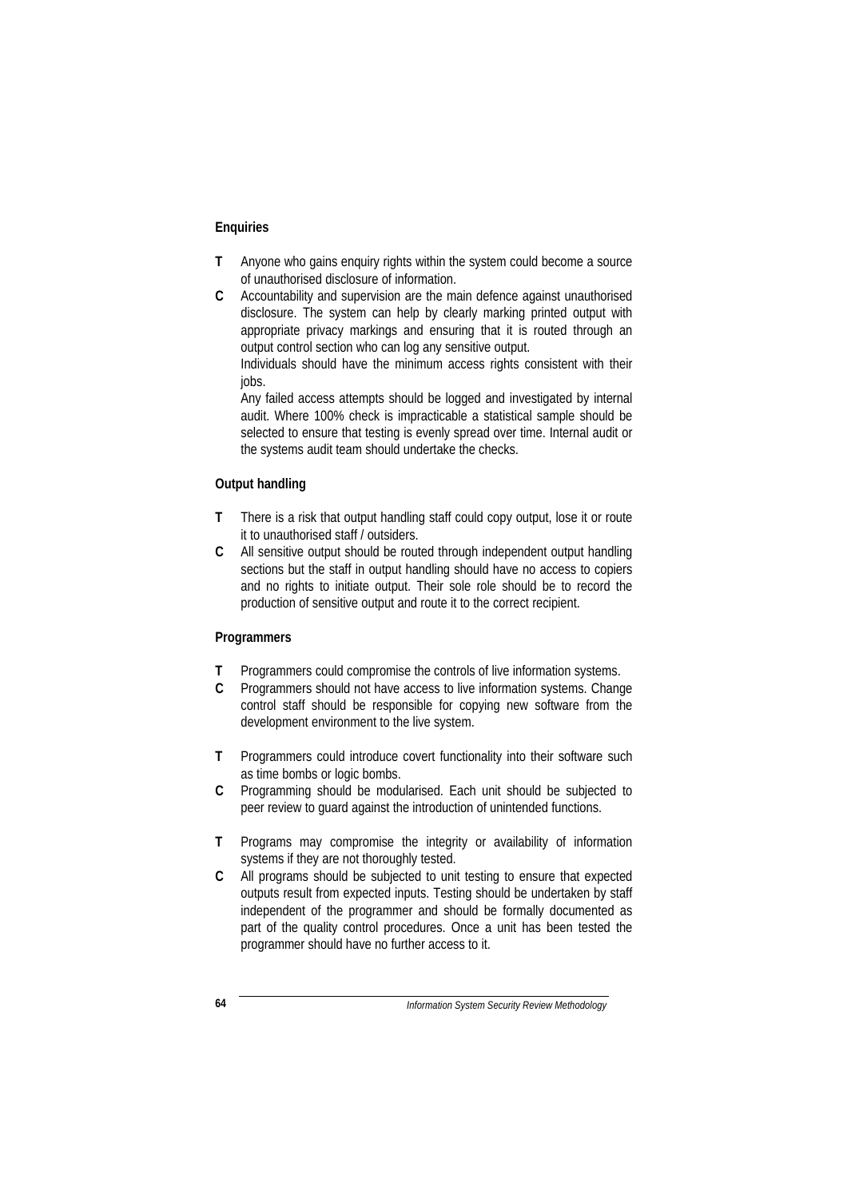### Enquiries

**T** Anyone who gains enquiry rights within the system could become a source of unauthorised disclosure of information.

**C** Accountability and supervision are the main defence against unauthorised disclosure. The system can help by clearly marking printed output with appropriate privacy markings and ensuring that it is routed through an output control section who can log any sensitive output.
Individuals should have the minimum access rights consistent with their jobs.
Any failed access attempts should be logged and investigated by internal audit. Where 100% check is impracticable a statistical sample should be selected to ensure that testing is evenly spread over time. Internal audit or the systems audit team should undertake the checks.

### Output handling

**T** There is a risk that output handling staff could copy output, lose it or route it to unauthorised staff / outsiders.

**C** All sensitive output should be routed through independent output handling sections but the staff in output handling should have no access to copiers and no rights to initiate output. Their sole role should be to record the production of sensitive output and route it to the correct recipient.

### Programmers

**T** Programmers could compromise the controls of live information systems.

**C** Programmers should not have access to live information systems. Change control staff should be responsible for copying new software from the development environment to the live system.

**T** Programmers could introduce covert functionality into their software such as time bombs or logic bombs.

**C** Programming should be modularised. Each unit should be subjected to peer review to guard against the introduction of unintended functions.

**T** Programs may compromise the integrity or availability of information systems if they are not thoroughly tested.

**C** All programs should be subjected to unit testing to ensure that expected outputs result from expected inputs. Testing should be undertaken by staff independent of the programmer and should be formally documented as part of the quality control procedures. Once a unit has been tested the programmer should have no further access to it.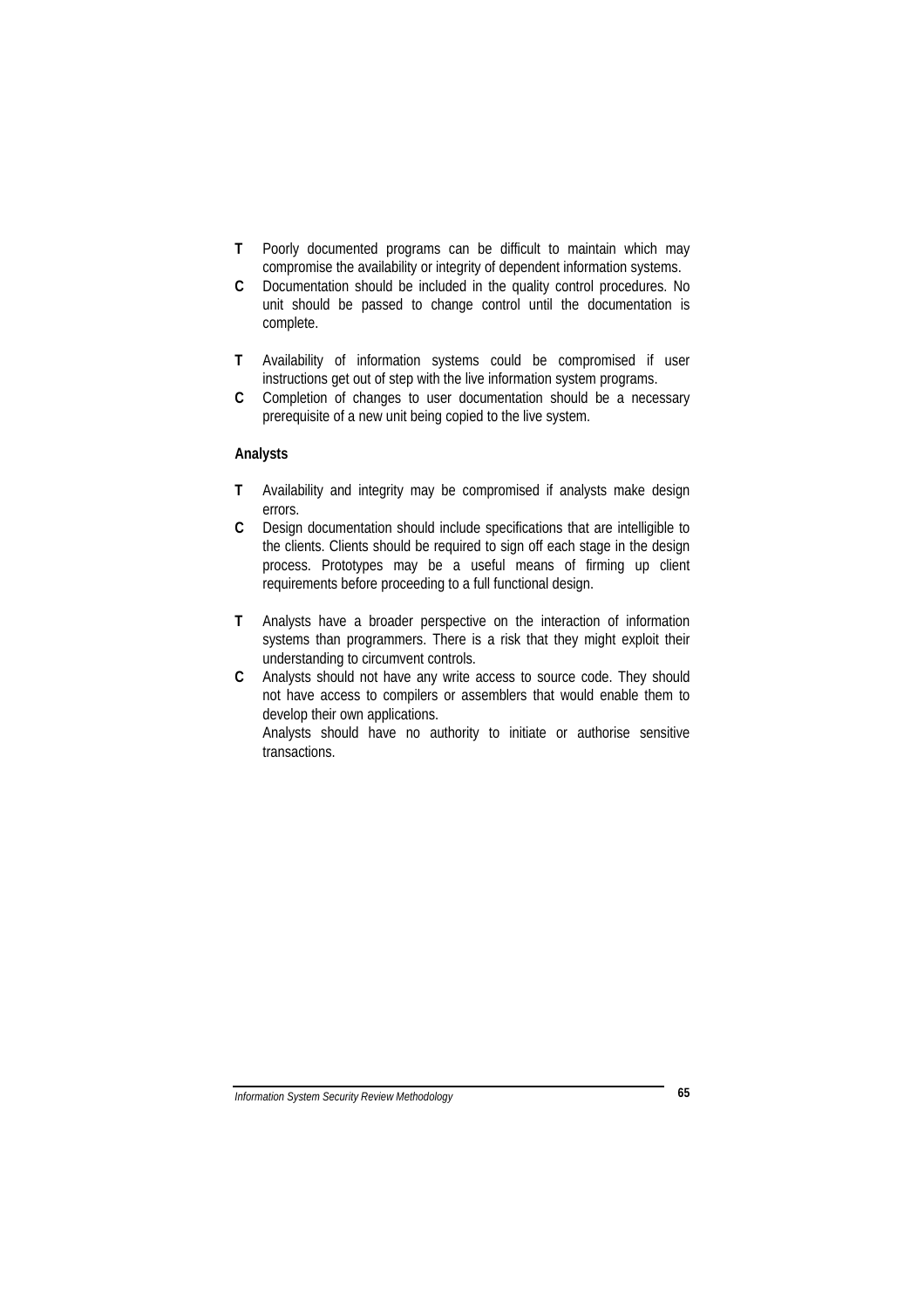**T** Poorly documented programs can be difficult to maintain which may compromise the availability or integrity of dependent information systems.

**C** Documentation should be included in the quality control procedures. No unit should be passed to change control until the documentation is complete.

**T** Availability of information systems could be compromised if user instructions get out of step with the live information system programs.

**C** Completion of changes to user documentation should be a necessary prerequisite of a new unit being copied to the live system.

**Analysts**

**T** Availability and integrity may be compromised if analysts make design errors.

**C** Design documentation should include specifications that are intelligible to the clients. Clients should be required to sign off each stage in the design process. Prototypes may be a useful means of firming up client requirements before proceeding to a full functional design.

**T** Analysts have a broader perspective on the interaction of information systems than programmers. There is a risk that they might exploit their understanding to circumvent controls.

**C** Analysts should not have any write access to source code. They should not have access to compilers or assemblers that would enable them to develop their own applications.
Analysts should have no authority to initiate or authorise sensitive transactions.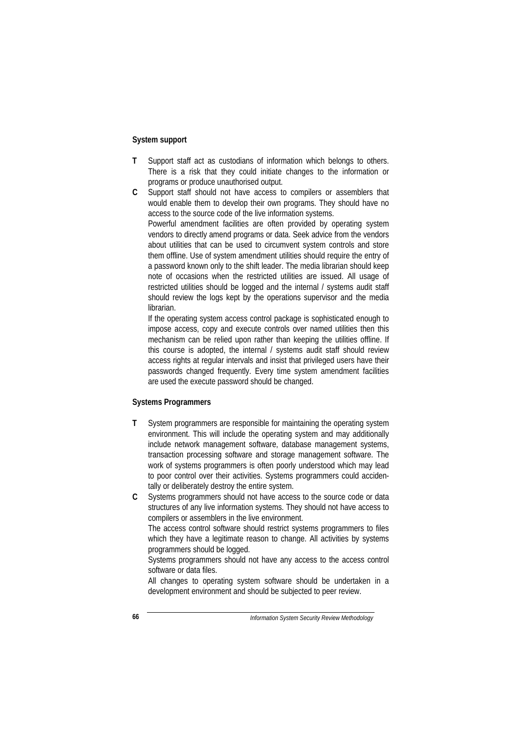#### System support

**T** Support staff act as custodians of information which belongs to others. There is a risk that they could initiate changes to the information or programs or produce unauthorised output.

**C** Support staff should not have access to compilers or assemblers that would enable them to develop their own programs. They should have no access to the source code of the live information systems.

Powerful amendment facilities are often provided by operating system vendors to directly amend programs or data. Seek advice from the vendors about utilities that can be used to circumvent system controls and store them offline. Use of system amendment utilities should require the entry of a password known only to the shift leader. The media librarian should keep note of occasions when the restricted utilities are issued. All usage of restricted utilities should be logged and the internal / systems audit staff should review the logs kept by the operations supervisor and the media librarian.

If the operating system access control package is sophisticated enough to impose access, copy and execute controls over named utilities then this mechanism can be relied upon rather than keeping the utilities offline. If this course is adopted, the internal / systems audit staff should review access rights at regular intervals and insist that privileged users have their passwords changed frequently. Every time system amendment facilities are used the execute password should be changed.

#### Systems Programmers

**T** System programmers are responsible for maintaining the operating system environment. This will include the operating system and may additionally include network management software, database management systems, transaction processing software and storage management software. The work of systems programmers is often poorly understood which may lead to poor control over their activities. Systems programmers could accidentally or deliberately destroy the entire system.

**C** Systems programmers should not have access to the source code or data structures of any live information systems. They should not have access to compilers or assemblers in the live environment.

The access control software should restrict systems programmers to files which they have a legitimate reason to change. All activities by systems programmers should be logged.

Systems programmers should not have any access to the access control software or data files.

All changes to operating system software should be undertaken in a development environment and should be subjected to peer review.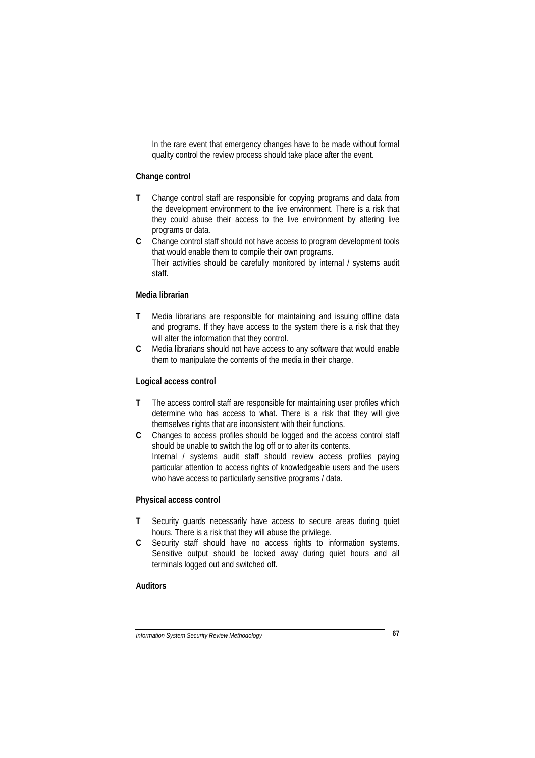In the rare event that emergency changes have to be made without formal quality control the review process should take place after the event.

**Change control**

**T** Change control staff are responsible for copying programs and data from the development environment to the live environment. There is a risk that they could abuse their access to the live environment by altering live programs or data.

**C** Change control staff should not have access to program development tools that would enable them to compile their own programs.
Their activities should be carefully monitored by internal / systems audit staff.

**Media librarian**

**T** Media librarians are responsible for maintaining and issuing offline data and programs. If they have access to the system there is a risk that they will alter the information that they control.

**C** Media librarians should not have access to any software that would enable them to manipulate the contents of the media in their charge.

**Logical access control**

**T** The access control staff are responsible for maintaining user profiles which determine who has access to what. There is a risk that they will give themselves rights that are inconsistent with their functions.

**C** Changes to access profiles should be logged and the access control staff should be unable to switch the log off or to alter its contents.
Internal / systems audit staff should review access profiles paying particular attention to access rights of knowledgeable users and the users who have access to particularly sensitive programs / data.

**Physical access control**

**T** Security guards necessarily have access to secure areas during quiet hours. There is a risk that they will abuse the privilege.

**C** Security staff should have no access rights to information systems. Sensitive output should be locked away during quiet hours and all terminals logged out and switched off.

**Auditors**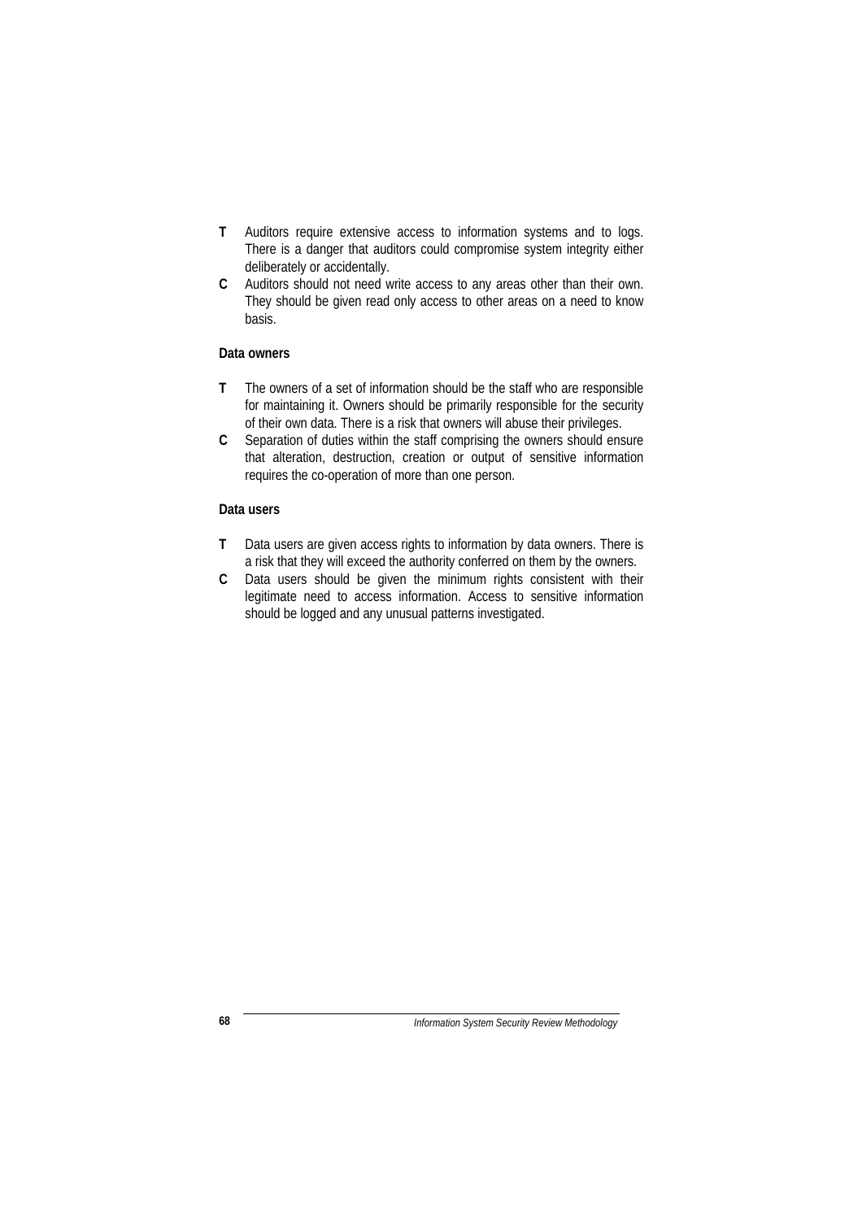**T** Auditors require extensive access to information systems and to logs. There is a danger that auditors could compromise system integrity either deliberately or accidentally.

**C** Auditors should not need write access to any areas other than their own. They should be given read only access to other areas on a need to know basis.

**Data owners**

**T** The owners of a set of information should be the staff who are responsible for maintaining it. Owners should be primarily responsible for the security of their own data. There is a risk that owners will abuse their privileges.

**C** Separation of duties within the staff comprising the owners should ensure that alteration, destruction, creation or output of sensitive information requires the co-operation of more than one person.

**Data users**

**T** Data users are given access rights to information by data owners. There is a risk that they will exceed the authority conferred on them by the owners.

**C** Data users should be given the minimum rights consistent with their legitimate need to access information. Access to sensitive information should be logged and any unusual patterns investigated.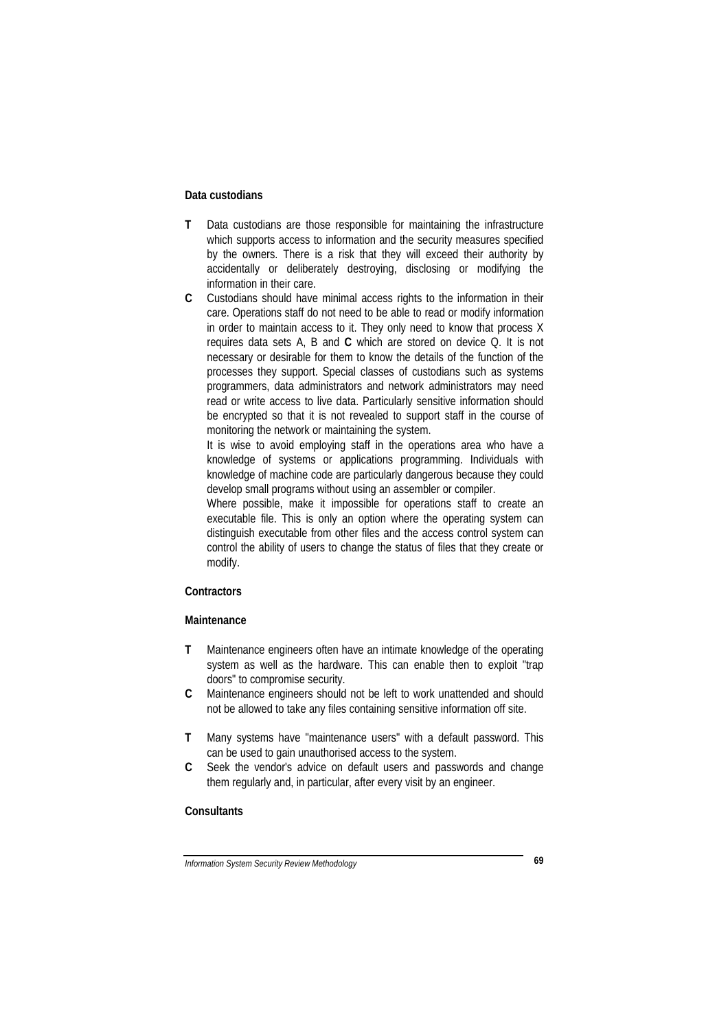**Data custodians**

**T** Data custodians are those responsible for maintaining the infrastructure which supports access to information and the security measures specified by the owners. There is a risk that they will exceed their authority by accidentally or deliberately destroying, disclosing or modifying the information in their care.

**C** Custodians should have minimal access rights to the information in their care. Operations staff do not need to be able to read or modify information in order to maintain access to it. They only need to know that process X requires data sets A, B and **C** which are stored on device Q. It is not necessary or desirable for them to know the details of the function of the processes they support. Special classes of custodians such as systems programmers, data administrators and network administrators may need read or write access to live data. Particularly sensitive information should be encrypted so that it is not revealed to support staff in the course of monitoring the network or maintaining the system.

It is wise to avoid employing staff in the operations area who have a knowledge of systems or applications programming. Individuals with knowledge of machine code are particularly dangerous because they could develop small programs without using an assembler or compiler.

Where possible, make it impossible for operations staff to create an executable file. This is only an option where the operating system can distinguish executable from other files and the access control system can control the ability of users to change the status of files that they create or modify.

**Contractors**

**Maintenance**

**T** Maintenance engineers often have an intimate knowledge of the operating system as well as the hardware. This can enable then to exploit "trap doors" to compromise security.

**C** Maintenance engineers should not be left to work unattended and should not be allowed to take any files containing sensitive information off site.

**T** Many systems have "maintenance users" with a default password. This can be used to gain unauthorised access to the system.

**C** Seek the vendor's advice on default users and passwords and change them regularly and, in particular, after every visit by an engineer.

**Consultants**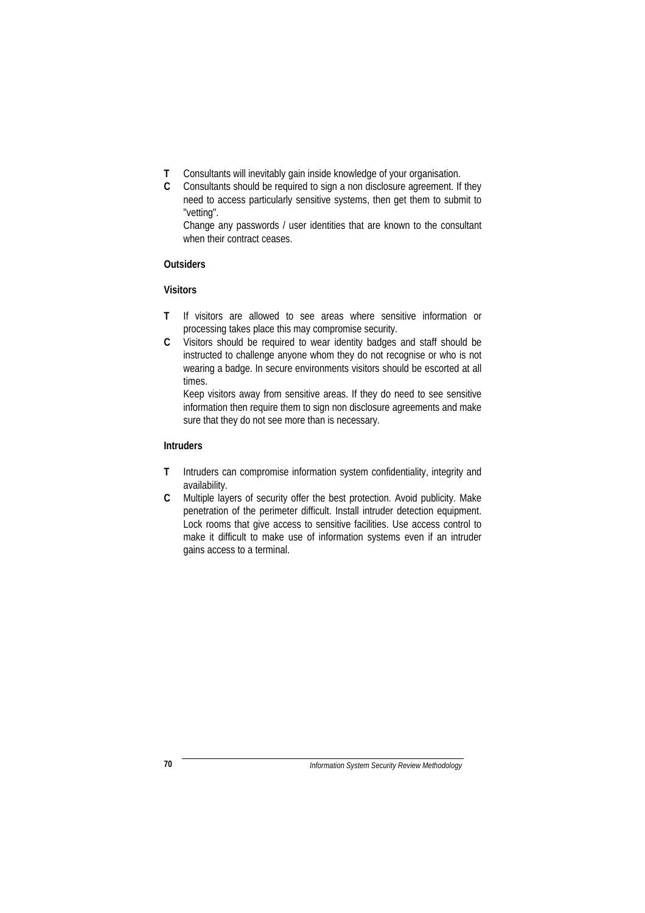**T** Consultants will inevitably gain inside knowledge of your organisation.

**C** Consultants should be required to sign a non disclosure agreement. If they need to access particularly sensitive systems, then get them to submit to "vetting".

Change any passwords / user identities that are known to the consultant when their contract ceases.

**Outsiders**

**Visitors**

**T** If visitors are allowed to see areas where sensitive information or processing takes place this may compromise security.

**C** Visitors should be required to wear identity badges and staff should be instructed to challenge anyone whom they do not recognise or who is not wearing a badge. In secure environments visitors should be escorted at all times.

Keep visitors away from sensitive areas. If they do need to see sensitive information then require them to sign non disclosure agreements and make sure that they do not see more than is necessary.

**Intruders**

**T** Intruders can compromise information system confidentiality, integrity and availability.

**C** Multiple layers of security offer the best protection. Avoid publicity. Make penetration of the perimeter difficult. Install intruder detection equipment. Lock rooms that give access to sensitive facilities. Use access control to make it difficult to make use of information systems even if an intruder gains access to a terminal.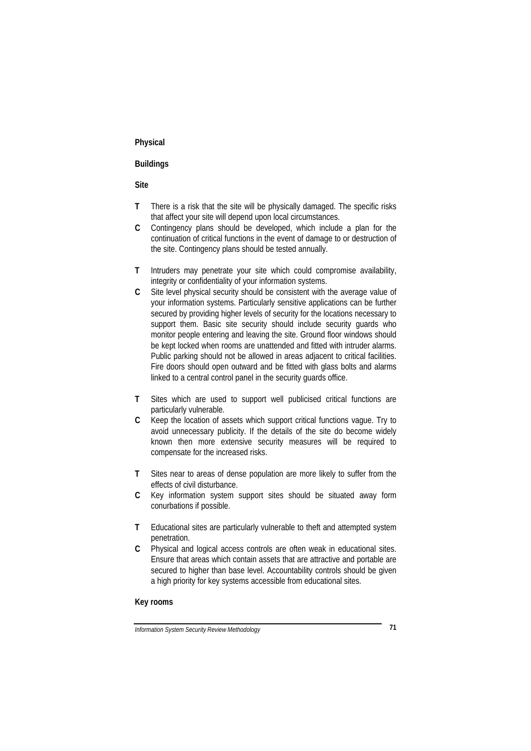**Physical**

**Buildings**

**Site**

**T** There is a risk that the site will be physically damaged. The specific risks that affect your site will depend upon local circumstances.

**C** Contingency plans should be developed, which include a plan for the continuation of critical functions in the event of damage to or destruction of the site. Contingency plans should be tested annually.

**T** Intruders may penetrate your site which could compromise availability, integrity or confidentiality of your information systems.

**C** Site level physical security should be consistent with the average value of your information systems. Particularly sensitive applications can be further secured by providing higher levels of security for the locations necessary to support them. Basic site security should include security guards who monitor people entering and leaving the site. Ground floor windows should be kept locked when rooms are unattended and fitted with intruder alarms. Public parking should not be allowed in areas adjacent to critical facilities. Fire doors should open outward and be fitted with glass bolts and alarms linked to a central control panel in the security guards office.

**T** Sites which are used to support well publicised critical functions are particularly vulnerable.

**C** Keep the location of assets which support critical functions vague. Try to avoid unnecessary publicity. If the details of the site do become widely known then more extensive security measures will be required to compensate for the increased risks.

**T** Sites near to areas of dense population are more likely to suffer from the effects of civil disturbance.

**C** Key information system support sites should be situated away form conurbations if possible.

**T** Educational sites are particularly vulnerable to theft and attempted system penetration.

**C** Physical and logical access controls are often weak in educational sites. Ensure that areas which contain assets that are attractive and portable are secured to higher than base level. Accountability controls should be given a high priority for key systems accessible from educational sites.

**Key rooms**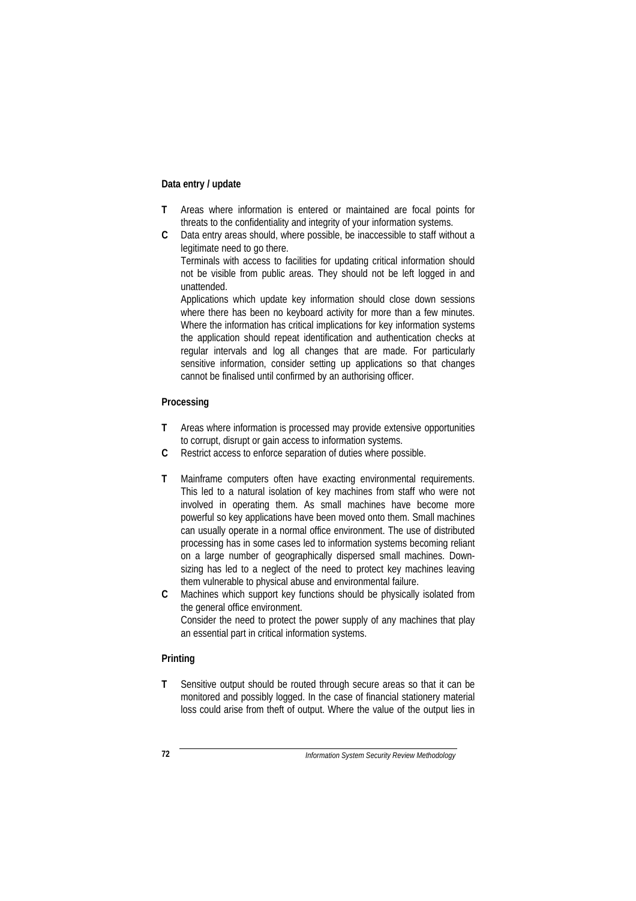**Data entry / update**

**T** Areas where information is entered or maintained are focal points for threats to the confidentiality and integrity of your information systems.

**C** Data entry areas should, where possible, be inaccessible to staff without a legitimate need to go there.

Terminals with access to facilities for updating critical information should not be visible from public areas. They should not be left logged in and unattended.

Applications which update key information should close down sessions where there has been no keyboard activity for more than a few minutes. Where the information has critical implications for key information systems the application should repeat identification and authentication checks at regular intervals and log all changes that are made. For particularly sensitive information, consider setting up applications so that changes cannot be finalised until confirmed by an authorising officer.

**Processing**

**T** Areas where information is processed may provide extensive opportunities to corrupt, disrupt or gain access to information systems.

**C** Restrict access to enforce separation of duties where possible.

**T** Mainframe computers often have exacting environmental requirements. This led to a natural isolation of key machines from staff who were not involved in operating them. As small machines have become more powerful so key applications have been moved onto them. Small machines can usually operate in a normal office environment. The use of distributed processing has in some cases led to information systems becoming reliant on a large number of geographically dispersed small machines. Down-sizing has led to a neglect of the need to protect key machines leaving them vulnerable to physical abuse and environmental failure.

**C** Machines which support key functions should be physically isolated from the general office environment.

Consider the need to protect the power supply of any machines that play an essential part in critical information systems.

**Printing**

**T** Sensitive output should be routed through secure areas so that it can be monitored and possibly logged. In the case of financial stationery material loss could arise from theft of output. Where the value of the output lies in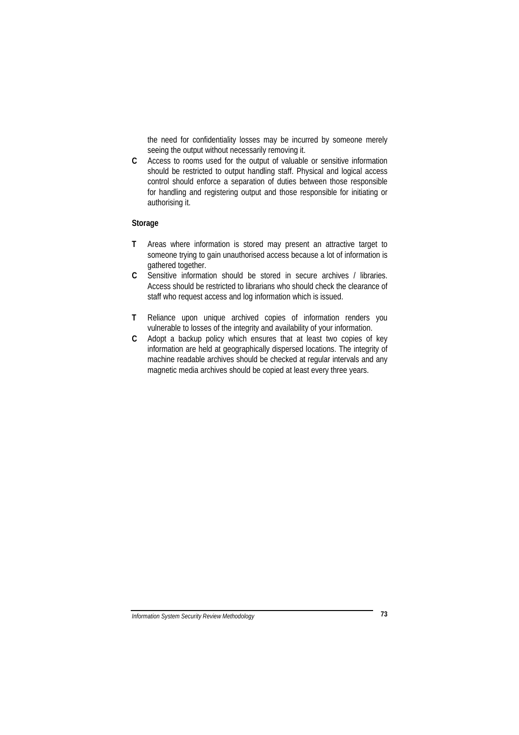the need for confidentiality losses may be incurred by someone merely seeing the output without necessarily removing it.

**C** Access to rooms used for the output of valuable or sensitive information should be restricted to output handling staff. Physical and logical access control should enforce a separation of duties between those responsible for handling and registering output and those responsible for initiating or authorising it.

**Storage**

**T** Areas where information is stored may present an attractive target to someone trying to gain unauthorised access because a lot of information is gathered together.

**C** Sensitive information should be stored in secure archives / libraries. Access should be restricted to librarians who should check the clearance of staff who request access and log information which is issued.

**T** Reliance upon unique archived copies of information renders you vulnerable to losses of the integrity and availability of your information.

**C** Adopt a backup policy which ensures that at least two copies of key information are held at geographically dispersed locations. The integrity of machine readable archives should be checked at regular intervals and any magnetic media archives should be copied at least every three years.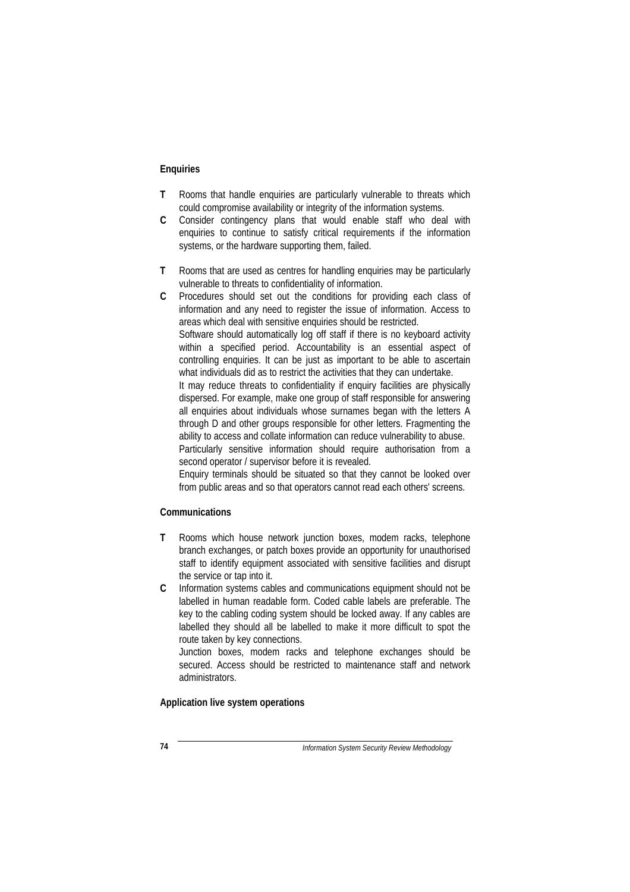#### Enquiries

**T** Rooms that handle enquiries are particularly vulnerable to threats which could compromise availability or integrity of the information systems.

**C** Consider contingency plans that would enable staff who deal with enquiries to continue to satisfy critical requirements if the information systems, or the hardware supporting them, failed.

**T** Rooms that are used as centres for handling enquiries may be particularly vulnerable to threats to confidentiality of information.

**C** Procedures should set out the conditions for providing each class of information and any need to register the issue of information. Access to areas which deal with sensitive enquiries should be restricted.

Software should automatically log off staff if there is no keyboard activity within a specified period. Accountability is an essential aspect of controlling enquiries. It can be just as important to be able to ascertain what individuals did as to restrict the activities that they can undertake.

It may reduce threats to confidentiality if enquiry facilities are physically dispersed. For example, make one group of staff responsible for answering all enquiries about individuals whose surnames began with the letters A through D and other groups responsible for other letters. Fragmenting the ability to access and collate information can reduce vulnerability to abuse.

Particularly sensitive information should require authorisation from a second operator / supervisor before it is revealed.

Enquiry terminals should be situated so that they cannot be looked over from public areas and so that operators cannot read each others' screens.

#### Communications

**T** Rooms which house network junction boxes, modem racks, telephone branch exchanges, or patch boxes provide an opportunity for unauthorised staff to identify equipment associated with sensitive facilities and disrupt the service or tap into it.

**C** Information systems cables and communications equipment should not be labelled in human readable form. Coded cable labels are preferable. The key to the cabling coding system should be locked away. If any cables are labelled they should all be labelled to make it more difficult to spot the route taken by key connections.

Junction boxes, modem racks and telephone exchanges should be secured. Access should be restricted to maintenance staff and network administrators.

#### Application live system operations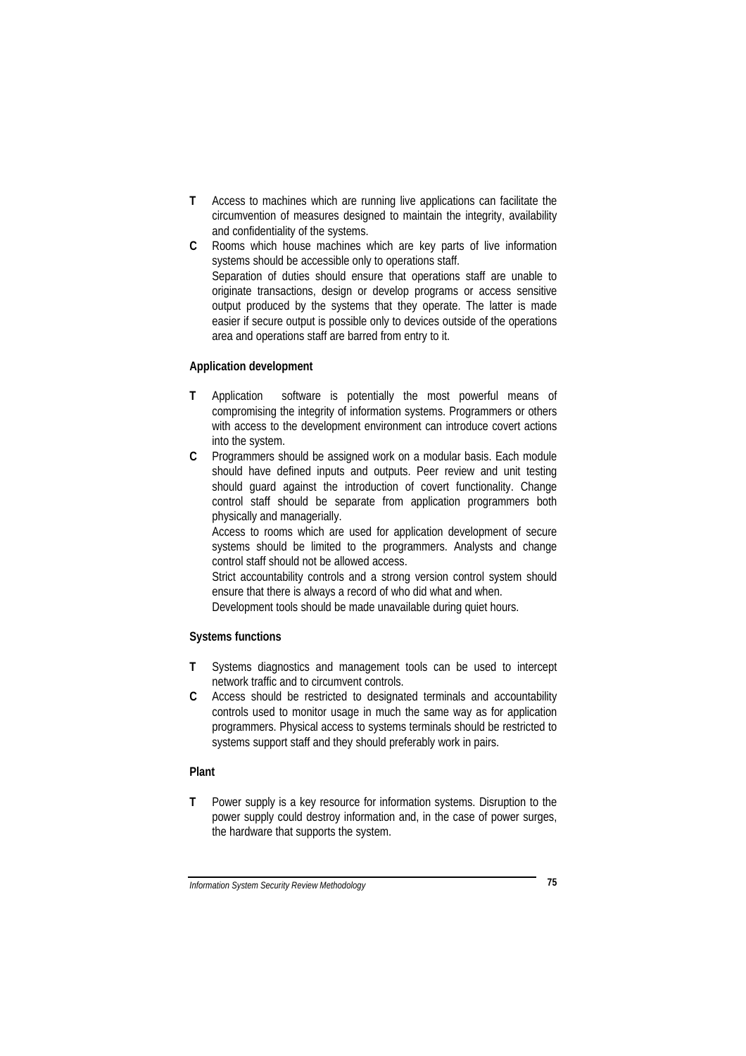**T** Access to machines which are running live applications can facilitate the circumvention of measures designed to maintain the integrity, availability and confidentiality of the systems.

**C** Rooms which house machines which are key parts of live information systems should be accessible only to operations staff.
Separation of duties should ensure that operations staff are unable to originate transactions, design or develop programs or access sensitive output produced by the systems that they operate. The latter is made easier if secure output is possible only to devices outside of the operations area and operations staff are barred from entry to it.

**Application development**

**T** Application software is potentially the most powerful means of compromising the integrity of information systems. Programmers or others with access to the development environment can introduce covert actions into the system.

**C** Programmers should be assigned work on a modular basis. Each module should have defined inputs and outputs. Peer review and unit testing should guard against the introduction of covert functionality. Change control staff should be separate from application programmers both physically and managerially.
Access to rooms which are used for application development of secure systems should be limited to the programmers. Analysts and change control staff should not be allowed access.
Strict accountability controls and a strong version control system should ensure that there is always a record of who did what and when.
Development tools should be made unavailable during quiet hours.

**Systems functions**

**T** Systems diagnostics and management tools can be used to intercept network traffic and to circumvent controls.

**C** Access should be restricted to designated terminals and accountability controls used to monitor usage in much the same way as for application programmers. Physical access to systems terminals should be restricted to systems support staff and they should preferably work in pairs.

**Plant**

**T** Power supply is a key resource for information systems. Disruption to the power supply could destroy information and, in the case of power surges, the hardware that supports the system.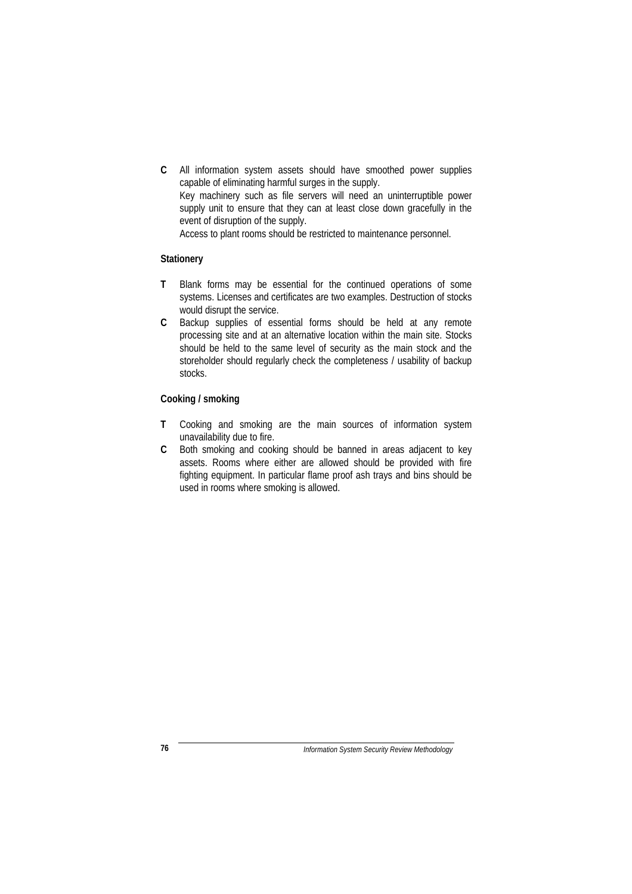**C** All information system assets should have smoothed power supplies capable of eliminating harmful surges in the supply.
Key machinery such as file servers will need an uninterruptible power supply unit to ensure that they can at least close down gracefully in the event of disruption of the supply.
Access to plant rooms should be restricted to maintenance personnel.

**Stationery**

**T** Blank forms may be essential for the continued operations of some systems. Licenses and certificates are two examples. Destruction of stocks would disrupt the service.

**C** Backup supplies of essential forms should be held at any remote processing site and at an alternative location within the main site. Stocks should be held to the same level of security as the main stock and the storeholder should regularly check the completeness / usability of backup stocks.

**Cooking / smoking**

**T** Cooking and smoking are the main sources of information system unavailability due to fire.

**C** Both smoking and cooking should be banned in areas adjacent to key assets. Rooms where either are allowed should be provided with fire fighting equipment. In particular flame proof ash trays and bins should be used in rooms where smoking is allowed.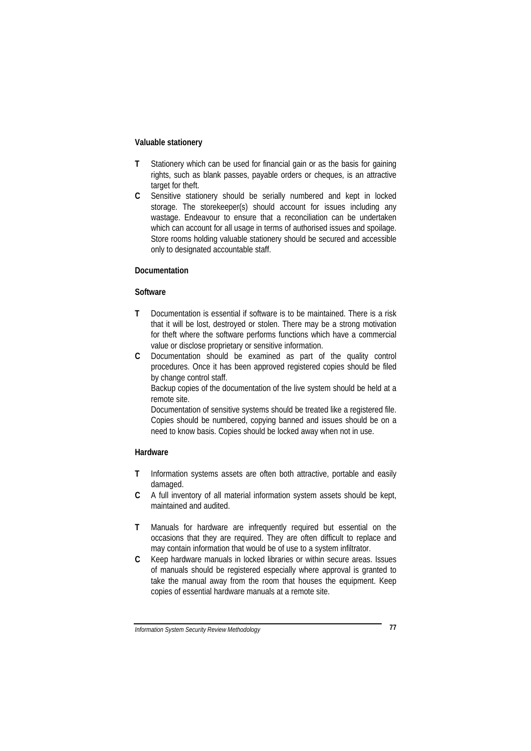**Valuable stationery**

**T** Stationery which can be used for financial gain or as the basis for gaining rights, such as blank passes, payable orders or cheques, is an attractive target for theft.

**C** Sensitive stationery should be serially numbered and kept in locked storage. The storekeeper(s) should account for issues including any wastage. Endeavour to ensure that a reconciliation can be undertaken which can account for all usage in terms of authorised issues and spoilage. Store rooms holding valuable stationery should be secured and accessible only to designated accountable staff.

**Documentation**

**Software**

**T** Documentation is essential if software is to be maintained. There is a risk that it will be lost, destroyed or stolen. There may be a strong motivation for theft where the software performs functions which have a commercial value or disclose proprietary or sensitive information.

**C** Documentation should be examined as part of the quality control procedures. Once it has been approved registered copies should be filed by change control staff.
Backup copies of the documentation of the live system should be held at a remote site.
Documentation of sensitive systems should be treated like a registered file. Copies should be numbered, copying banned and issues should be on a need to know basis. Copies should be locked away when not in use.

**Hardware**

**T** Information systems assets are often both attractive, portable and easily damaged.

**C** A full inventory of all material information system assets should be kept, maintained and audited.

**T** Manuals for hardware are infrequently required but essential on the occasions that they are required. They are often difficult to replace and may contain information that would be of use to a system infiltrator.

**C** Keep hardware manuals in locked libraries or within secure areas. Issues of manuals should be registered especially where approval is granted to take the manual away from the room that houses the equipment. Keep copies of essential hardware manuals at a remote site.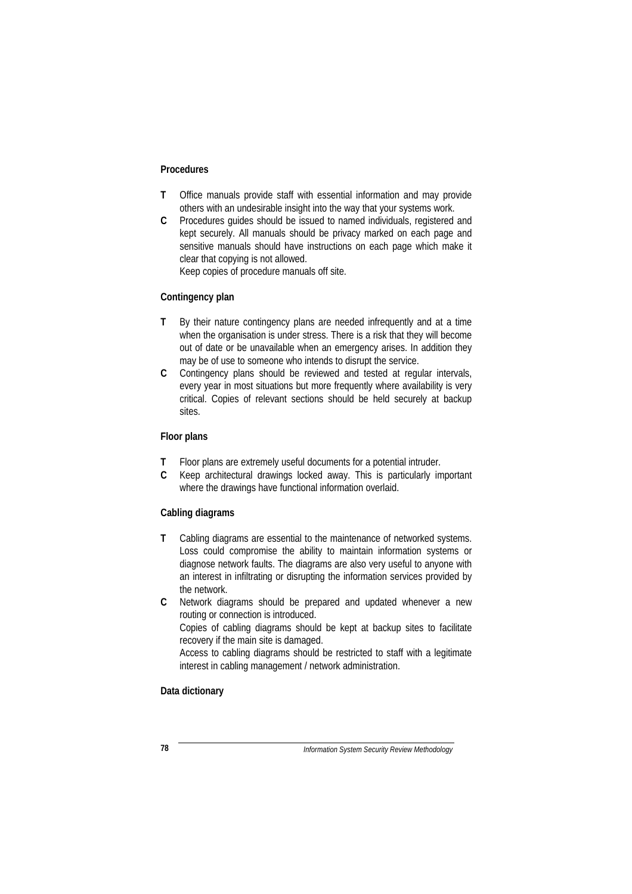**Procedures**

**T** Office manuals provide staff with essential information and may provide others with an undesirable insight into the way that your systems work.

**C** Procedures guides should be issued to named individuals, registered and kept securely. All manuals should be privacy marked on each page and sensitive manuals should have instructions on each page which make it clear that copying is not allowed.
Keep copies of procedure manuals off site.

**Contingency plan**

**T** By their nature contingency plans are needed infrequently and at a time when the organisation is under stress. There is a risk that they will become out of date or be unavailable when an emergency arises. In addition they may be of use to someone who intends to disrupt the service.

**C** Contingency plans should be reviewed and tested at regular intervals, every year in most situations but more frequently where availability is very critical. Copies of relevant sections should be held securely at backup sites.

**Floor plans**

**T** Floor plans are extremely useful documents for a potential intruder.

**C** Keep architectural drawings locked away. This is particularly important where the drawings have functional information overlaid.

**Cabling diagrams**

**T** Cabling diagrams are essential to the maintenance of networked systems. Loss could compromise the ability to maintain information systems or diagnose network faults. The diagrams are also very useful to anyone with an interest in infiltrating or disrupting the information services provided by the network.

**C** Network diagrams should be prepared and updated whenever a new routing or connection is introduced.
Copies of cabling diagrams should be kept at backup sites to facilitate recovery if the main site is damaged.
Access to cabling diagrams should be restricted to staff with a legitimate interest in cabling management / network administration.

**Data dictionary**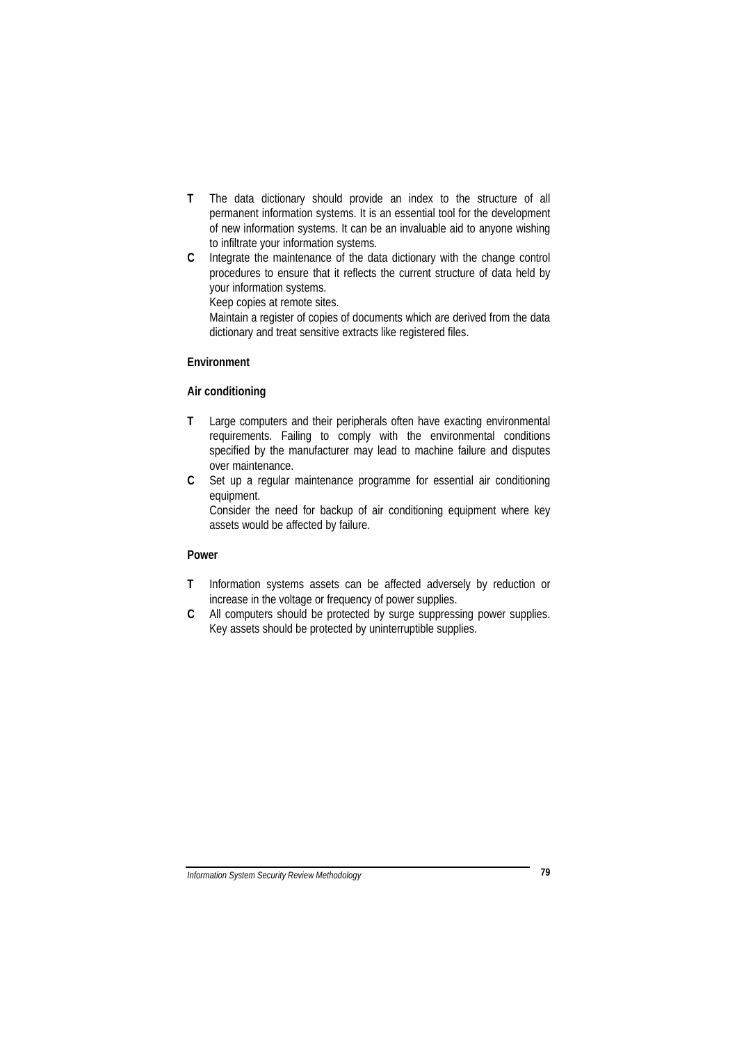**T** The data dictionary should provide an index to the structure of all permanent information systems. It is an essential tool for the development of new information systems. It can be an invaluable aid to anyone wishing to infiltrate your information systems.

**C** Integrate the maintenance of the data dictionary with the change control procedures to ensure that it reflects the current structure of data held by your information systems.
Keep copies at remote sites.
Maintain a register of copies of documents which are derived from the data dictionary and treat sensitive extracts like registered files.

**Environment**

**Air conditioning**

**T** Large computers and their peripherals often have exacting environmental requirements. Failing to comply with the environmental conditions specified by the manufacturer may lead to machine failure and disputes over maintenance.

**C** Set up a regular maintenance programme for essential air conditioning equipment.
Consider the need for backup of air conditioning equipment where key assets would be affected by failure.

**Power**

**T** Information systems assets can be affected adversely by reduction or increase in the voltage or frequency of power supplies.

**C** All computers should be protected by surge suppressing power supplies. Key assets should be protected by uninterruptible supplies.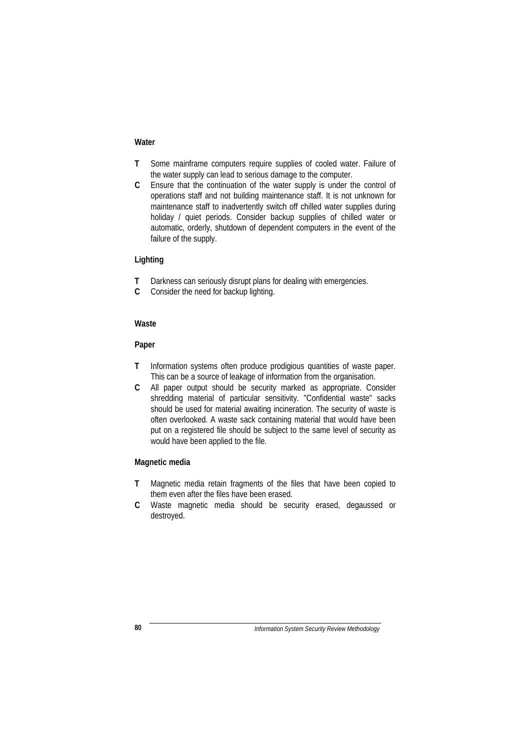**Water**

**T** Some mainframe computers require supplies of cooled water. Failure of the water supply can lead to serious damage to the computer.

**C** Ensure that the continuation of the water supply is under the control of operations staff and not building maintenance staff. It is not unknown for maintenance staff to inadvertently switch off chilled water supplies during holiday / quiet periods. Consider backup supplies of chilled water or automatic, orderly, shutdown of dependent computers in the event of the failure of the supply.

**Lighting**

**T** Darkness can seriously disrupt plans for dealing with emergencies.

**C** Consider the need for backup lighting.

**Waste**

**Paper**

**T** Information systems often produce prodigious quantities of waste paper. This can be a source of leakage of information from the organisation.

**C** All paper output should be security marked as appropriate. Consider shredding material of particular sensitivity. "Confidential waste" sacks should be used for material awaiting incineration. The security of waste is often overlooked. A waste sack containing material that would have been put on a registered file should be subject to the same level of security as would have been applied to the file.

**Magnetic media**

**T** Magnetic media retain fragments of the files that have been copied to them even after the files have been erased.

**C** Waste magnetic media should be security erased, degaussed or destroyed.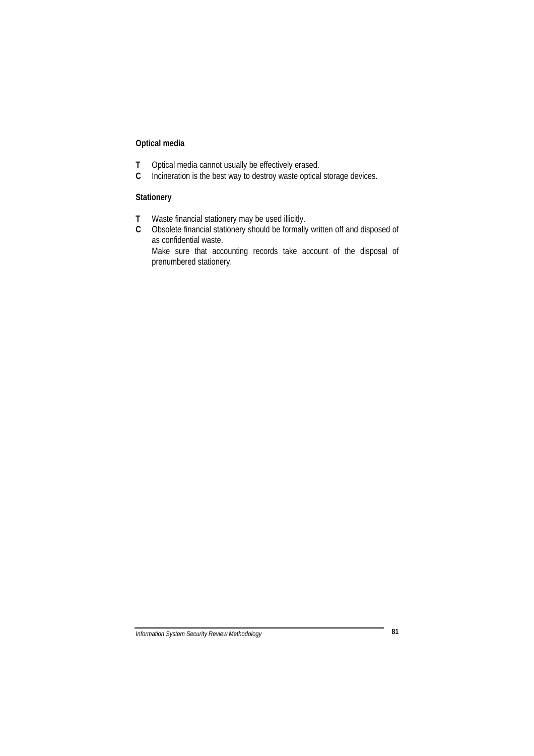### Optical media

**T** Optical media cannot usually be effectively erased.
**C** Incineration is the best way to destroy waste optical storage devices.

### Stationery

**T** Waste financial stationery may be used illicitly.
**C** Obsolete financial stationery should be formally written off and disposed of as confidential waste.
Make sure that accounting records take account of the disposal of prenumbered stationery.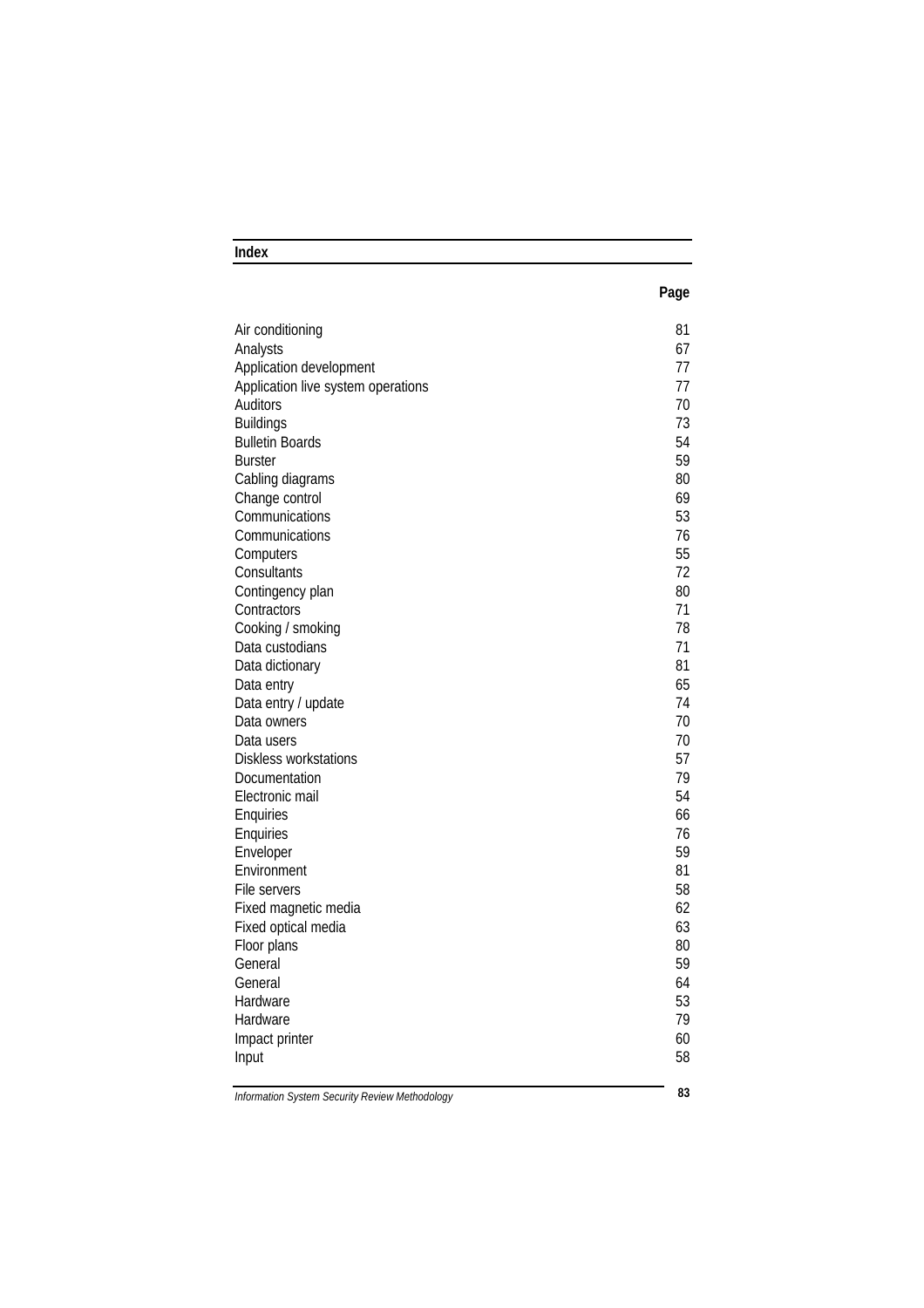## Index

| | Page |
|---|---|
| Air conditioning | 81 |
| Analysts | 67 |
| Application development | 77 |
| Application live system operations | 77 |
| Auditors | 70 |
| Buildings | 73 |
| Bulletin Boards | 54 |
| Burster | 59 |
| Cabling diagrams | 80 |
| Change control | 69 |
| Communications | 53 |
| Communications | 76 |
| Computers | 55 |
| Consultants | 72 |
| Contingency plan | 80 |
| Contractors | 71 |
| Cooking / smoking | 78 |
| Data custodians | 71 |
| Data dictionary | 81 |
| Data entry | 65 |
| Data entry / update | 74 |
| Data owners | 70 |
| Data users | 70 |
| Diskless workstations | 57 |
| Documentation | 79 |
| Electronic mail | 54 |
| Enquiries | 66 |
| Enquiries | 76 |
| Enveloper | 59 |
| Environment | 81 |
| File servers | 58 |
| Fixed magnetic media | 62 |
| Fixed optical media | 63 |
| Floor plans | 80 |
| General | 59 |
| General | 64 |
| Hardware | 53 |
| Hardware | 79 |
| Impact printer | 60 |
| Input | 58 |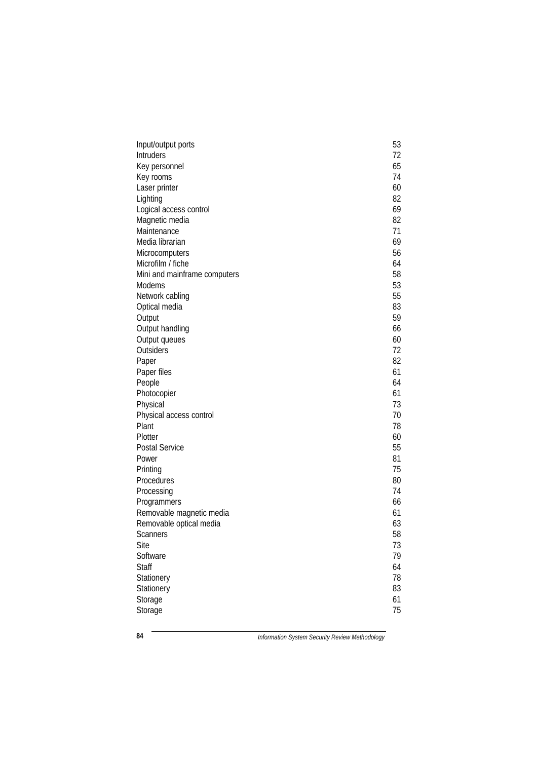| | |
|---|---|
| Input/output ports | 53 |
| Intruders | 72 |
| Key personnel | 65 |
| Key rooms | 74 |
| Laser printer | 60 |
| Lighting | 82 |
| Logical access control | 69 |
| Magnetic media | 82 |
| Maintenance | 71 |
| Media librarian | 69 |
| Microcomputers | 56 |
| Microfilm / fiche | 64 |
| Mini and mainframe computers | 58 |
| Modems | 53 |
| Network cabling | 55 |
| Optical media | 83 |
| Output | 59 |
| Output handling | 66 |
| Output queues | 60 |
| Outsiders | 72 |
| Paper | 82 |
| Paper files | 61 |
| People | 64 |
| Photocopier | 61 |
| Physical | 73 |
| Physical access control | 70 |
| Plant | 78 |
| Plotter | 60 |
| Postal Service | 55 |
| Power | 81 |
| Printing | 75 |
| Procedures | 80 |
| Processing | 74 |
| Programmers | 66 |
| Removable magnetic media | 61 |
| Removable optical media | 63 |
| Scanners | 58 |
| Site | 73 |
| Software | 79 |
| Staff | 64 |
| Stationery | 78 |
| Stationery | 83 |
| Storage | 61 |
| Storage | 75 |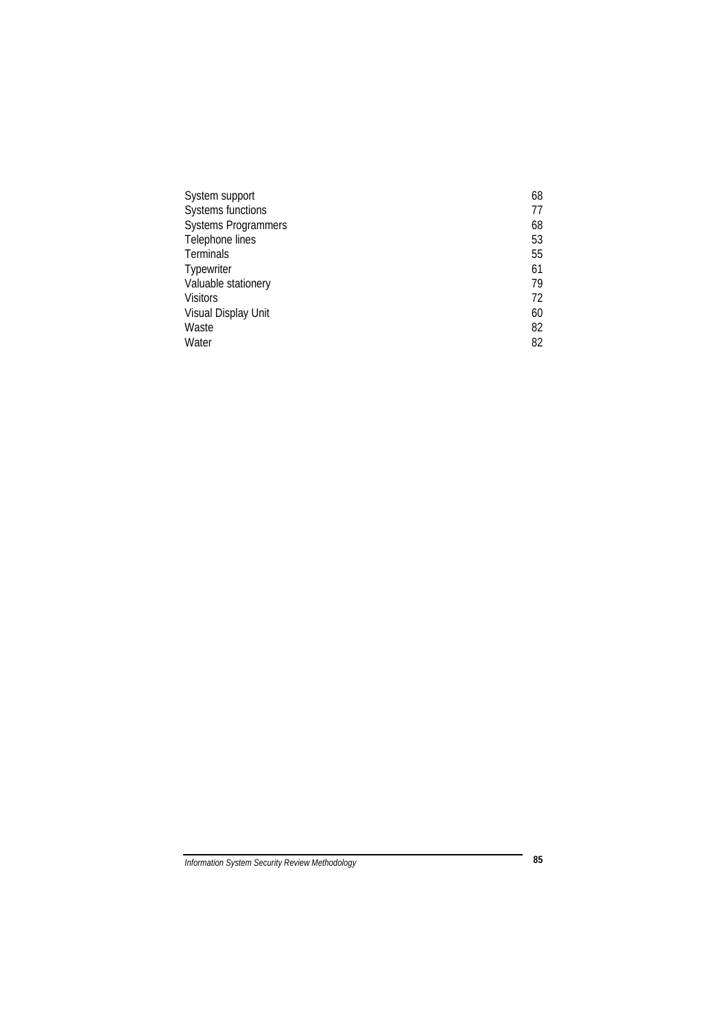| | |
|---|---|
| System support | 68 |
| Systems functions | 77 |
| Systems Programmers | 68 |
| Telephone lines | 53 |
| Terminals | 55 |
| Typewriter | 61 |
| Valuable stationery | 79 |
| Visitors | 72 |
| Visual Display Unit | 60 |
| Waste | 82 |
| Water | 82 |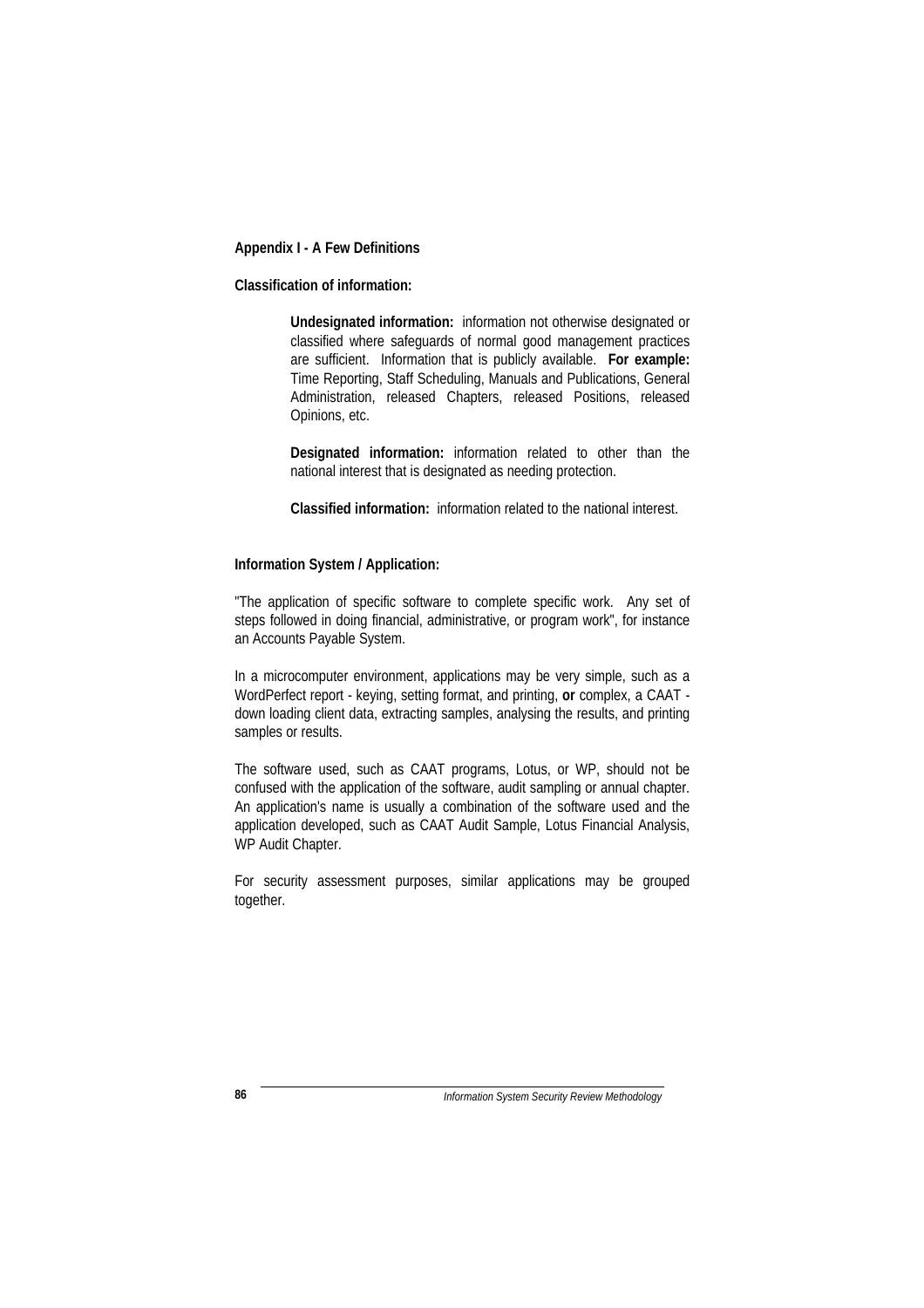## Appendix I - A Few Definitions

### Classification of information:

> **Undesignated information:** information not otherwise designated or classified where safeguards of normal good management practices are sufficient. Information that is publicly available. **For example:** Time Reporting, Staff Scheduling, Manuals and Publications, General Administration, released Chapters, released Positions, released Opinions, etc.
>
> **Designated information:** information related to other than the national interest that is designated as needing protection.
>
> **Classified information:** information related to the national interest.

### Information System / Application:

"The application of specific software to complete specific work. Any set of steps followed in doing financial, administrative, or program work", for instance an Accounts Payable System.

In a microcomputer environment, applications may be very simple, such as a WordPerfect report - keying, setting format, and printing, **or** complex, a CAAT - down loading client data, extracting samples, analysing the results, and printing samples or results.

The software used, such as CAAT programs, Lotus, or WP, should not be confused with the application of the software, audit sampling or annual chapter. An application's name is usually a combination of the software used and the application developed, such as CAAT Audit Sample, Lotus Financial Analysis, WP Audit Chapter.

For security assessment purposes, similar applications may be grouped together.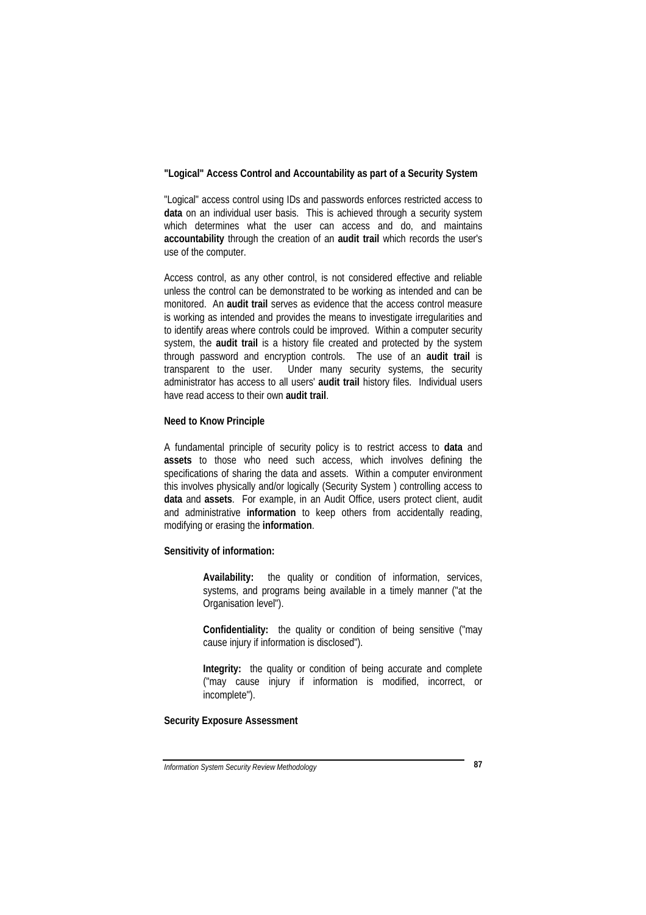**"Logical" Access Control and Accountability as part of a Security System**

"Logical" access control using IDs and passwords enforces restricted access to **data** on an individual user basis. This is achieved through a security system which determines what the user can access and do, and maintains **accountability** through the creation of an **audit trail** which records the user's use of the computer.

Access control, as any other control, is not considered effective and reliable unless the control can be demonstrated to be working as intended and can be monitored. An **audit trail** serves as evidence that the access control measure is working as intended and provides the means to investigate irregularities and to identify areas where controls could be improved. Within a computer security system, the **audit trail** is a history file created and protected by the system through password and encryption controls. The use of an **audit trail** is transparent to the user. Under many security systems, the security administrator has access to all users' **audit trail** history files. Individual users have read access to their own **audit trail**.

**Need to Know Principle**

A fundamental principle of security policy is to restrict access to **data** and **assets** to those who need such access, which involves defining the specifications of sharing the data and assets. Within a computer environment this involves physically and/or logically (Security System ) controlling access to **data** and **assets**. For example, in an Audit Office, users protect client, audit and administrative **information** to keep others from accidentally reading, modifying or erasing the **information**.

**Sensitivity of information:**

> **Availability:** the quality or condition of information, services, systems, and programs being available in a timely manner ("at the Organisation level").
>
> **Confidentiality:** the quality or condition of being sensitive ("may cause injury if information is disclosed").
>
> **Integrity:** the quality or condition of being accurate and complete ("may cause injury if information is modified, incorrect, or incomplete").

**Security Exposure Assessment**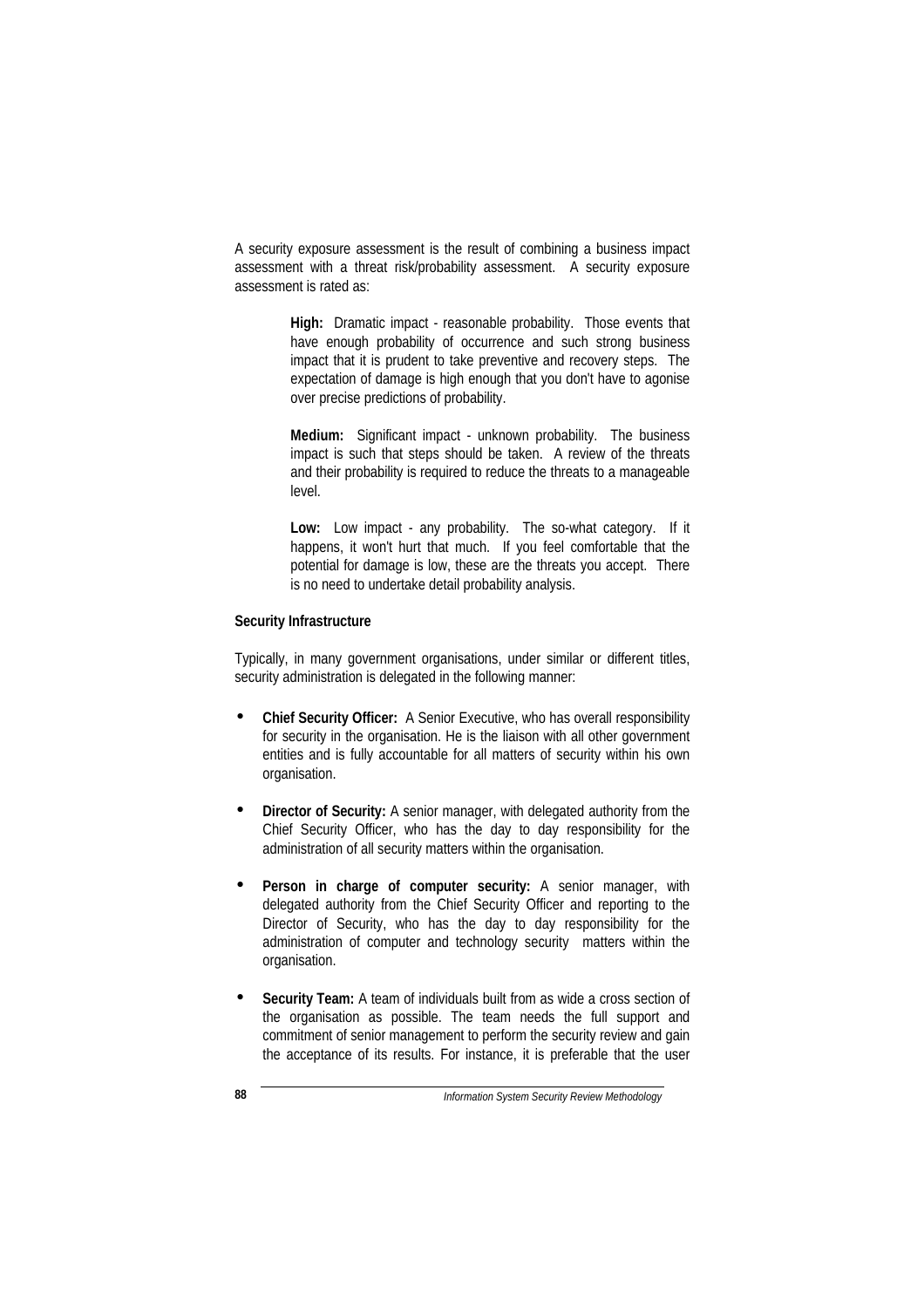A security exposure assessment is the result of combining a business impact assessment with a threat risk/probability assessment. A security exposure assessment is rated as:

> **High:** Dramatic impact - reasonable probability. Those events that have enough probability of occurrence and such strong business impact that it is prudent to take preventive and recovery steps. The expectation of damage is high enough that you don't have to agonise over precise predictions of probability.
>
> **Medium:** Significant impact - unknown probability. The business impact is such that steps should be taken. A review of the threats and their probability is required to reduce the threats to a manageable level.
>
> **Low:** Low impact - any probability. The so-what category. If it happens, it won't hurt that much. If you feel comfortable that the potential for damage is low, these are the threats you accept. There is no need to undertake detail probability analysis.

**Security Infrastructure**

Typically, in many government organisations, under similar or different titles, security administration is delegated in the following manner:

- **Chief Security Officer:** A Senior Executive, who has overall responsibility for security in the organisation. He is the liaison with all other government entities and is fully accountable for all matters of security within his own organisation.
- **Director of Security:** A senior manager, with delegated authority from the Chief Security Officer, who has the day to day responsibility for the administration of all security matters within the organisation.
- **Person in charge of computer security:** A senior manager, with delegated authority from the Chief Security Officer and reporting to the Director of Security, who has the day to day responsibility for the administration of computer and technology security matters within the organisation.
- **Security Team:** A team of individuals built from as wide a cross section of the organisation as possible. The team needs the full support and commitment of senior management to perform the security review and gain the acceptance of its results. For instance, it is preferable that the user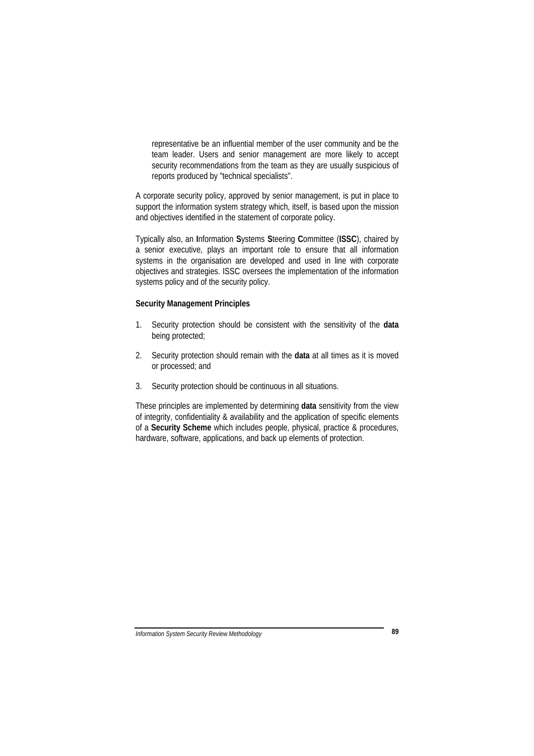representative be an influential member of the user community and be the team leader. Users and senior management are more likely to accept security recommendations from the team as they are usually suspicious of reports produced by "technical specialists".

A corporate security policy, approved by senior management, is put in place to support the information system strategy which, itself, is based upon the mission and objectives identified in the statement of corporate policy.

Typically also, an **I**nformation **S**ystems **S**teering **C**ommittee (**ISSC**), chaired by a senior executive, plays an important role to ensure that all information systems in the organisation are developed and used in line with corporate objectives and strategies. ISSC oversees the implementation of the information systems policy and of the security policy.

**Security Management Principles**

1. Security protection should be consistent with the sensitivity of the **data** being protected;

2. Security protection should remain with the **data** at all times as it is moved or processed; and

3. Security protection should be continuous in all situations.

These principles are implemented by determining **data** sensitivity from the view of integrity, confidentiality & availability and the application of specific elements of a **Security Scheme** which includes people, physical, practice & procedures, hardware, software, applications, and back up elements of protection.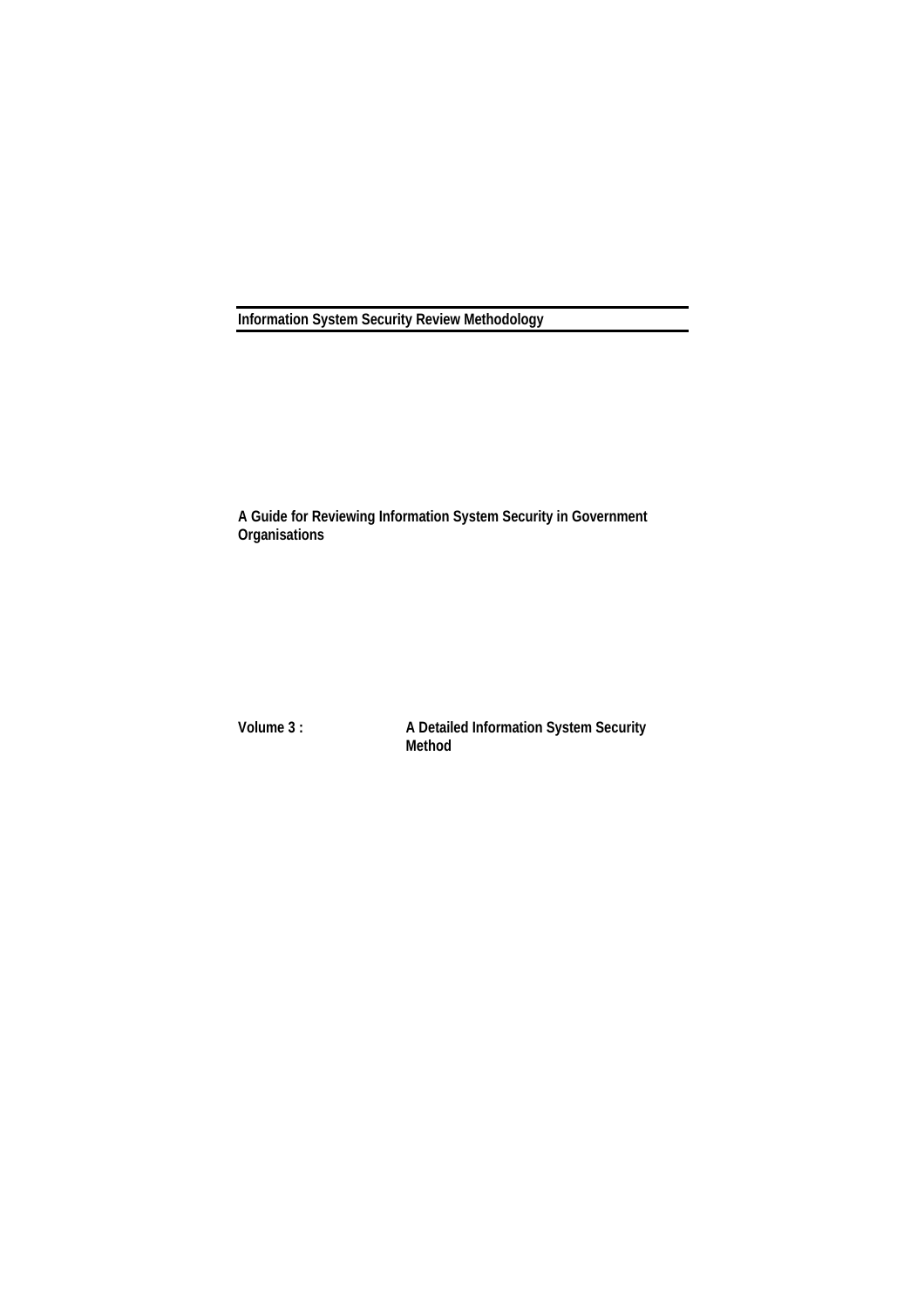# Information System Security Review Methodology

**A Guide for Reviewing Information System Security in Government Organisations**

**Volume 3 :** **A Detailed Information System Security Method**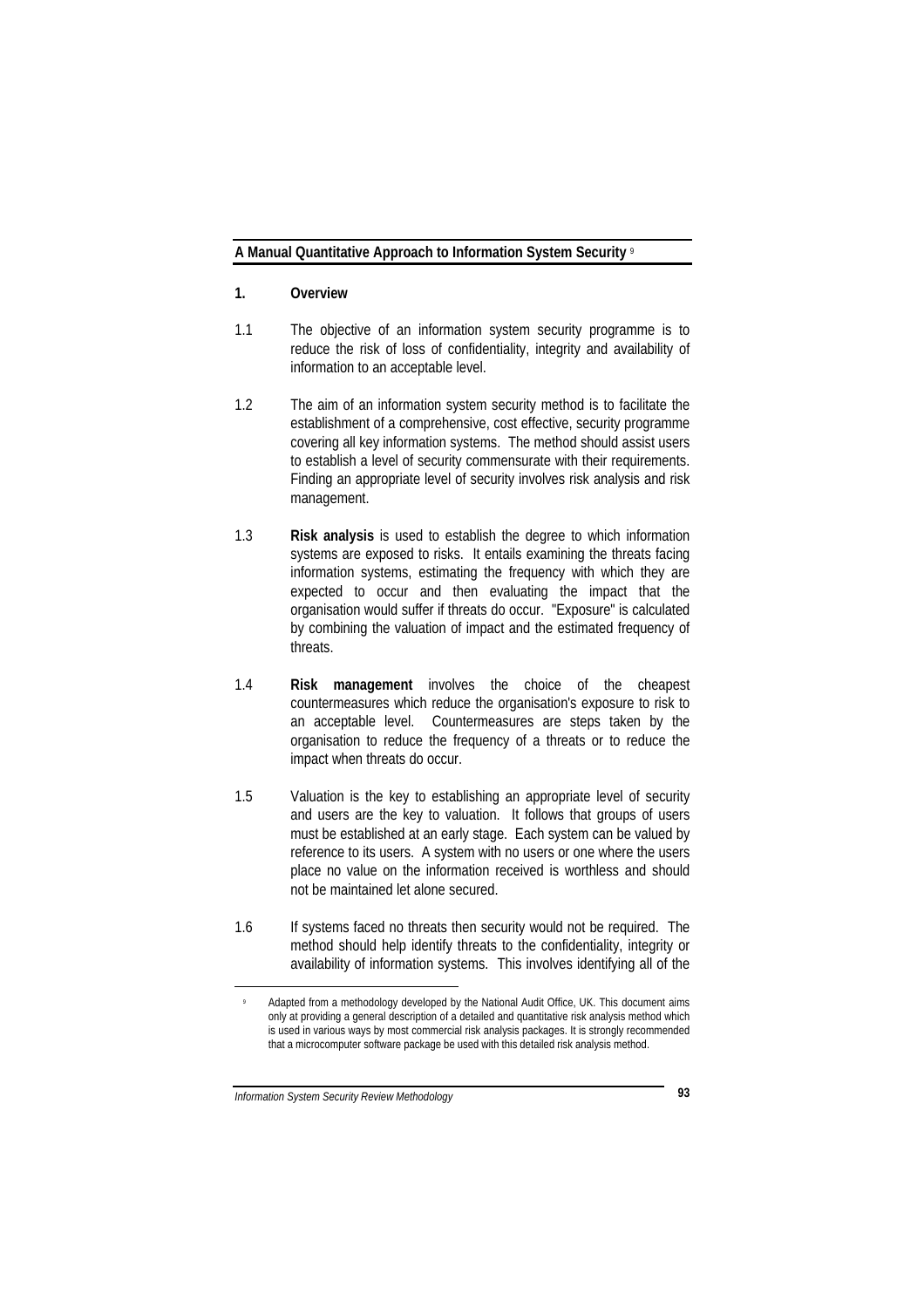## A Manual Quantitative Approach to Information System Security [9]

### 1. Overview

1.1 The objective of an information system security programme is to reduce the risk of loss of confidentiality, integrity and availability of information to an acceptable level.

1.2 The aim of an information system security method is to facilitate the establishment of a comprehensive, cost effective, security programme covering all key information systems. The method should assist users to establish a level of security commensurate with their requirements. Finding an appropriate level of security involves risk analysis and risk management.

1.3 **Risk analysis** is used to establish the degree to which information systems are exposed to risks. It entails examining the threats facing information systems, estimating the frequency with which they are expected to occur and then evaluating the impact that the organisation would suffer if threats do occur. "Exposure" is calculated by combining the valuation of impact and the estimated frequency of threats.

1.4 **Risk management** involves the choice of the cheapest countermeasures which reduce the organisation's exposure to risk to an acceptable level. Countermeasures are steps taken by the organisation to reduce the frequency of a threats or to reduce the impact when threats do occur.

1.5 Valuation is the key to establishing an appropriate level of security and users are the key to valuation. It follows that groups of users must be established at an early stage. Each system can be valued by reference to its users. A system with no users or one where the users place no value on the information received is worthless and should not be maintained let alone secured.

1.6 If systems faced no threats then security would not be required. The method should help identify threats to the confidentiality, integrity or availability of information systems. This involves identifying all of the

---

[9] Adapted from a methodology developed by the National Audit Office, UK. This document aims only at providing a general description of a detailed and quantitative risk analysis method which is used in various ways by most commercial risk analysis packages. It is strongly recommended that a microcomputer software package be used with this detailed risk analysis method.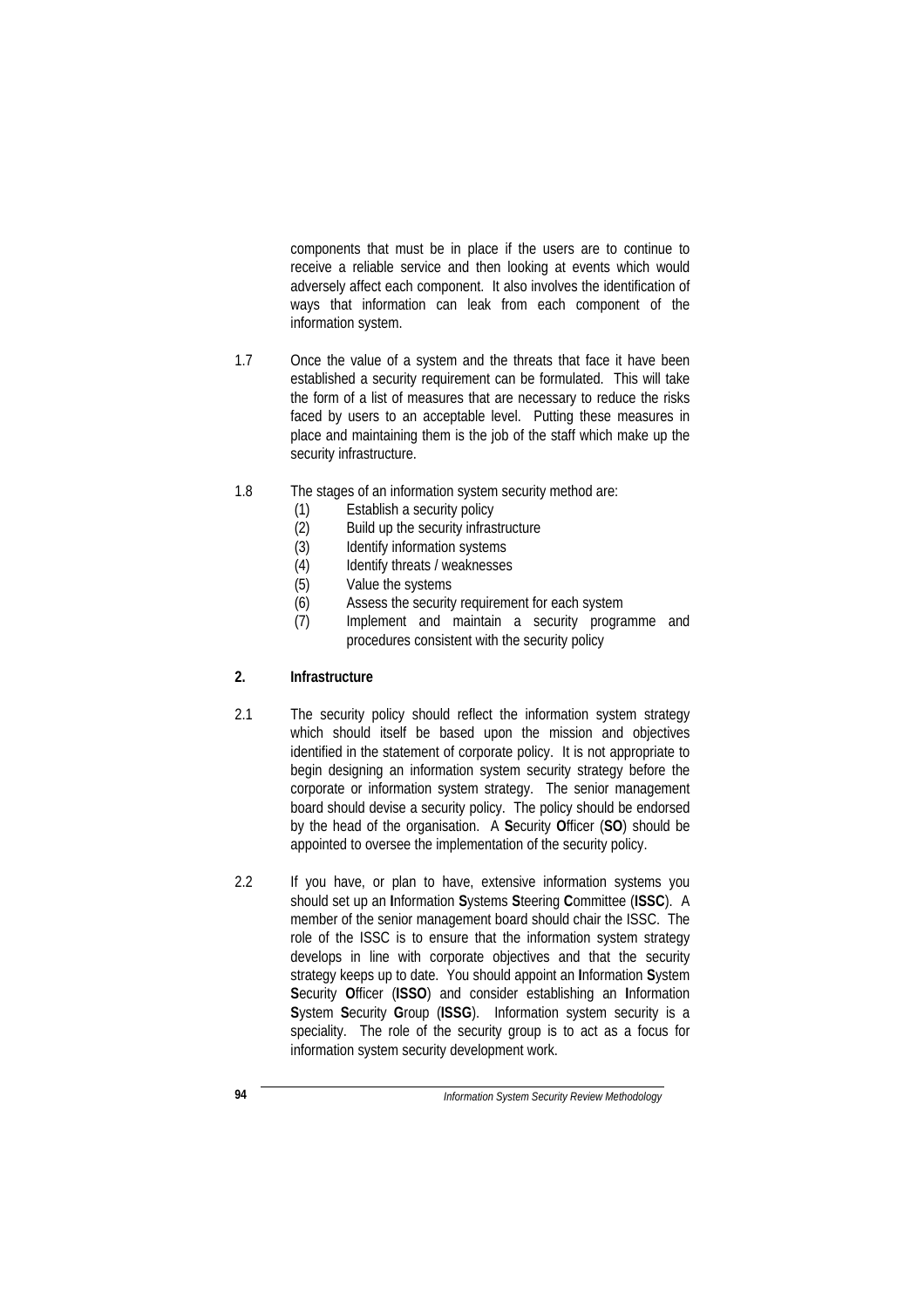components that must be in place if the users are to continue to receive a reliable service and then looking at events which would adversely affect each component. It also involves the identification of ways that information can leak from each component of the information system.

1.7 Once the value of a system and the threats that face it have been established a security requirement can be formulated. This will take the form of a list of measures that are necessary to reduce the risks faced by users to an acceptable level. Putting these measures in place and maintaining them is the job of the staff which make up the security infrastructure.

1.8 The stages of an information system security method are:

(1) Establish a security policy
(2) Build up the security infrastructure
(3) Identify information systems
(4) Identify threats / weaknesses
(5) Value the systems
(6) Assess the security requirement for each system
(7) Implement and maintain a security programme and procedures consistent with the security policy

## 2. Infrastructure

2.1 The security policy should reflect the information system strategy which should itself be based upon the mission and objectives identified in the statement of corporate policy. It is not appropriate to begin designing an information system security strategy before the corporate or information system strategy. The senior management board should devise a security policy. The policy should be endorsed by the head of the organisation. A **S**ecurity **O**fficer (**SO**) should be appointed to oversee the implementation of the security policy.

2.2 If you have, or plan to have, extensive information systems you should set up an **I**nformation **S**ystems **S**teering **C**ommittee (**ISSC**). A member of the senior management board should chair the ISSC. The role of the ISSC is to ensure that the information system strategy develops in line with corporate objectives and that the security strategy keeps up to date. You should appoint an **I**nformation **S**ystem **S**ecurity **O**fficer (**ISSO**) and consider establishing an **I**nformation **S**ystem **S**ecurity **G**roup (**ISSG**). Information system security is a speciality. The role of the security group is to act as a focus for information system security development work.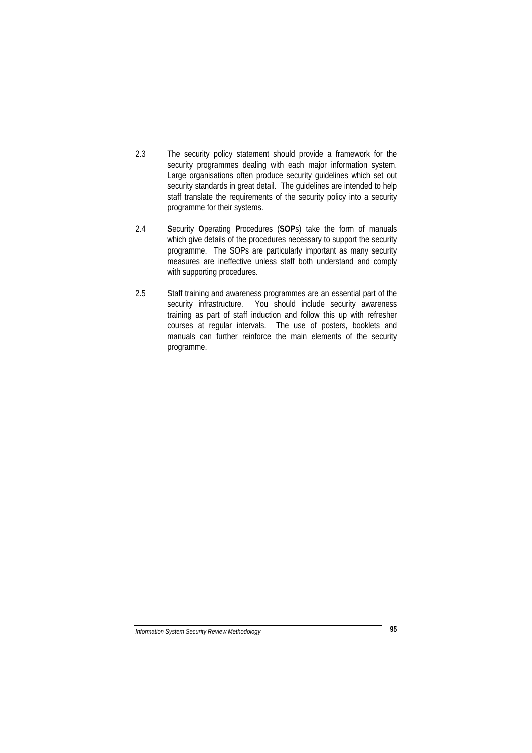2.3 The security policy statement should provide a framework for the security programmes dealing with each major information system. Large organisations often produce security guidelines which set out security standards in great detail. The guidelines are intended to help staff translate the requirements of the security policy into a security programme for their systems.

2.4 **S**ecurity **O**perating **P**rocedures (**SOP**s) take the form of manuals which give details of the procedures necessary to support the security programme. The SOPs are particularly important as many security measures are ineffective unless staff both understand and comply with supporting procedures.

2.5 Staff training and awareness programmes are an essential part of the security infrastructure. You should include security awareness training as part of staff induction and follow this up with refresher courses at regular intervals. The use of posters, booklets and manuals can further reinforce the main elements of the security programme.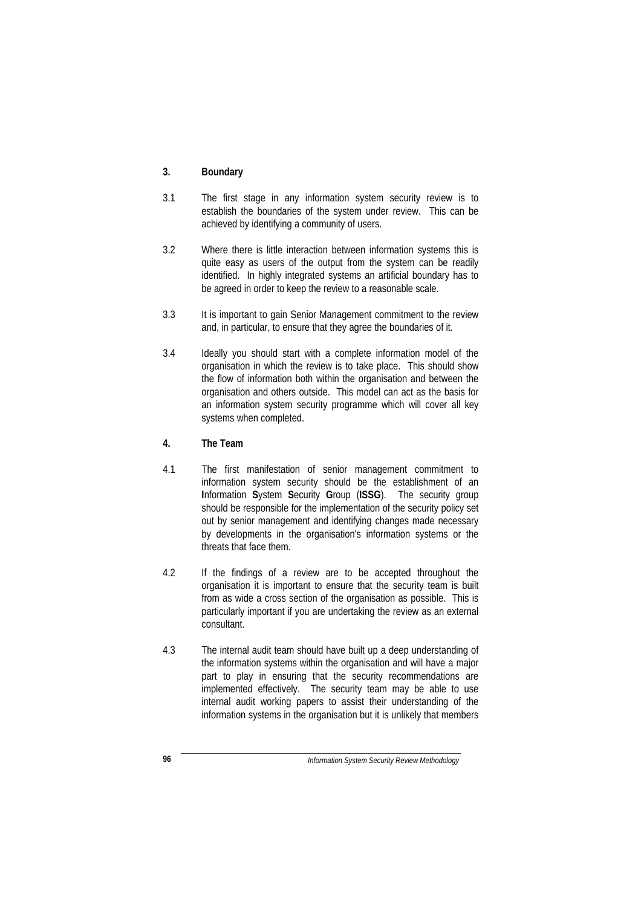## 3. Boundary

3.1 The first stage in any information system security review is to establish the boundaries of the system under review. This can be achieved by identifying a community of users.

3.2 Where there is little interaction between information systems this is quite easy as users of the output from the system can be readily identified. In highly integrated systems an artificial boundary has to be agreed in order to keep the review to a reasonable scale.

3.3 It is important to gain Senior Management commitment to the review and, in particular, to ensure that they agree the boundaries of it.

3.4 Ideally you should start with a complete information model of the organisation in which the review is to take place. This should show the flow of information both within the organisation and between the organisation and others outside. This model can act as the basis for an information system security programme which will cover all key systems when completed.

## 4. The Team

4.1 The first manifestation of senior management commitment to information system security should be the establishment of an **I**nformation **S**ystem **S**ecurity **G**roup (**ISSG**). The security group should be responsible for the implementation of the security policy set out by senior management and identifying changes made necessary by developments in the organisation's information systems or the threats that face them.

4.2 If the findings of a review are to be accepted throughout the organisation it is important to ensure that the security team is built from as wide a cross section of the organisation as possible. This is particularly important if you are undertaking the review as an external consultant.

4.3 The internal audit team should have built up a deep understanding of the information systems within the organisation and will have a major part to play in ensuring that the security recommendations are implemented effectively. The security team may be able to use internal audit working papers to assist their understanding of the information systems in the organisation but it is unlikely that members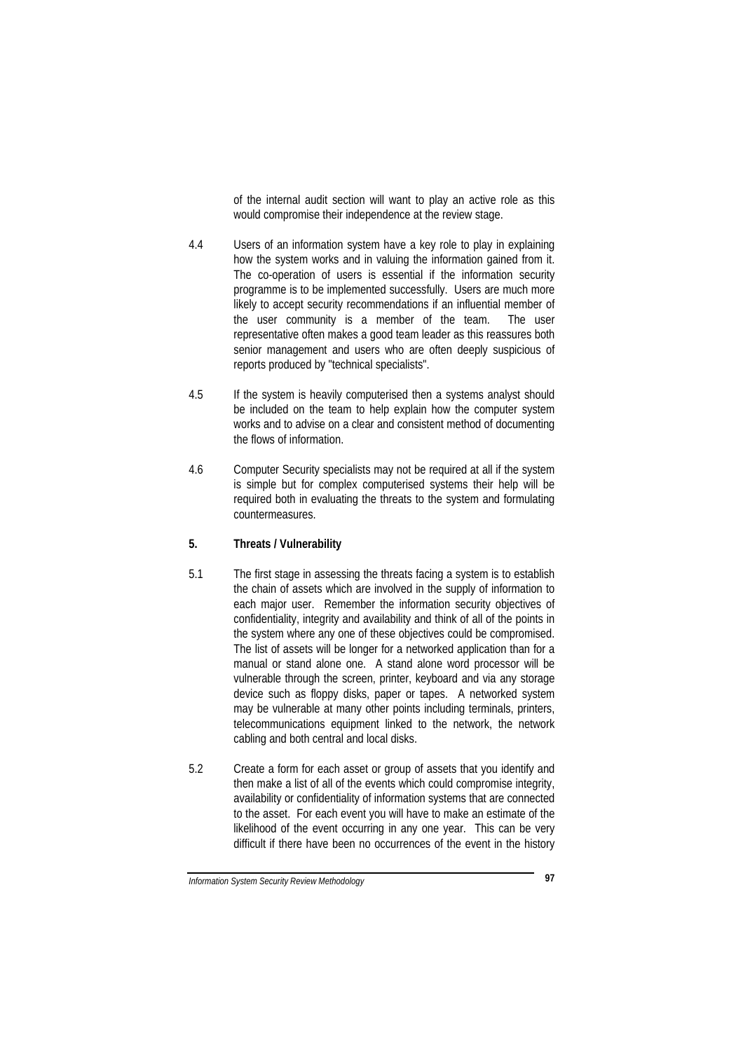of the internal audit section will want to play an active role as this would compromise their independence at the review stage.

4.4 Users of an information system have a key role to play in explaining how the system works and in valuing the information gained from it. The co-operation of users is essential if the information security programme is to be implemented successfully. Users are much more likely to accept security recommendations if an influential member of the user community is a member of the team. The user representative often makes a good team leader as this reassures both senior management and users who are often deeply suspicious of reports produced by "technical specialists".

4.5 If the system is heavily computerised then a systems analyst should be included on the team to help explain how the computer system works and to advise on a clear and consistent method of documenting the flows of information.

4.6 Computer Security specialists may not be required at all if the system is simple but for complex computerised systems their help will be required both in evaluating the threats to the system and formulating countermeasures.

## 5. Threats / Vulnerability

5.1 The first stage in assessing the threats facing a system is to establish the chain of assets which are involved in the supply of information to each major user. Remember the information security objectives of confidentiality, integrity and availability and think of all of the points in the system where any one of these objectives could be compromised. The list of assets will be longer for a networked application than for a manual or stand alone one. A stand alone word processor will be vulnerable through the screen, printer, keyboard and via any storage device such as floppy disks, paper or tapes. A networked system may be vulnerable at many other points including terminals, printers, telecommunications equipment linked to the network, the network cabling and both central and local disks.

5.2 Create a form for each asset or group of assets that you identify and then make a list of all of the events which could compromise integrity, availability or confidentiality of information systems that are connected to the asset. For each event you will have to make an estimate of the likelihood of the event occurring in any one year. This can be very difficult if there have been no occurrences of the event in the history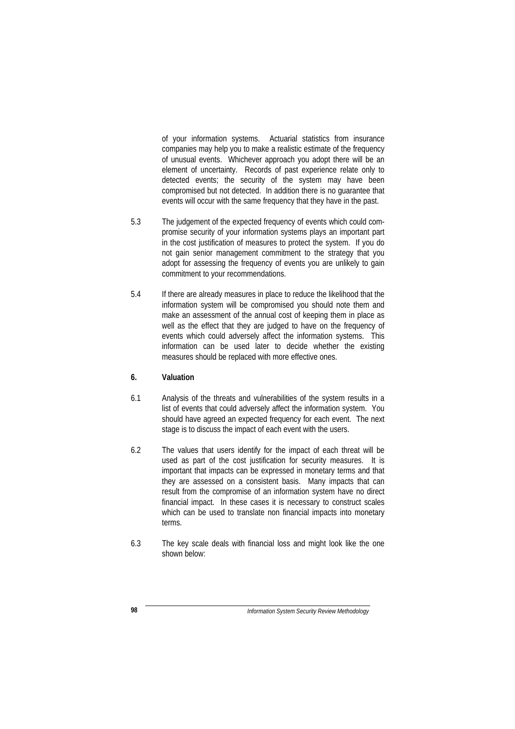of your information systems. Actuarial statistics from insurance companies may help you to make a realistic estimate of the frequency of unusual events. Whichever approach you adopt there will be an element of uncertainty. Records of past experience relate only to detected events; the security of the system may have been compromised but not detected. In addition there is no guarantee that events will occur with the same frequency that they have in the past.

5.3 The judgement of the expected frequency of events which could compromise security of your information systems plays an important part in the cost justification of measures to protect the system. If you do not gain senior management commitment to the strategy that you adopt for assessing the frequency of events you are unlikely to gain commitment to your recommendations.

5.4 If there are already measures in place to reduce the likelihood that the information system will be compromised you should note them and make an assessment of the annual cost of keeping them in place as well as the effect that they are judged to have on the frequency of events which could adversely affect the information systems. This information can be used later to decide whether the existing measures should be replaced with more effective ones.

**6. Valuation**

6.1 Analysis of the threats and vulnerabilities of the system results in a list of events that could adversely affect the information system. You should have agreed an expected frequency for each event. The next stage is to discuss the impact of each event with the users.

6.2 The values that users identify for the impact of each threat will be used as part of the cost justification for security measures. It is important that impacts can be expressed in monetary terms and that they are assessed on a consistent basis. Many impacts that can result from the compromise of an information system have no direct financial impact. In these cases it is necessary to construct scales which can be used to translate non financial impacts into monetary terms.

6.3 The key scale deals with financial loss and might look like the one shown below: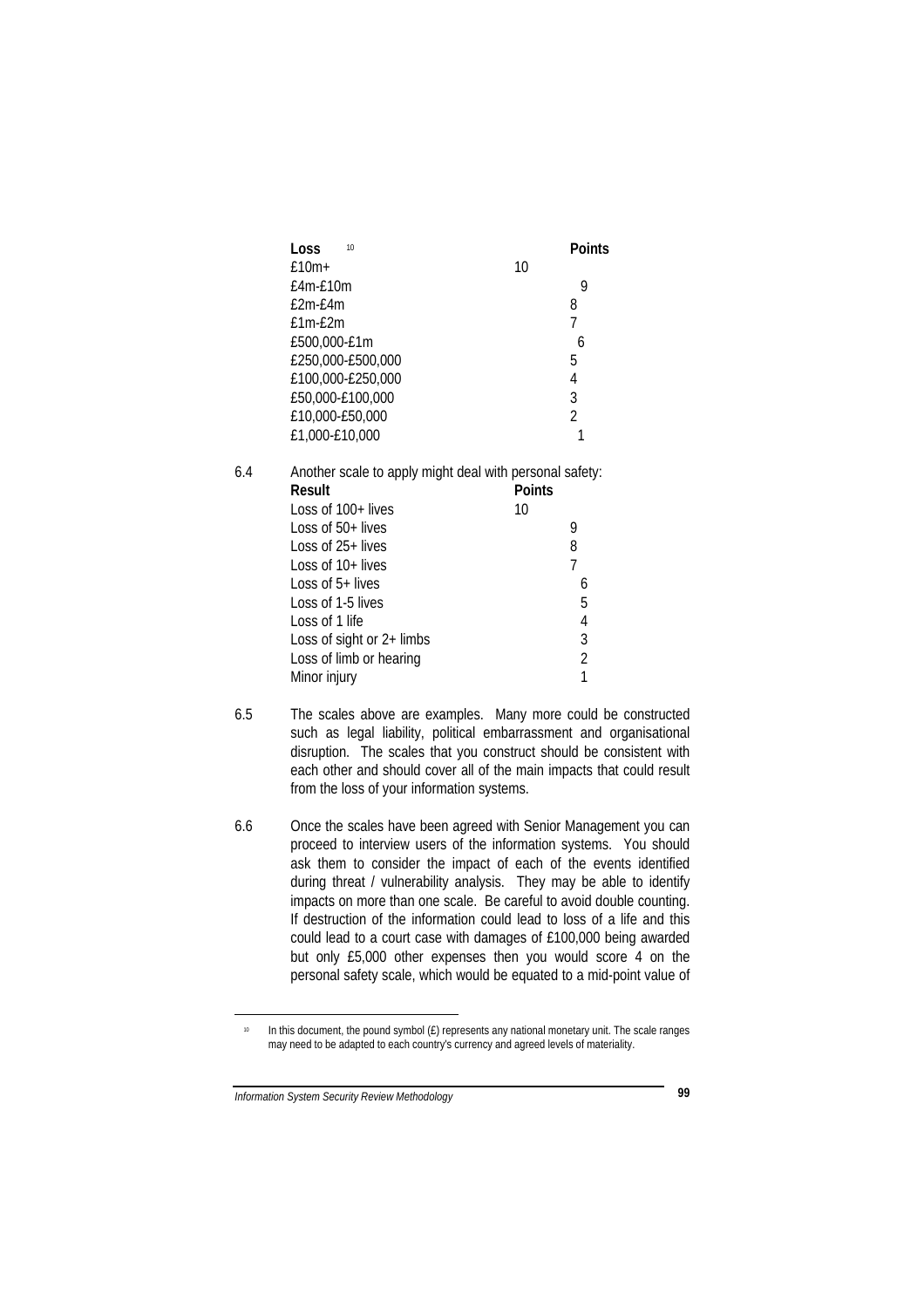| Loss[10] | Points |
|---|---|
| £10m+ | 10 |
| £4m-£10m | 9 |
| £2m-£4m | 8 |
| £1m-£2m | 7 |
| £500,000-£1m | 6 |
| £250,000-£500,000 | 5 |
| £100,000-£250,000 | 4 |
| £50,000-£100,000 | 3 |
| £10,000-£50,000 | 2 |
| £1,000-£10,000 | 1 |

6.4 Another scale to apply might deal with personal safety:

| Result | Points |
|---|---|
| Loss of 100+ lives | 10 |
| Loss of 50+ lives | 9 |
| Loss of 25+ lives | 8 |
| Loss of 10+ lives | 7 |
| Loss of 5+ lives | 6 |
| Loss of 1-5 lives | 5 |
| Loss of 1 life | 4 |
| Loss of sight or 2+ limbs | 3 |
| Loss of limb or hearing | 2 |
| Minor injury | 1 |

6.5 The scales above are examples. Many more could be constructed such as legal liability, political embarrassment and organisational disruption. The scales that you construct should be consistent with each other and should cover all of the main impacts that could result from the loss of your information systems.

6.6 Once the scales have been agreed with Senior Management you can proceed to interview users of the information systems. You should ask them to consider the impact of each of the events identified during threat / vulnerability analysis. They may be able to identify impacts on more than one scale. Be careful to avoid double counting. If destruction of the information could lead to loss of a life and this could lead to a court case with damages of £100,000 being awarded but only £5,000 other expenses then you would score 4 on the personal safety scale, which would be equated to a mid-point value of

---

[10] In this document, the pound symbol (£) represents any national monetary unit. The scale ranges may need to be adapted to each country's currency and agreed levels of materiality.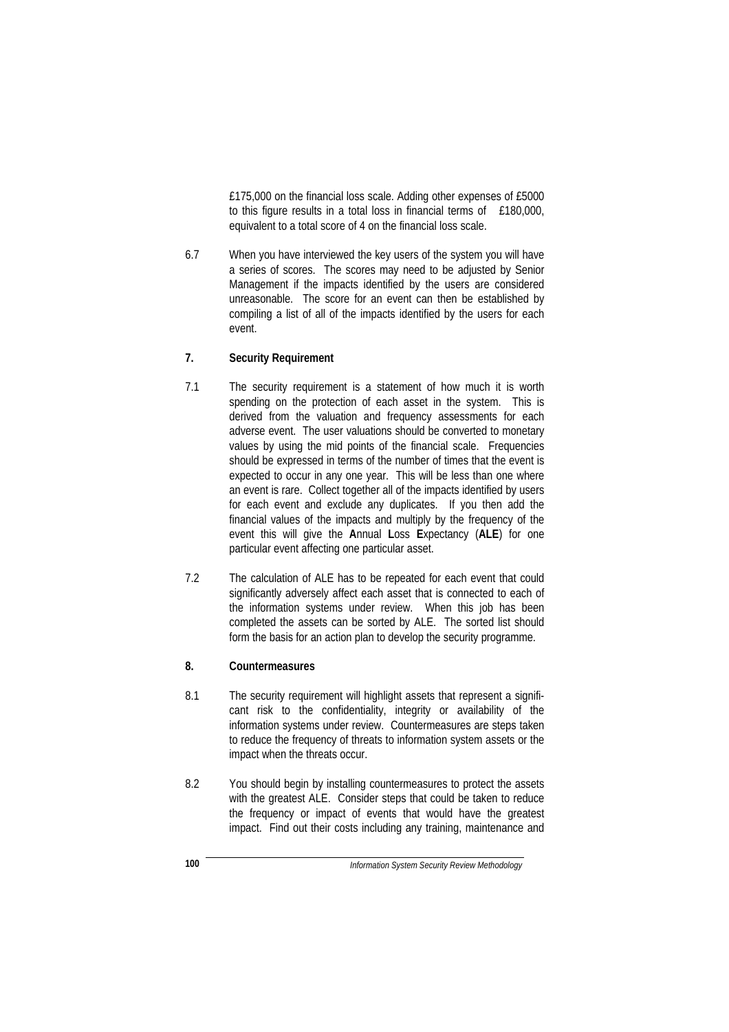£175,000 on the financial loss scale. Adding other expenses of £5000 to this figure results in a total loss in financial terms of £180,000, equivalent to a total score of 4 on the financial loss scale.

6.7 When you have interviewed the key users of the system you will have a series of scores. The scores may need to be adjusted by Senior Management if the impacts identified by the users are considered unreasonable. The score for an event can then be established by compiling a list of all of the impacts identified by the users for each event.

## 7. Security Requirement

7.1 The security requirement is a statement of how much it is worth spending on the protection of each asset in the system. This is derived from the valuation and frequency assessments for each adverse event. The user valuations should be converted to monetary values by using the mid points of the financial scale. Frequencies should be expressed in terms of the number of times that the event is expected to occur in any one year. This will be less than one where an event is rare. Collect together all of the impacts identified by users for each event and exclude any duplicates. If you then add the financial values of the impacts and multiply by the frequency of the event this will give the **A**nnual **L**oss **E**xpectancy (**ALE**) for one particular event affecting one particular asset.

7.2 The calculation of ALE has to be repeated for each event that could significantly adversely affect each asset that is connected to each of the information systems under review. When this job has been completed the assets can be sorted by ALE. The sorted list should form the basis for an action plan to develop the security programme.

## 8. Countermeasures

8.1 The security requirement will highlight assets that represent a significant risk to the confidentiality, integrity or availability of the information systems under review. Countermeasures are steps taken to reduce the frequency of threats to information system assets or the impact when the threats occur.

8.2 You should begin by installing countermeasures to protect the assets with the greatest ALE. Consider steps that could be taken to reduce the frequency or impact of events that would have the greatest impact. Find out their costs including any training, maintenance and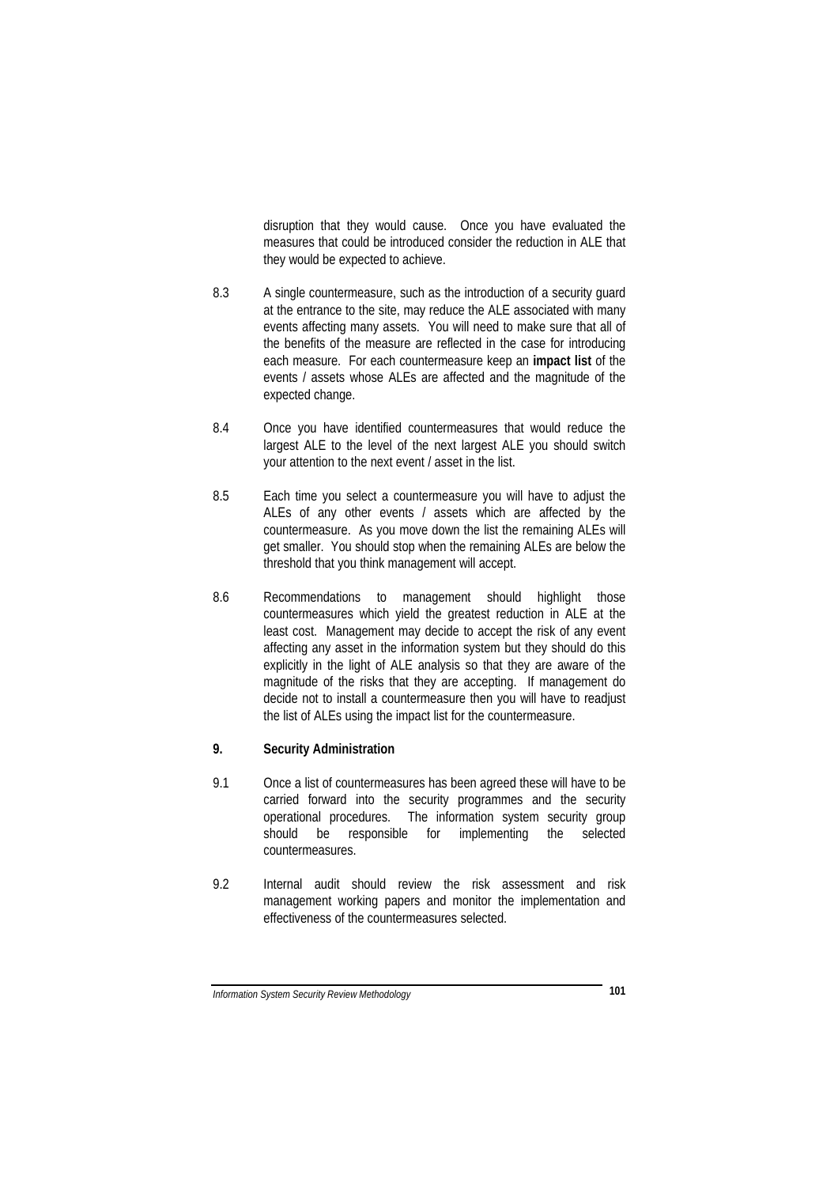disruption that they would cause. Once you have evaluated the measures that could be introduced consider the reduction in ALE that they would be expected to achieve.

8.3 A single countermeasure, such as the introduction of a security guard at the entrance to the site, may reduce the ALE associated with many events affecting many assets. You will need to make sure that all of the benefits of the measure are reflected in the case for introducing each measure. For each countermeasure keep an **impact list** of the events / assets whose ALEs are affected and the magnitude of the expected change.

8.4 Once you have identified countermeasures that would reduce the largest ALE to the level of the next largest ALE you should switch your attention to the next event / asset in the list.

8.5 Each time you select a countermeasure you will have to adjust the ALEs of any other events / assets which are affected by the countermeasure. As you move down the list the remaining ALEs will get smaller. You should stop when the remaining ALEs are below the threshold that you think management will accept.

8.6 Recommendations to management should highlight those countermeasures which yield the greatest reduction in ALE at the least cost. Management may decide to accept the risk of any event affecting any asset in the information system but they should do this explicitly in the light of ALE analysis so that they are aware of the magnitude of the risks that they are accepting. If management do decide not to install a countermeasure then you will have to readjust the list of ALEs using the impact list for the countermeasure.

## 9. Security Administration

9.1 Once a list of countermeasures has been agreed these will have to be carried forward into the security programmes and the security operational procedures. The information system security group should be responsible for implementing the selected countermeasures.

9.2 Internal audit should review the risk assessment and risk management working papers and monitor the implementation and effectiveness of the countermeasures selected.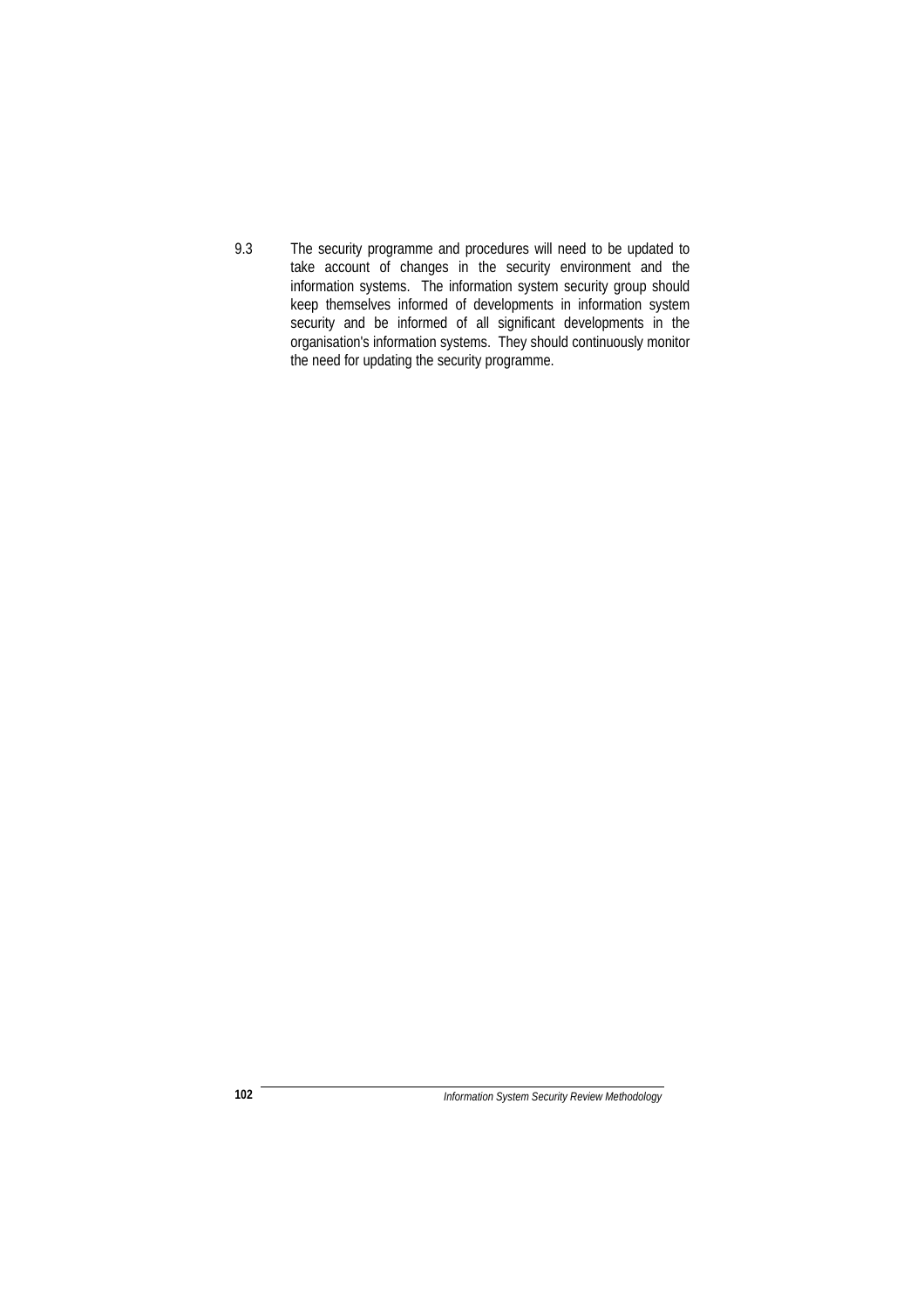9.3 The security programme and procedures will need to be updated to take account of changes in the security environment and the information systems. The information system security group should keep themselves informed of developments in information system security and be informed of all significant developments in the organisation's information systems. They should continuously monitor the need for updating the security programme.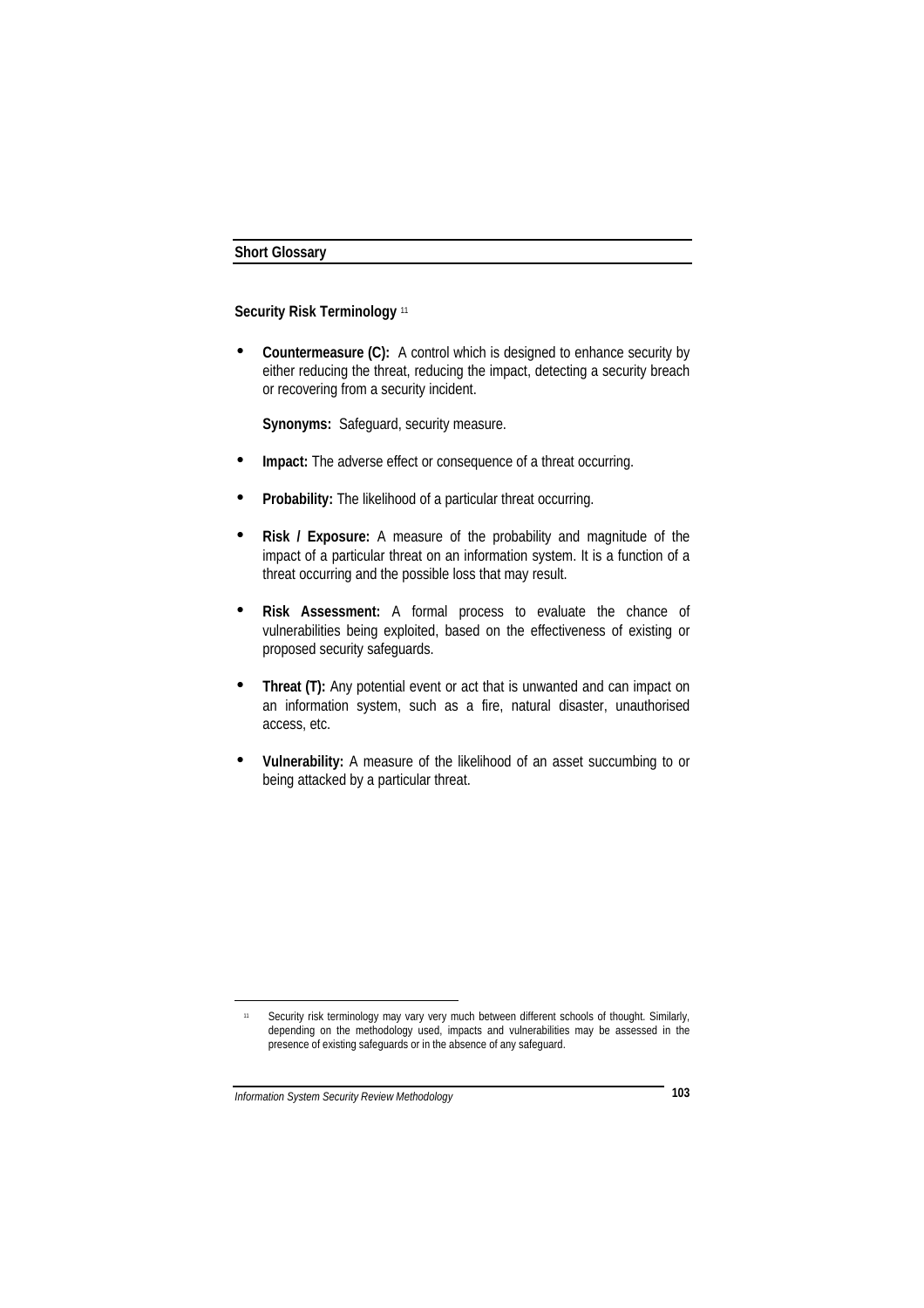## Short Glossary

### Security Risk Terminology [11]

- **Countermeasure (C):** A control which is designed to enhance security by either reducing the threat, reducing the impact, detecting a security breach or recovering from a security incident.

  **Synonyms:** Safeguard, security measure.

- **Impact:** The adverse effect or consequence of a threat occurring.

- **Probability:** The likelihood of a particular threat occurring.

- **Risk / Exposure:** A measure of the probability and magnitude of the impact of a particular threat on an information system. It is a function of a threat occurring and the possible loss that may result.

- **Risk Assessment:** A formal process to evaluate the chance of vulnerabilities being exploited, based on the effectiveness of existing or proposed security safeguards.

- **Threat (T):** Any potential event or act that is unwanted and can impact on an information system, such as a fire, natural disaster, unauthorised access, etc.

- **Vulnerability:** A measure of the likelihood of an asset succumbing to or being attacked by a particular threat.

---

[11] Security risk terminology may vary very much between different schools of thought. Similarly, depending on the methodology used, impacts and vulnerabilities may be assessed in the presence of existing safeguards or in the absence of any safeguard.